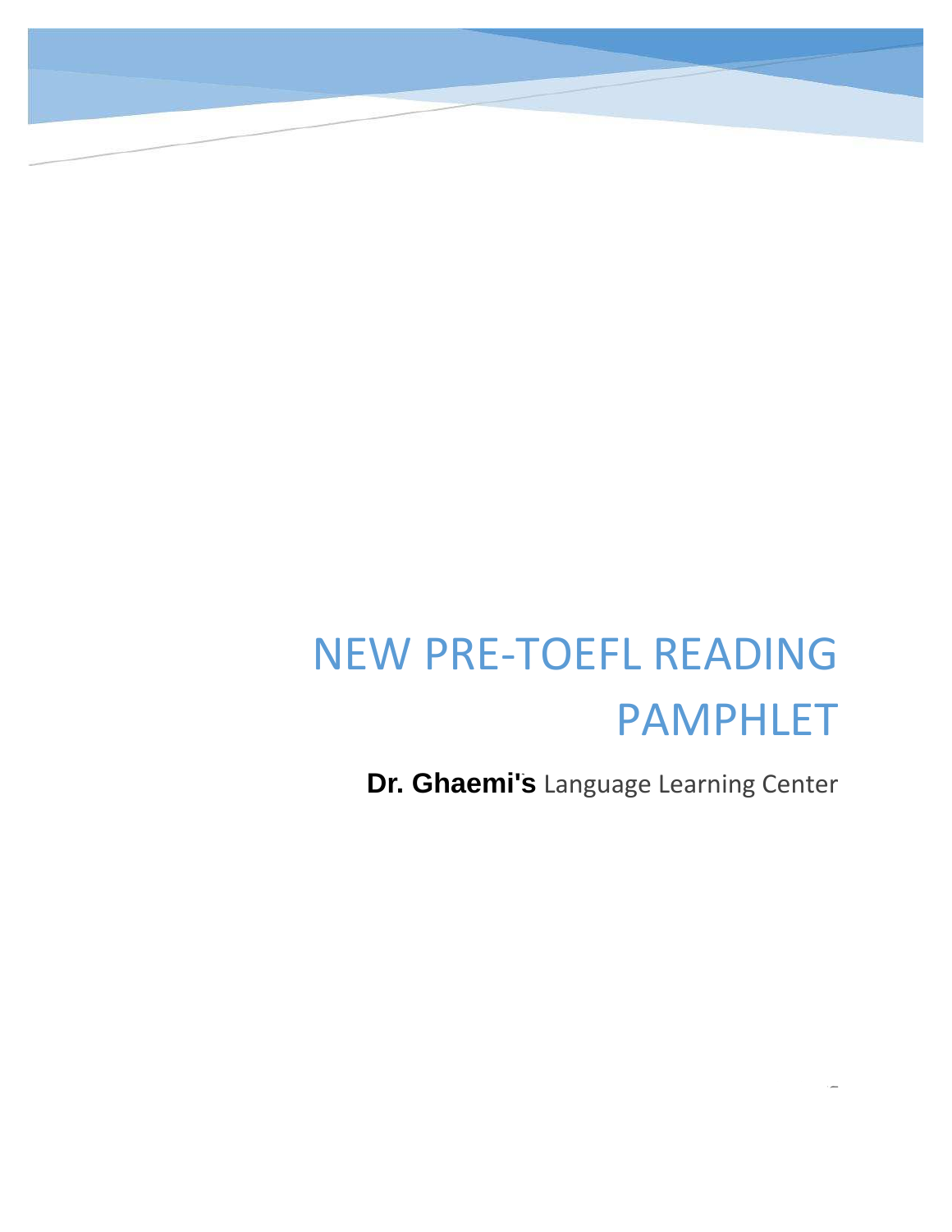# NEW PRE-TOEFL READING PAMPHLET

**Dr. Ghaemi's** Language Learning Center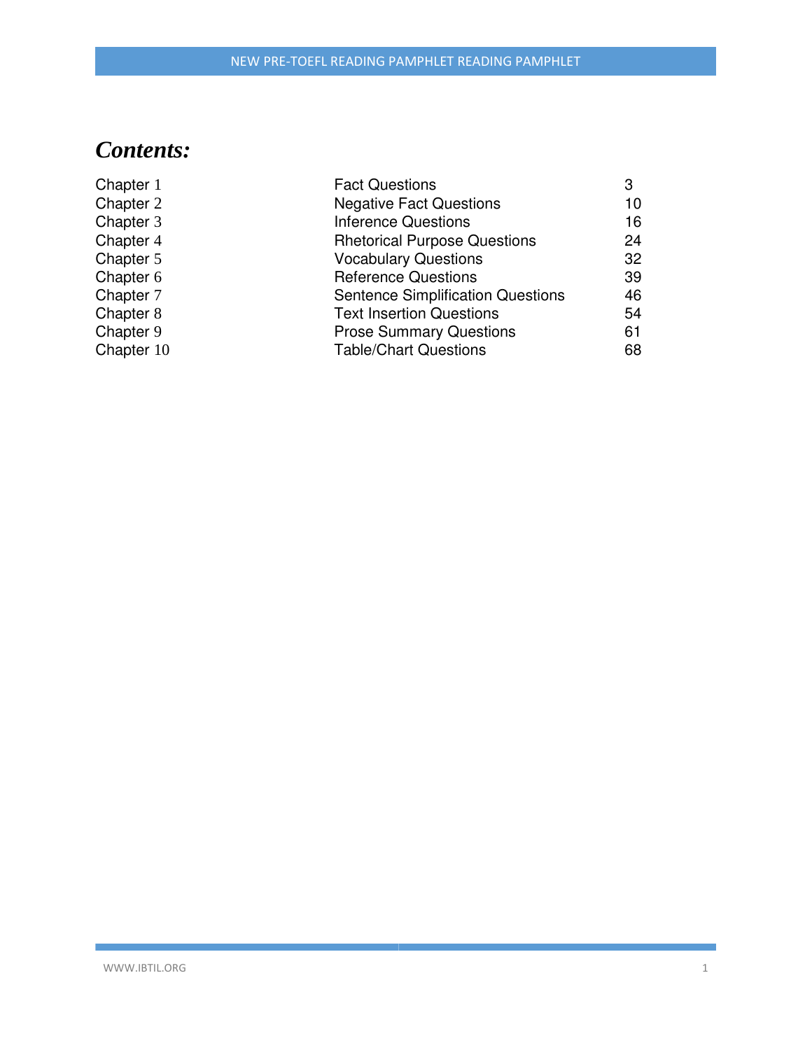## *Contents:*

| | | |
|---|---|---|
| Chapter 1 | Fact Questions | 3 |
| Chapter 2 | Negative Fact Questions | 10 |
| Chapter 3 | Inference Questions | 16 |
| Chapter 4 | Rhetorical Purpose Questions | 24 |
| Chapter 5 | Vocabulary Questions | 32 |
| Chapter 6 | Reference Questions | 39 |
| Chapter 7 | Sentence Simplification Questions | 46 |
| Chapter 8 | Text Insertion Questions | 54 |
| Chapter 9 | Prose Summary Questions | 61 |
| Chapter 10 | Table/Chart Questions | 68 |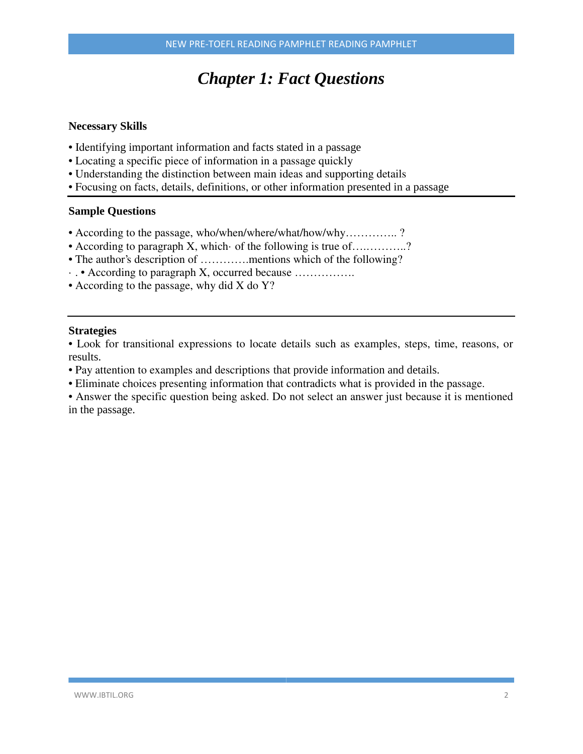# *Chapter 1: Fact Questions*

**Necessary Skills**

- Identifying important information and facts stated in a passage
- Locating a specific piece of information in a passage quickly
- Understanding the distinction between main ideas and supporting details
- Focusing on facts, details, definitions, or other information presented in a passage

**Sample Questions**

- According to the passage, who/when/where/what/how/why………….. ?
- According to paragraph X, which· of the following is true of….………..?
- The author's description of ………….mentions which of the following?
- · . • According to paragraph X, occurred because …………….
- According to the passage, why did X do Y?

**Strategies**

- Look for transitional expressions to locate details such as examples, steps, time, reasons, or results.
- Pay attention to examples and descriptions that provide information and details.
- Eliminate choices presenting information that contradicts what is provided in the passage.
- Answer the specific question being asked. Do not select an answer just because it is mentioned in the passage.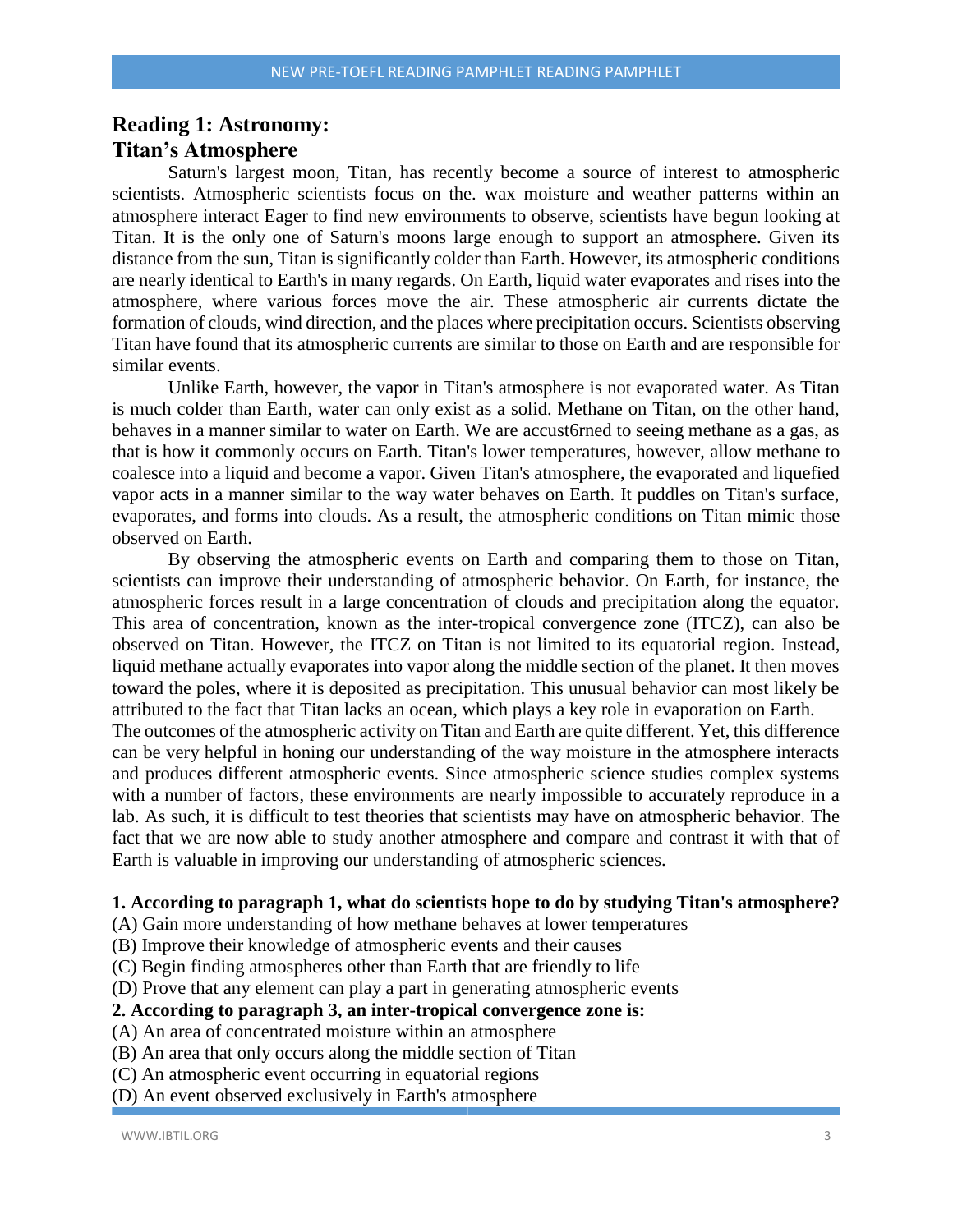## Reading 1: Astronomy: Titan's Atmosphere

Saturn's largest moon, Titan, has recently become a source of interest to atmospheric scientists. Atmospheric scientists focus on the. wax moisture and weather patterns within an atmosphere interact Eager to find new environments to observe, scientists have begun looking at Titan. It is the only one of Saturn's moons large enough to support an atmosphere. Given its distance from the sun, Titan is significantly colder than Earth. However, its atmospheric conditions are nearly identical to Earth's in many regards. On Earth, liquid water evaporates and rises into the atmosphere, where various forces move the air. These atmospheric air currents dictate the formation of clouds, wind direction, and the places where precipitation occurs. Scientists observing Titan have found that its atmospheric currents are similar to those on Earth and are responsible for similar events.

Unlike Earth, however, the vapor in Titan's atmosphere is not evaporated water. As Titan is much colder than Earth, water can only exist as a solid. Methane on Titan, on the other hand, behaves in a manner similar to water on Earth. We are accust6rned to seeing methane as a gas, as that is how it commonly occurs on Earth. Titan's lower temperatures, however, allow methane to coalesce into a liquid and become a vapor. Given Titan's atmosphere, the evaporated and liquefied vapor acts in a manner similar to the way water behaves on Earth. It puddles on Titan's surface, evaporates, and forms into clouds. As a result, the atmospheric conditions on Titan mimic those observed on Earth.

By observing the atmospheric events on Earth and comparing them to those on Titan, scientists can improve their understanding of atmospheric behavior. On Earth, for instance, the atmospheric forces result in a large concentration of clouds and precipitation along the equator. This area of concentration, known as the inter-tropical convergence zone (ITCZ), can also be observed on Titan. However, the ITCZ on Titan is not limited to its equatorial region. Instead, liquid methane actually evaporates into vapor along the middle section of the planet. It then moves toward the poles, where it is deposited as precipitation. This unusual behavior can most likely be attributed to the fact that Titan lacks an ocean, which plays a key role in evaporation on Earth.

The outcomes of the atmospheric activity on Titan and Earth are quite different. Yet, this difference can be very helpful in honing our understanding of the way moisture in the atmosphere interacts and produces different atmospheric events. Since atmospheric science studies complex systems with a number of factors, these environments are nearly impossible to accurately reproduce in a lab. As such, it is difficult to test theories that scientists may have on atmospheric behavior. The fact that we are now able to study another atmosphere and compare and contrast it with that of Earth is valuable in improving our understanding of atmospheric sciences.

**1. According to paragraph 1, what do scientists hope to do by studying Titan's atmosphere?**

(A) Gain more understanding of how methane behaves at lower temperatures
(B) Improve their knowledge of atmospheric events and their causes
(C) Begin finding atmospheres other than Earth that are friendly to life
(D) Prove that any element can play a part in generating atmospheric events

**2. According to paragraph 3, an inter-tropical convergence zone is:**

(A) An area of concentrated moisture within an atmosphere
(B) An area that only occurs along the middle section of Titan
(C) An atmospheric event occurring in equatorial regions
(D) An event observed exclusively in Earth's atmosphere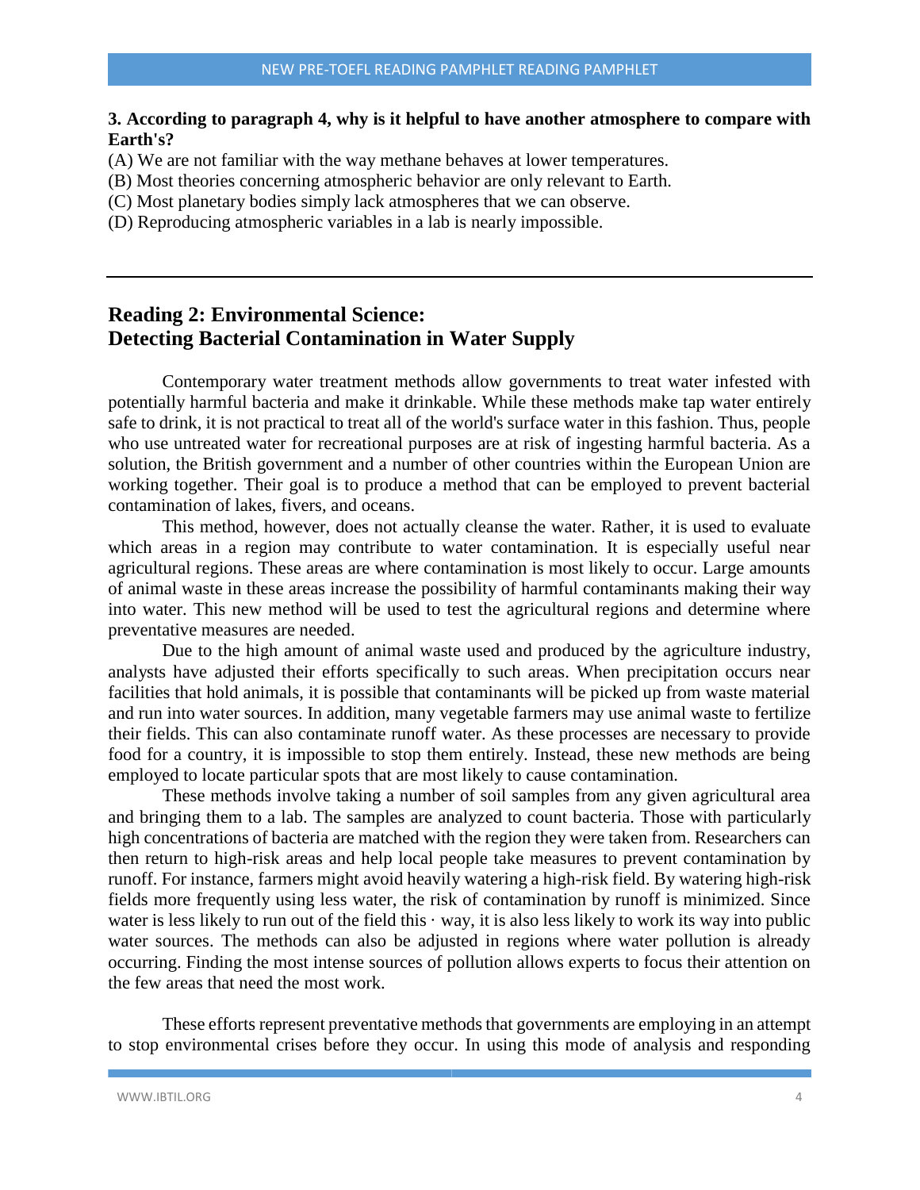**3. According to paragraph 4, why is it helpful to have another atmosphere to compare with Earth's?**

(A) We are not familiar with the way methane behaves at lower temperatures.
(B) Most theories concerning atmospheric behavior are only relevant to Earth.
(C) Most planetary bodies simply lack atmospheres that we can observe.
(D) Reproducing atmospheric variables in a lab is nearly impossible.

---

## Reading 2: Environmental Science: Detecting Bacterial Contamination in Water Supply

Contemporary water treatment methods allow governments to treat water infested with potentially harmful bacteria and make it drinkable. While these methods make tap water entirely safe to drink, it is not practical to treat all of the world's surface water in this fashion. Thus, people who use untreated water for recreational purposes are at risk of ingesting harmful bacteria. As a solution, the British government and a number of other countries within the European Union are working together. Their goal is to produce a method that can be employed to prevent bacterial contamination of lakes, fivers, and oceans.

This method, however, does not actually cleanse the water. Rather, it is used to evaluate which areas in a region may contribute to water contamination. It is especially useful near agricultural regions. These areas are where contamination is most likely to occur. Large amounts of animal waste in these areas increase the possibility of harmful contaminants making their way into water. This new method will be used to test the agricultural regions and determine where preventative measures are needed.

Due to the high amount of animal waste used and produced by the agriculture industry, analysts have adjusted their efforts specifically to such areas. When precipitation occurs near facilities that hold animals, it is possible that contaminants will be picked up from waste material and run into water sources. In addition, many vegetable farmers may use animal waste to fertilize their fields. This can also contaminate runoff water. As these processes are necessary to provide food for a country, it is impossible to stop them entirely. Instead, these new methods are being employed to locate particular spots that are most likely to cause contamination.

These methods involve taking a number of soil samples from any given agricultural area and bringing them to a lab. The samples are analyzed to count bacteria. Those with particularly high concentrations of bacteria are matched with the region they were taken from. Researchers can then return to high-risk areas and help local people take measures to prevent contamination by runoff. For instance, farmers might avoid heavily watering a high-risk field. By watering high-risk fields more frequently using less water, the risk of contamination by runoff is minimized. Since water is less likely to run out of the field this · way, it is also less likely to work its way into public water sources. The methods can also be adjusted in regions where water pollution is already occurring. Finding the most intense sources of pollution allows experts to focus their attention on the few areas that need the most work.

These efforts represent preventative methods that governments are employing in an attempt to stop environmental crises before they occur. In using this mode of analysis and responding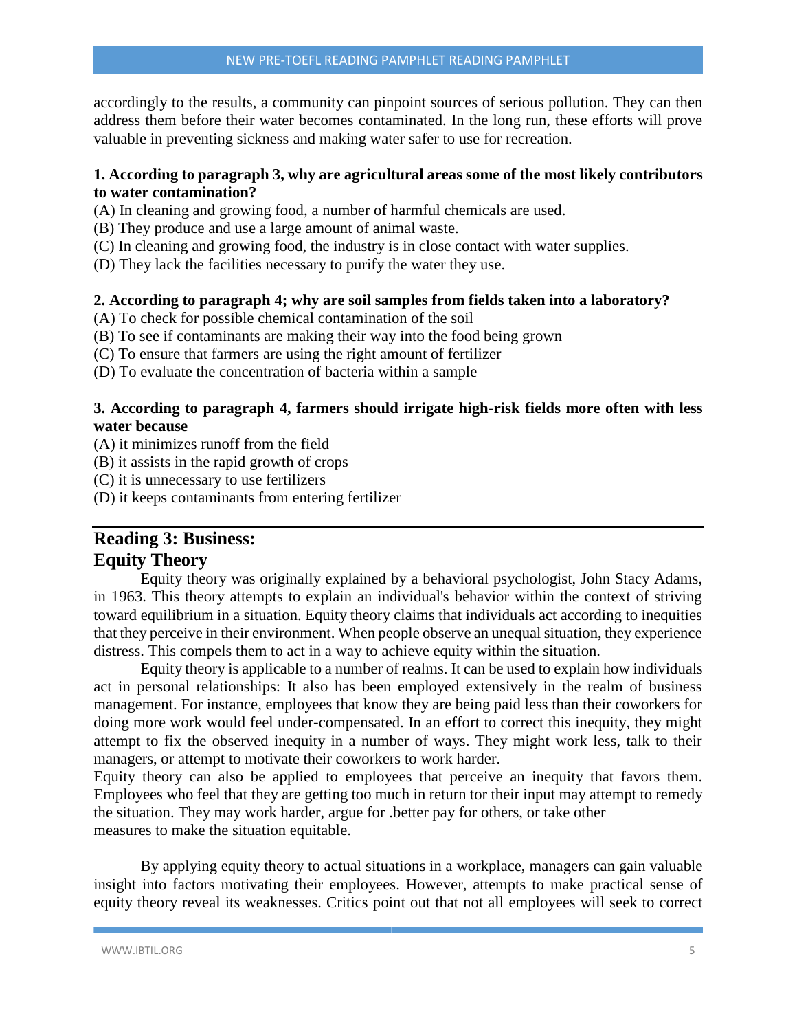accordingly to the results, a community can pinpoint sources of serious pollution. They can then address them before their water becomes contaminated. In the long run, these efforts will prove valuable in preventing sickness and making water safer to use for recreation.

**1. According to paragraph 3, why are agricultural areas some of the most likely contributors to water contamination?**

(A) In cleaning and growing food, a number of harmful chemicals are used.
(B) They produce and use a large amount of animal waste.
(C) In cleaning and growing food, the industry is in close contact with water supplies.
(D) They lack the facilities necessary to purify the water they use.

**2. According to paragraph 4; why are soil samples from fields taken into a laboratory?**

(A) To check for possible chemical contamination of the soil
(B) To see if contaminants are making their way into the food being grown
(C) To ensure that farmers are using the right amount of fertilizer
(D) To evaluate the concentration of bacteria within a sample

**3. According to paragraph 4, farmers should irrigate high-risk fields more often with less water because**

(A) it minimizes runoff from the field
(B) it assists in the rapid growth of crops
(C) it is unnecessary to use fertilizers
(D) it keeps contaminants from entering fertilizer

---

## Reading 3: Business:
## Equity Theory

Equity theory was originally explained by a behavioral psychologist, John Stacy Adams, in 1963. This theory attempts to explain an individual's behavior within the context of striving toward equilibrium in a situation. Equity theory claims that individuals act according to inequities that they perceive in their environment. When people observe an unequal situation, they experience distress. This compels them to act in a way to achieve equity within the situation.

Equity theory is applicable to a number of realms. It can be used to explain how individuals act in personal relationships: It also has been employed extensively in the realm of business management. For instance, employees that know they are being paid less than their coworkers for doing more work would feel under-compensated. In an effort to correct this inequity, they might attempt to fix the observed inequity in a number of ways. They might work less, talk to their managers, or attempt to motivate their coworkers to work harder.
Equity theory can also be applied to employees that perceive an inequity that favors them. Employees who feel that they are getting too much in return tor their input may attempt to remedy the situation. They may work harder, argue for .better pay for others, or take other measures to make the situation equitable.

By applying equity theory to actual situations in a workplace, managers can gain valuable insight into factors motivating their employees. However, attempts to make practical sense of equity theory reveal its weaknesses. Critics point out that not all employees will seek to correct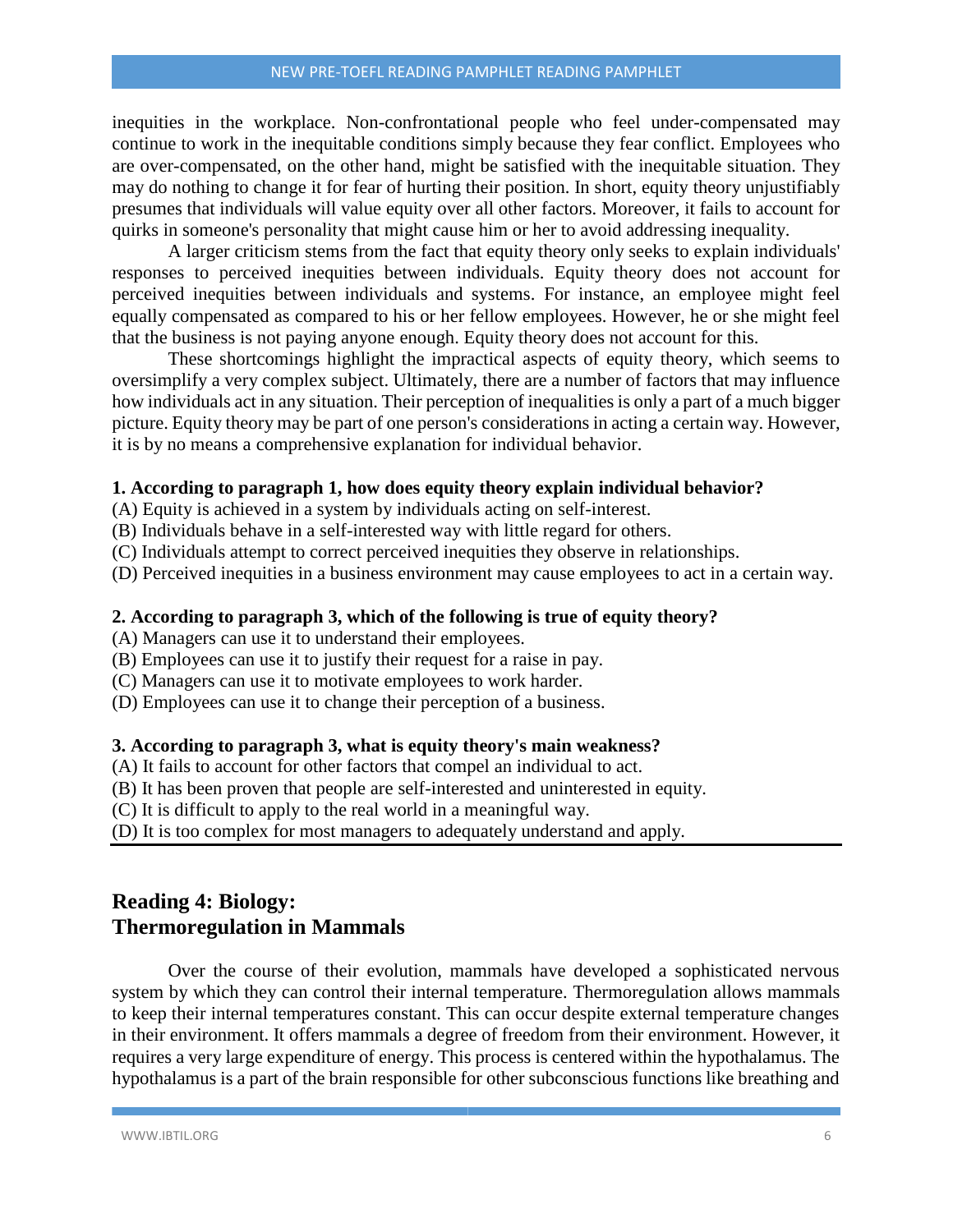inequities in the workplace. Non-confrontational people who feel under-compensated may continue to work in the inequitable conditions simply because they fear conflict. Employees who are over-compensated, on the other hand, might be satisfied with the inequitable situation. They may do nothing to change it for fear of hurting their position. In short, equity theory unjustifiably presumes that individuals will value equity over all other factors. Moreover, it fails to account for quirks in someone's personality that might cause him or her to avoid addressing inequality.

A larger criticism stems from the fact that equity theory only seeks to explain individuals' responses to perceived inequities between individuals. Equity theory does not account for perceived inequities between individuals and systems. For instance, an employee might feel equally compensated as compared to his or her fellow employees. However, he or she might feel that the business is not paying anyone enough. Equity theory does not account for this.

These shortcomings highlight the impractical aspects of equity theory, which seems to oversimplify a very complex subject. Ultimately, there are a number of factors that may influence how individuals act in any situation. Their perception of inequalities is only a part of a much bigger picture. Equity theory may be part of one person's considerations in acting a certain way. However, it is by no means a comprehensive explanation for individual behavior.

**1. According to paragraph 1, how does equity theory explain individual behavior?**

(A) Equity is achieved in a system by individuals acting on self-interest.
(B) Individuals behave in a self-interested way with little regard for others.
(C) Individuals attempt to correct perceived inequities they observe in relationships.
(D) Perceived inequities in a business environment may cause employees to act in a certain way.

**2. According to paragraph 3, which of the following is true of equity theory?**

(A) Managers can use it to understand their employees.
(B) Employees can use it to justify their request for a raise in pay.
(C) Managers can use it to motivate employees to work harder.
(D) Employees can use it to change their perception of a business.

**3. According to paragraph 3, what is equity theory's main weakness?**

(A) It fails to account for other factors that compel an individual to act.
(B) It has been proven that people are self-interested and uninterested in equity.
(C) It is difficult to apply to the real world in a meaningful way.
(D) It is too complex for most managers to adequately understand and apply.

## Reading 4: Biology: Thermoregulation in Mammals

Over the course of their evolution, mammals have developed a sophisticated nervous system by which they can control their internal temperature. Thermoregulation allows mammals to keep their internal temperatures constant. This can occur despite external temperature changes in their environment. It offers mammals a degree of freedom from their environment. However, it requires a very large expenditure of energy. This process is centered within the hypothalamus. The hypothalamus is a part of the brain responsible for other subconscious functions like breathing and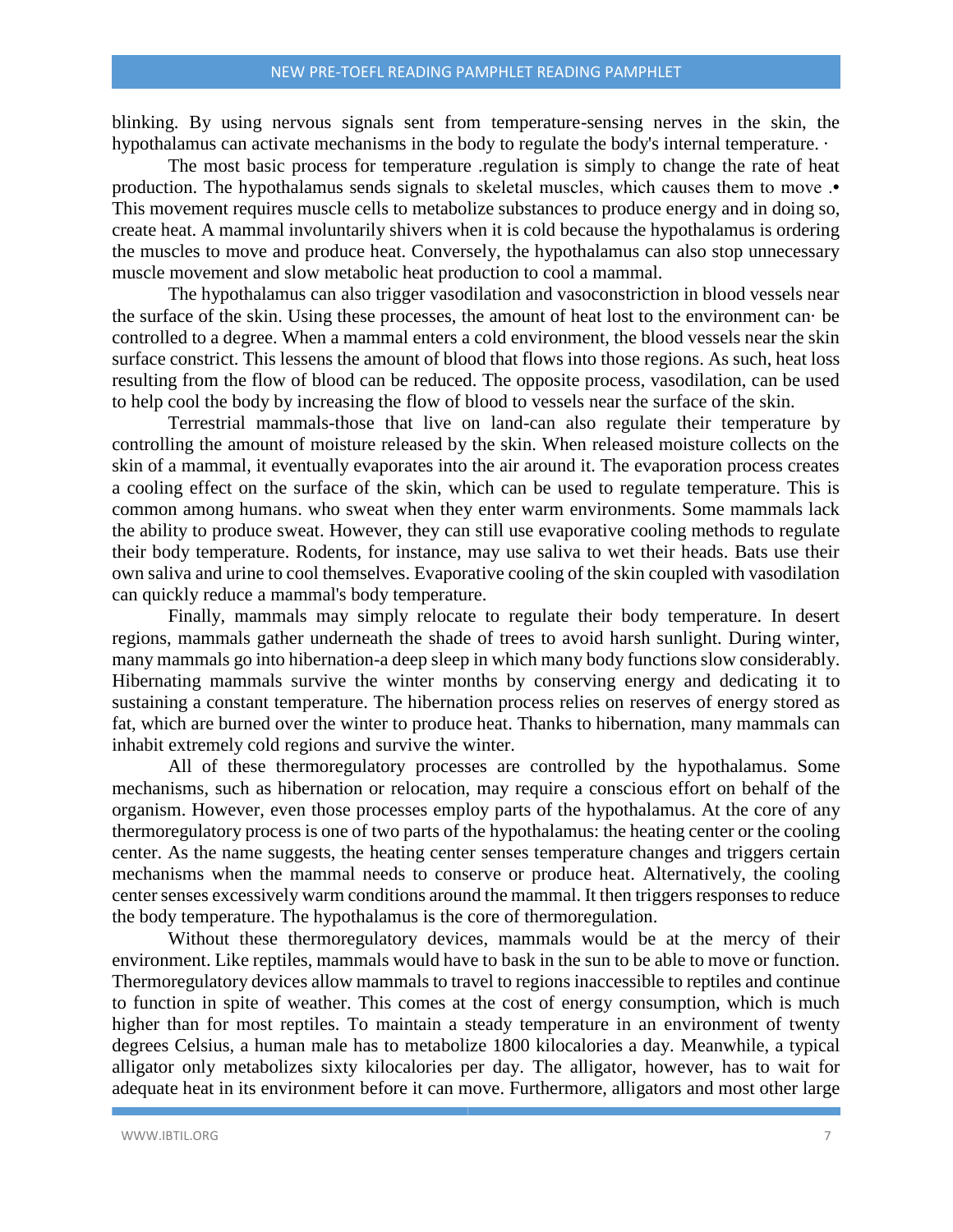blinking. By using nervous signals sent from temperature-sensing nerves in the skin, the hypothalamus can activate mechanisms in the body to regulate the body's internal temperature. ·

The most basic process for temperature .regulation is simply to change the rate of heat production. The hypothalamus sends signals to skeletal muscles, which causes them to move .• This movement requires muscle cells to metabolize substances to produce energy and in doing so, create heat. A mammal involuntarily shivers when it is cold because the hypothalamus is ordering the muscles to move and produce heat. Conversely, the hypothalamus can also stop unnecessary muscle movement and slow metabolic heat production to cool a mammal.

The hypothalamus can also trigger vasodilation and vasoconstriction in blood vessels near the surface of the skin. Using these processes, the amount of heat lost to the environment can· be controlled to a degree. When a mammal enters a cold environment, the blood vessels near the skin surface constrict. This lessens the amount of blood that flows into those regions. As such, heat loss resulting from the flow of blood can be reduced. The opposite process, vasodilation, can be used to help cool the body by increasing the flow of blood to vessels near the surface of the skin.

Terrestrial mammals-those that live on land-can also regulate their temperature by controlling the amount of moisture released by the skin. When released moisture collects on the skin of a mammal, it eventually evaporates into the air around it. The evaporation process creates a cooling effect on the surface of the skin, which can be used to regulate temperature. This is common among humans. who sweat when they enter warm environments. Some mammals lack the ability to produce sweat. However, they can still use evaporative cooling methods to regulate their body temperature. Rodents, for instance, may use saliva to wet their heads. Bats use their own saliva and urine to cool themselves. Evaporative cooling of the skin coupled with vasodilation can quickly reduce a mammal's body temperature.

Finally, mammals may simply relocate to regulate their body temperature. In desert regions, mammals gather underneath the shade of trees to avoid harsh sunlight. During winter, many mammals go into hibernation-a deep sleep in which many body functions slow considerably. Hibernating mammals survive the winter months by conserving energy and dedicating it to sustaining a constant temperature. The hibernation process relies on reserves of energy stored as fat, which are burned over the winter to produce heat. Thanks to hibernation, many mammals can inhabit extremely cold regions and survive the winter.

All of these thermoregulatory processes are controlled by the hypothalamus. Some mechanisms, such as hibernation or relocation, may require a conscious effort on behalf of the organism. However, even those processes employ parts of the hypothalamus. At the core of any thermoregulatory process is one of two parts of the hypothalamus: the heating center or the cooling center. As the name suggests, the heating center senses temperature changes and triggers certain mechanisms when the mammal needs to conserve or produce heat. Alternatively, the cooling center senses excessively warm conditions around the mammal. It then triggers responses to reduce the body temperature. The hypothalamus is the core of thermoregulation.

Without these thermoregulatory devices, mammals would be at the mercy of their environment. Like reptiles, mammals would have to bask in the sun to be able to move or function. Thermoregulatory devices allow mammals to travel to regions inaccessible to reptiles and continue to function in spite of weather. This comes at the cost of energy consumption, which is much higher than for most reptiles. To maintain a steady temperature in an environment of twenty degrees Celsius, a human male has to metabolize 1800 kilocalories a day. Meanwhile, a typical alligator only metabolizes sixty kilocalories per day. The alligator, however, has to wait for adequate heat in its environment before it can move. Furthermore, alligators and most other large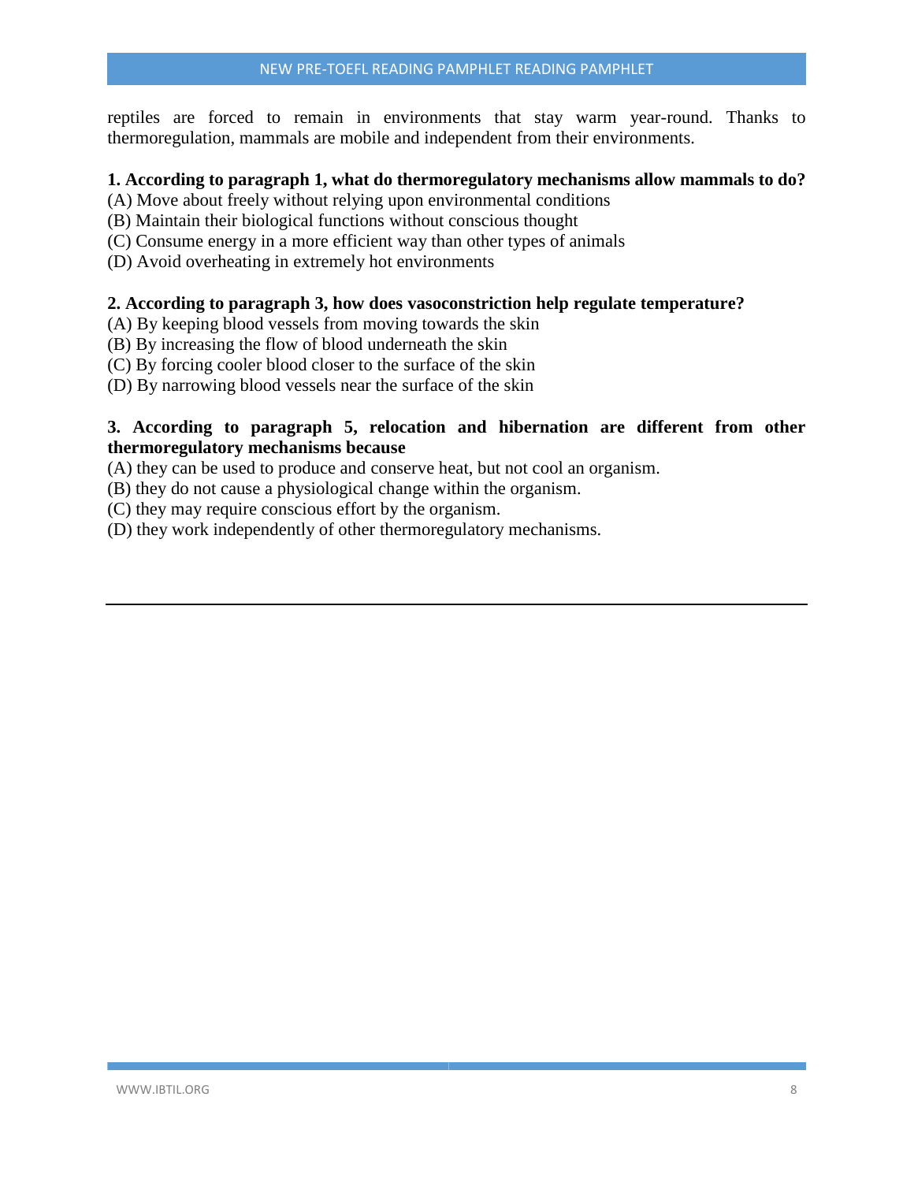reptiles are forced to remain in environments that stay warm year-round. Thanks to thermoregulation, mammals are mobile and independent from their environments.

**1. According to paragraph 1, what do thermoregulatory mechanisms allow mammals to do?**

(A) Move about freely without relying upon environmental conditions
(B) Maintain their biological functions without conscious thought
(C) Consume energy in a more efficient way than other types of animals
(D) Avoid overheating in extremely hot environments

**2. According to paragraph 3, how does vasoconstriction help regulate temperature?**

(A) By keeping blood vessels from moving towards the skin
(B) By increasing the flow of blood underneath the skin
(C) By forcing cooler blood closer to the surface of the skin
(D) By narrowing blood vessels near the surface of the skin

**3. According to paragraph 5, relocation and hibernation are different from other thermoregulatory mechanisms because**

(A) they can be used to produce and conserve heat, but not cool an organism.
(B) they do not cause a physiological change within the organism.
(C) they may require conscious effort by the organism.
(D) they work independently of other thermoregulatory mechanisms.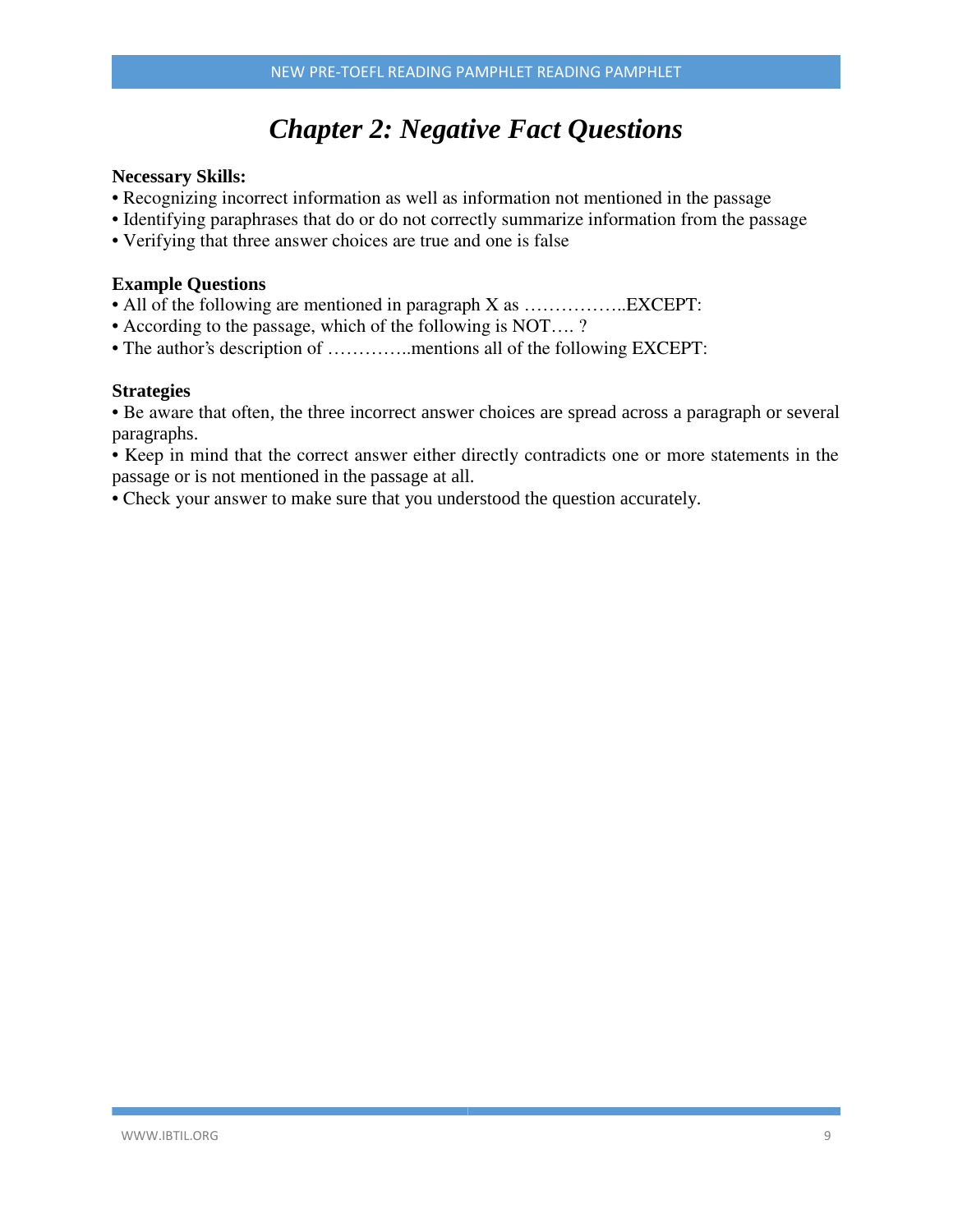# *Chapter 2: Negative Fact Questions*

**Necessary Skills:**

- Recognizing incorrect information as well as information not mentioned in the passage
- Identifying paraphrases that do or do not correctly summarize information from the passage
- Verifying that three answer choices are true and one is false

**Example Questions**

- All of the following are mentioned in paragraph X as ……………..EXCEPT:
- According to the passage, which of the following is NOT…. ?
- The author's description of …………..mentions all of the following EXCEPT:

**Strategies**

- Be aware that often, the three incorrect answer choices are spread across a paragraph or several paragraphs.
- Keep in mind that the correct answer either directly contradicts one or more statements in the passage or is not mentioned in the passage at all.
- Check your answer to make sure that you understood the question accurately.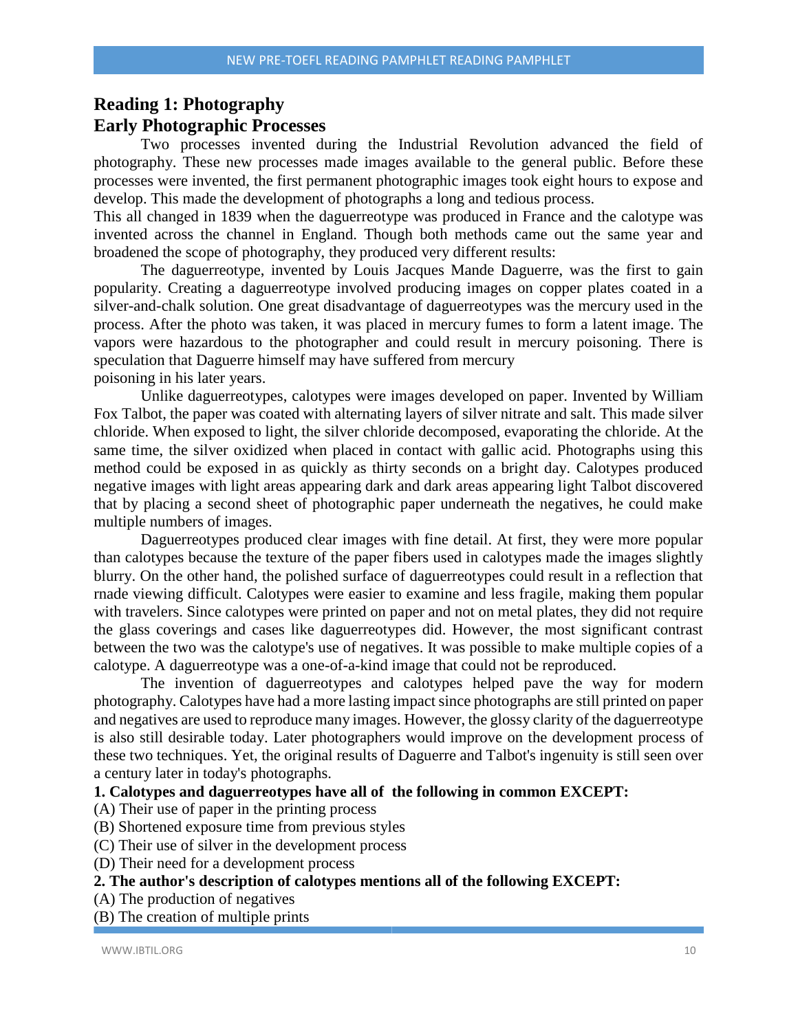## Reading 1: Photography

## Early Photographic Processes

Two processes invented during the Industrial Revolution advanced the field of photography. These new processes made images available to the general public. Before these processes were invented, the first permanent photographic images took eight hours to expose and develop. This made the development of photographs a long and tedious process.

This all changed in 1839 when the daguerreotype was produced in France and the calotype was invented across the channel in England. Though both methods came out the same year and broadened the scope of photography, they produced very different results:

The daguerreotype, invented by Louis Jacques Mande Daguerre, was the first to gain popularity. Creating a daguerreotype involved producing images on copper plates coated in a silver-and-chalk solution. One great disadvantage of daguerreotypes was the mercury used in the process. After the photo was taken, it was placed in mercury fumes to form a latent image. The vapors were hazardous to the photographer and could result in mercury poisoning. There is speculation that Daguerre himself may have suffered from mercury poisoning in his later years.

Unlike daguerreotypes, calotypes were images developed on paper. Invented by William Fox Talbot, the paper was coated with alternating layers of silver nitrate and salt. This made silver chloride. When exposed to light, the silver chloride decomposed, evaporating the chloride. At the same time, the silver oxidized when placed in contact with gallic acid. Photographs using this method could be exposed in as quickly as thirty seconds on a bright day. Calotypes produced negative images with light areas appearing dark and dark areas appearing light Talbot discovered that by placing a second sheet of photographic paper underneath the negatives, he could make multiple numbers of images.

Daguerreotypes produced clear images with fine detail. At first, they were more popular than calotypes because the texture of the paper fibers used in calotypes made the images slightly blurry. On the other hand, the polished surface of daguerreotypes could result in a reflection that rnade viewing difficult. Calotypes were easier to examine and less fragile, making them popular with travelers. Since calotypes were printed on paper and not on metal plates, they did not require the glass coverings and cases like daguerreotypes did. However, the most significant contrast between the two was the calotype's use of negatives. It was possible to make multiple copies of a calotype. A daguerreotype was a one-of-a-kind image that could not be reproduced.

The invention of daguerreotypes and calotypes helped pave the way for modern photography. Calotypes have had a more lasting impact since photographs are still printed on paper and negatives are used to reproduce many images. However, the glossy clarity of the daguerreotype is also still desirable today. Later photographers would improve on the development process of these two techniques. Yet, the original results of Daguerre and Talbot's ingenuity is still seen over a century later in today's photographs.

**1. Calotypes and daguerreotypes have all of the following in common EXCEPT:**

(A) Their use of paper in the printing process
(B) Shortened exposure time from previous styles
(C) Their use of silver in the development process
(D) Their need for a development process

**2. The author's description of calotypes mentions all of the following EXCEPT:**

(A) The production of negatives
(B) The creation of multiple prints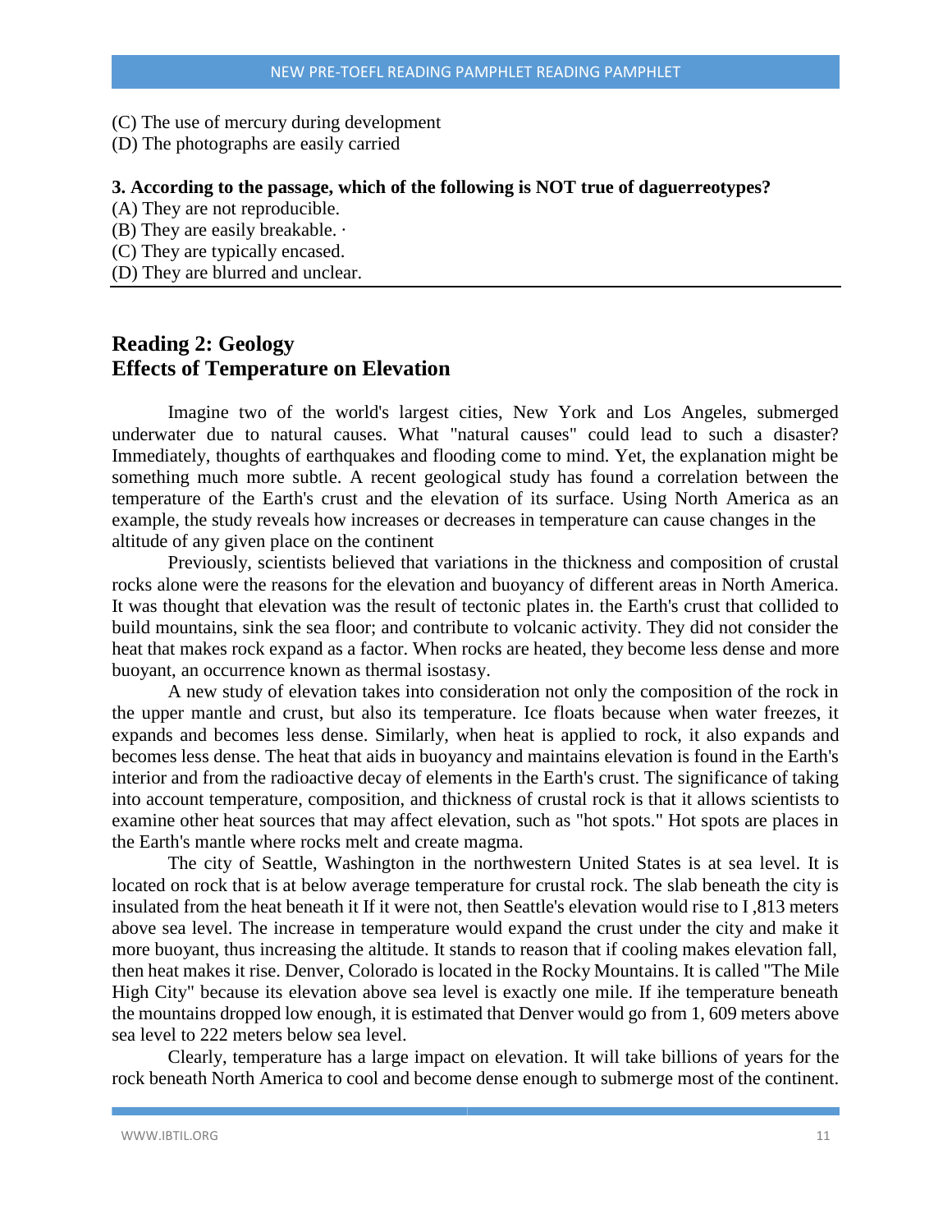(C) The use of mercury during development
(D) The photographs are easily carried

**3. According to the passage, which of the following is NOT true of daguerreotypes?**

(A) They are not reproducible.
(B) They are easily breakable. ·
(C) They are typically encased.
(D) They are blurred and unclear.

## Reading 2: Geology
## Effects of Temperature on Elevation

Imagine two of the world's largest cities, New York and Los Angeles, submerged underwater due to natural causes. What "natural causes" could lead to such a disaster? Immediately, thoughts of earthquakes and flooding come to mind. Yet, the explanation might be something much more subtle. A recent geological study has found a correlation between the temperature of the Earth's crust and the elevation of its surface. Using North America as an example, the study reveals how increases or decreases in temperature can cause changes in the altitude of any given place on the continent

Previously, scientists believed that variations in the thickness and composition of crustal rocks alone were the reasons for the elevation and buoyancy of different areas in North America. It was thought that elevation was the result of tectonic plates in. the Earth's crust that collided to build mountains, sink the sea floor; and contribute to volcanic activity. They did not consider the heat that makes rock expand as a factor. When rocks are heated, they become less dense and more buoyant, an occurrence known as thermal isostasy.

A new study of elevation takes into consideration not only the composition of the rock in the upper mantle and crust, but also its temperature. Ice floats because when water freezes, it expands and becomes less dense. Similarly, when heat is applied to rock, it also expands and becomes less dense. The heat that aids in buoyancy and maintains elevation is found in the Earth's interior and from the radioactive decay of elements in the Earth's crust. The significance of taking into account temperature, composition, and thickness of crustal rock is that it allows scientists to examine other heat sources that may affect elevation, such as "hot spots." Hot spots are places in the Earth's mantle where rocks melt and create magma.

The city of Seattle, Washington in the northwestern United States is at sea level. It is located on rock that is at below average temperature for crustal rock. The slab beneath the city is insulated from the heat beneath it If it were not, then Seattle's elevation would rise to I ,813 meters above sea level. The increase in temperature would expand the crust under the city and make it more buoyant, thus increasing the altitude. It stands to reason that if cooling makes elevation fall, then heat makes it rise. Denver, Colorado is located in the Rocky Mountains. It is called "The Mile High City" because its elevation above sea level is exactly one mile. If ihe temperature beneath the mountains dropped low enough, it is estimated that Denver would go from 1, 609 meters above sea level to 222 meters below sea level.

Clearly, temperature has a large impact on elevation. It will take billions of years for the rock beneath North America to cool and become dense enough to submerge most of the continent.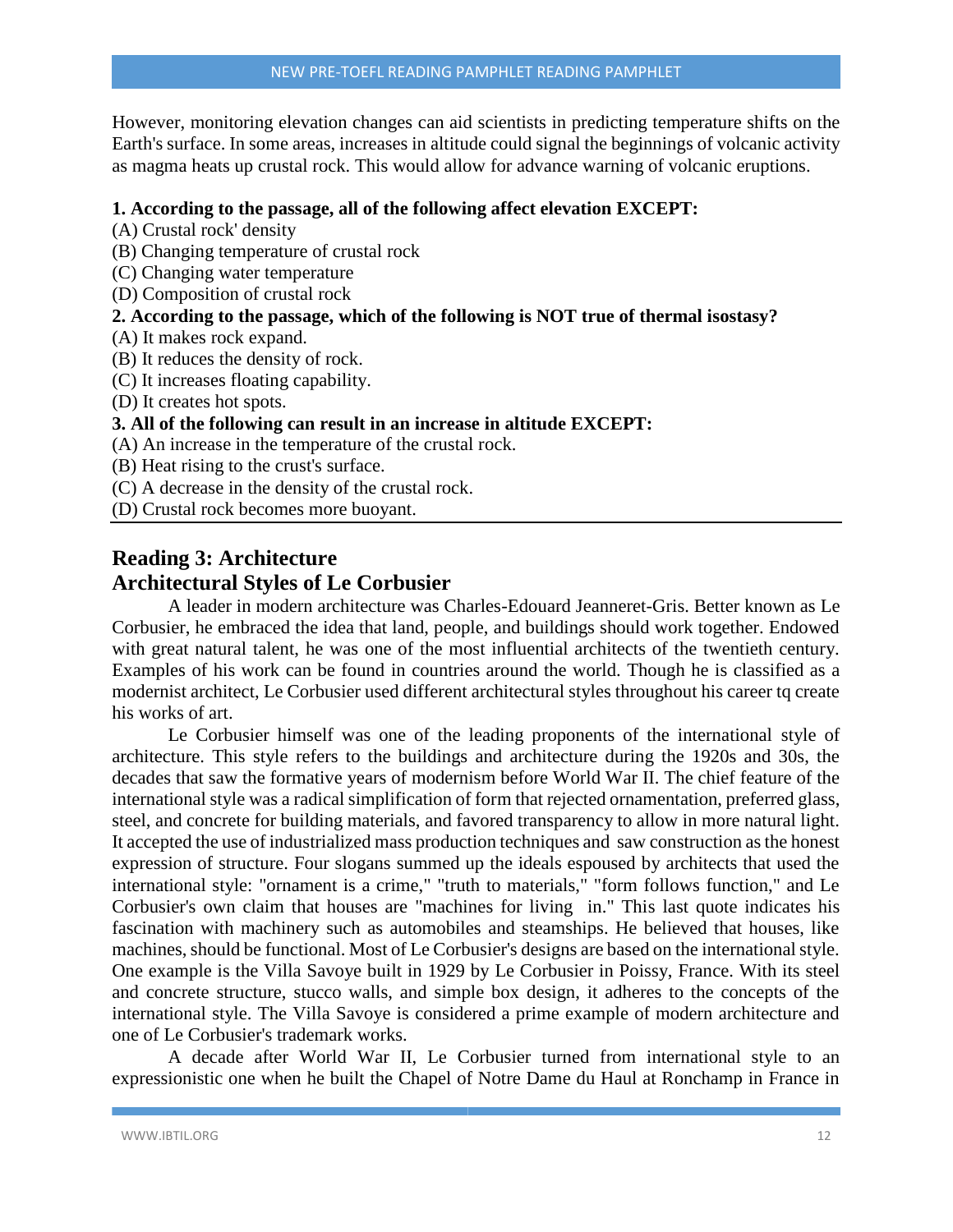However, monitoring elevation changes can aid scientists in predicting temperature shifts on the Earth's surface. In some areas, increases in altitude could signal the beginnings of volcanic activity as magma heats up crustal rock. This would allow for advance warning of volcanic eruptions.

**1. According to the passage, all of the following affect elevation EXCEPT:**

(A) Crustal rock' density
(B) Changing temperature of crustal rock
(C) Changing water temperature
(D) Composition of crustal rock

**2. According to the passage, which of the following is NOT true of thermal isostasy?**

(A) It makes rock expand.
(B) It reduces the density of rock.
(C) It increases floating capability.
(D) It creates hot spots.

**3. All of the following can result in an increase in altitude EXCEPT:**

(A) An increase in the temperature of the crustal rock.
(B) Heat rising to the crust's surface.
(C) A decrease in the density of the crustal rock.
(D) Crustal rock becomes more buoyant.

---

## Reading 3: Architecture

## Architectural Styles of Le Corbusier

A leader in modern architecture was Charles-Edouard Jeanneret-Gris. Better known as Le Corbusier, he embraced the idea that land, people, and buildings should work together. Endowed with great natural talent, he was one of the most influential architects of the twentieth century. Examples of his work can be found in countries around the world. Though he is classified as a modernist architect, Le Corbusier used different architectural styles throughout his career tq create his works of art.

Le Corbusier himself was one of the leading proponents of the international style of architecture. This style refers to the buildings and architecture during the 1920s and 30s, the decades that saw the formative years of modernism before World War II. The chief feature of the international style was a radical simplification of form that rejected ornamentation, preferred glass, steel, and concrete for building materials, and favored transparency to allow in more natural light. It accepted the use of industrialized mass production techniques and saw construction as the honest expression of structure. Four slogans summed up the ideals espoused by architects that used the international style: "ornament is a crime," "truth to materials," "form follows function," and Le Corbusier's own claim that houses are "machines for living in." This last quote indicates his fascination with machinery such as automobiles and steamships. He believed that houses, like machines, should be functional. Most of Le Corbusier's designs are based on the international style. One example is the Villa Savoye built in 1929 by Le Corbusier in Poissy, France. With its steel and concrete structure, stucco walls, and simple box design, it adheres to the concepts of the international style. The Villa Savoye is considered a prime example of modern architecture and one of Le Corbusier's trademark works.

A decade after World War II, Le Corbusier turned from international style to an expressionistic one when he built the Chapel of Notre Dame du Haul at Ronchamp in France in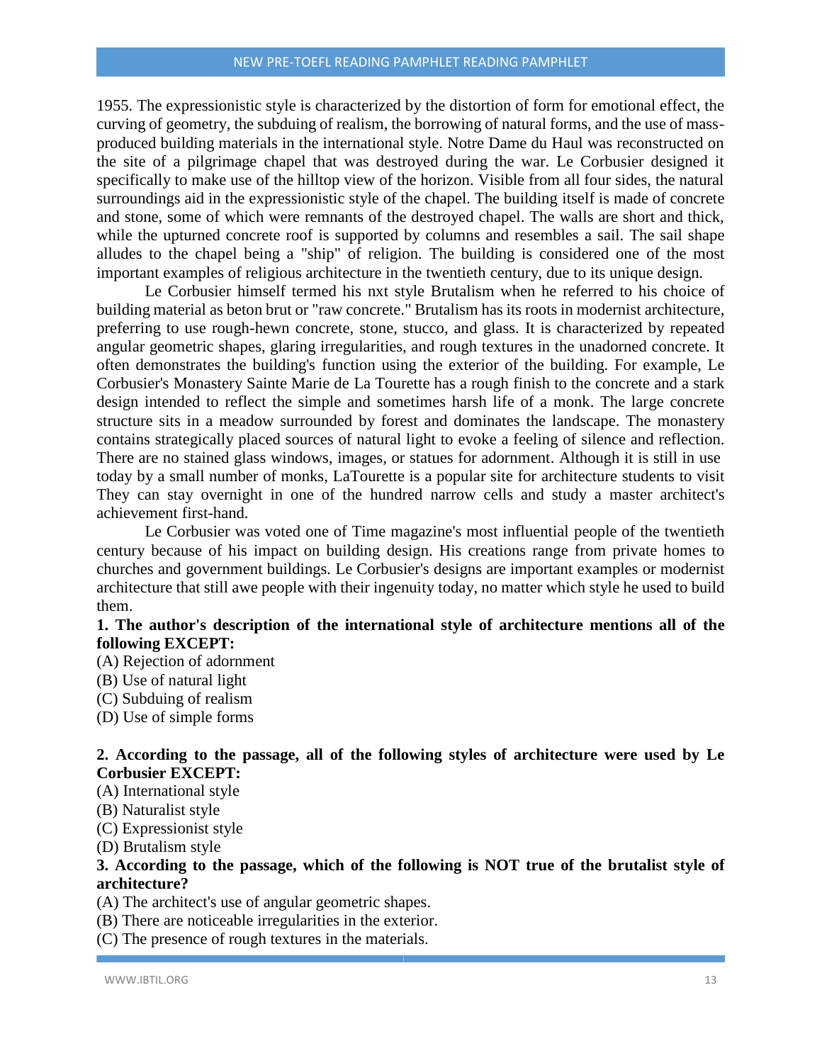1955. The expressionistic style is characterized by the distortion of form for emotional effect, the curving of geometry, the subduing of realism, the borrowing of natural forms, and the use of mass-produced building materials in the international style. Notre Dame du Haul was reconstructed on the site of a pilgrimage chapel that was destroyed during the war. Le Corbusier designed it specifically to make use of the hilltop view of the horizon. Visible from all four sides, the natural surroundings aid in the expressionistic style of the chapel. The building itself is made of concrete and stone, some of which were remnants of the destroyed chapel. The walls are short and thick, while the upturned concrete roof is supported by columns and resembles a sail. The sail shape alludes to the chapel being a "ship" of religion. The building is considered one of the most important examples of religious architecture in the twentieth century, due to its unique design.

Le Corbusier himself termed his nxt style Brutalism when he referred to his choice of building material as beton brut or "raw concrete." Brutalism has its roots in modernist architecture, preferring to use rough-hewn concrete, stone, stucco, and glass. It is characterized by repeated angular geometric shapes, glaring irregularities, and rough textures in the unadorned concrete. It often demonstrates the building's function using the exterior of the building. For example, Le Corbusier's Monastery Sainte Marie de La Tourette has a rough finish to the concrete and a stark design intended to reflect the simple and sometimes harsh life of a monk. The large concrete structure sits in a meadow surrounded by forest and dominates the landscape. The monastery contains strategically placed sources of natural light to evoke a feeling of silence and reflection. There are no stained glass windows, images, or statues for adornment. Although it is still in use today by a small number of monks, LaTourette is a popular site for architecture students to visit They can stay overnight in one of the hundred narrow cells and study a master architect's achievement first-hand.

Le Corbusier was voted one of Time magazine's most influential people of the twentieth century because of his impact on building design. His creations range from private homes to churches and government buildings. Le Corbusier's designs are important examples or modernist architecture that still awe people with their ingenuity today, no matter which style he used to build them.

**1. The author's description of the international style of architecture mentions all of the following EXCEPT:**

(A) Rejection of adornment  
(B) Use of natural light  
(C) Subduing of realism  
(D) Use of simple forms

**2. According to the passage, all of the following styles of architecture were used by Le Corbusier EXCEPT:**

(A) International style  
(B) Naturalist style  
(C) Expressionist style  
(D) Brutalism style

**3. According to the passage, which of the following is NOT true of the brutalist style of architecture?**

(A) The architect's use of angular geometric shapes.  
(B) There are noticeable irregularities in the exterior.  
(C) The presence of rough textures in the materials.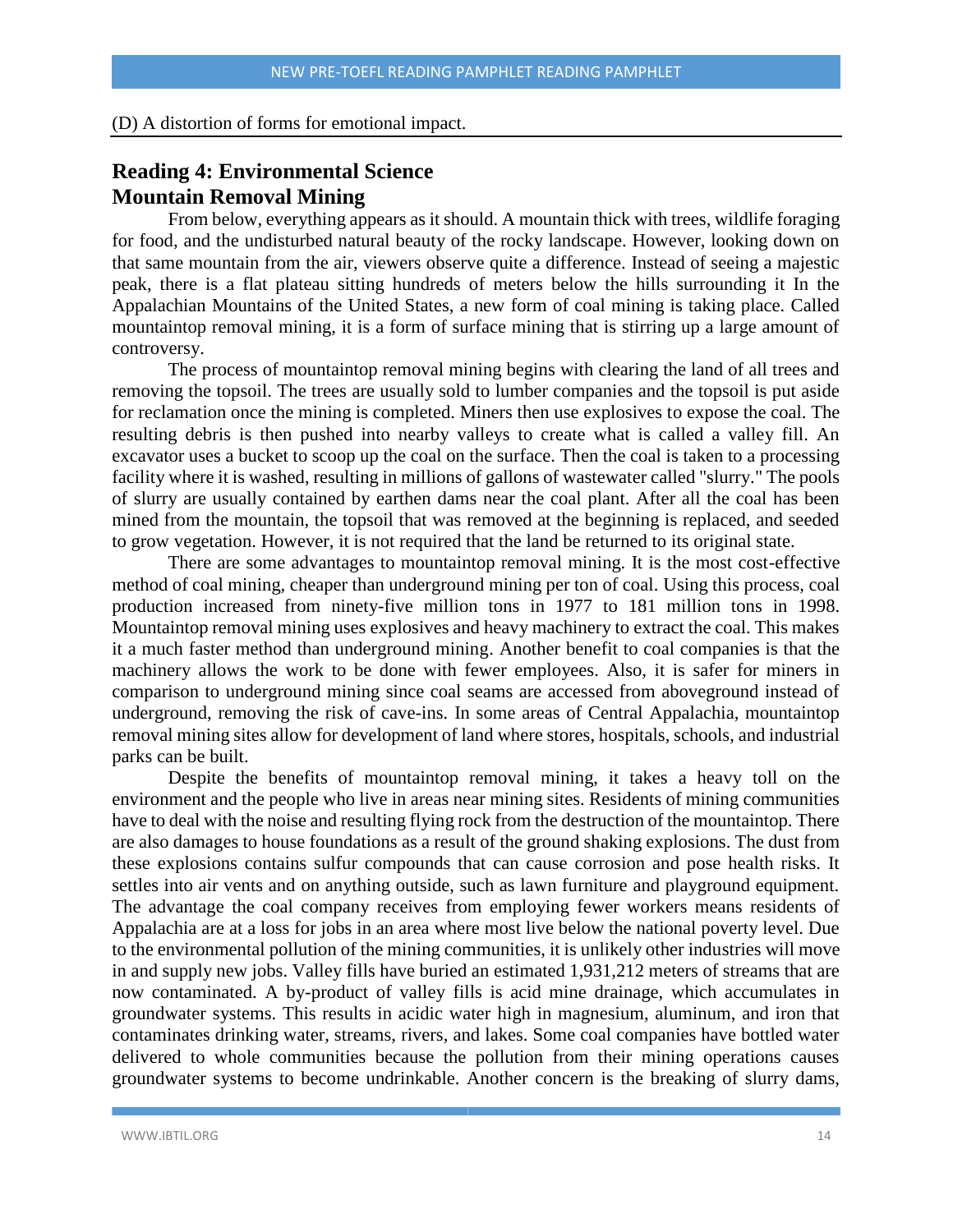(D) A distortion of forms for emotional impact.

## Reading 4: Environmental Science
## Mountain Removal Mining

From below, everything appears as it should. A mountain thick with trees, wildlife foraging for food, and the undisturbed natural beauty of the rocky landscape. However, looking down on that same mountain from the air, viewers observe quite a difference. Instead of seeing a majestic peak, there is a flat plateau sitting hundreds of meters below the hills surrounding it In the Appalachian Mountains of the United States, a new form of coal mining is taking place. Called mountaintop removal mining, it is a form of surface mining that is stirring up a large amount of controversy.

The process of mountaintop removal mining begins with clearing the land of all trees and removing the topsoil. The trees are usually sold to lumber companies and the topsoil is put aside for reclamation once the mining is completed. Miners then use explosives to expose the coal. The resulting debris is then pushed into nearby valleys to create what is called a valley fill. An excavator uses a bucket to scoop up the coal on the surface. Then the coal is taken to a processing facility where it is washed, resulting in millions of gallons of wastewater called "slurry." The pools of slurry are usually contained by earthen dams near the coal plant. After all the coal has been mined from the mountain, the topsoil that was removed at the beginning is replaced, and seeded to grow vegetation. However, it is not required that the land be returned to its original state.

There are some advantages to mountaintop removal mining. It is the most cost-effective method of coal mining, cheaper than underground mining per ton of coal. Using this process, coal production increased from ninety-five million tons in 1977 to 181 million tons in 1998. Mountaintop removal mining uses explosives and heavy machinery to extract the coal. This makes it a much faster method than underground mining. Another benefit to coal companies is that the machinery allows the work to be done with fewer employees. Also, it is safer for miners in comparison to underground mining since coal seams are accessed from aboveground instead of underground, removing the risk of cave-ins. In some areas of Central Appalachia, mountaintop removal mining sites allow for development of land where stores, hospitals, schools, and industrial parks can be built.

Despite the benefits of mountaintop removal mining, it takes a heavy toll on the environment and the people who live in areas near mining sites. Residents of mining communities have to deal with the noise and resulting flying rock from the destruction of the mountaintop. There are also damages to house foundations as a result of the ground shaking explosions. The dust from these explosions contains sulfur compounds that can cause corrosion and pose health risks. It settles into air vents and on anything outside, such as lawn furniture and playground equipment. The advantage the coal company receives from employing fewer workers means residents of Appalachia are at a loss for jobs in an area where most live below the national poverty level. Due to the environmental pollution of the mining communities, it is unlikely other industries will move in and supply new jobs. Valley fills have buried an estimated 1,931,212 meters of streams that are now contaminated. A by-product of valley fills is acid mine drainage, which accumulates in groundwater systems. This results in acidic water high in magnesium, aluminum, and iron that contaminates drinking water, streams, rivers, and lakes. Some coal companies have bottled water delivered to whole communities because the pollution from their mining operations causes groundwater systems to become undrinkable. Another concern is the breaking of slurry dams,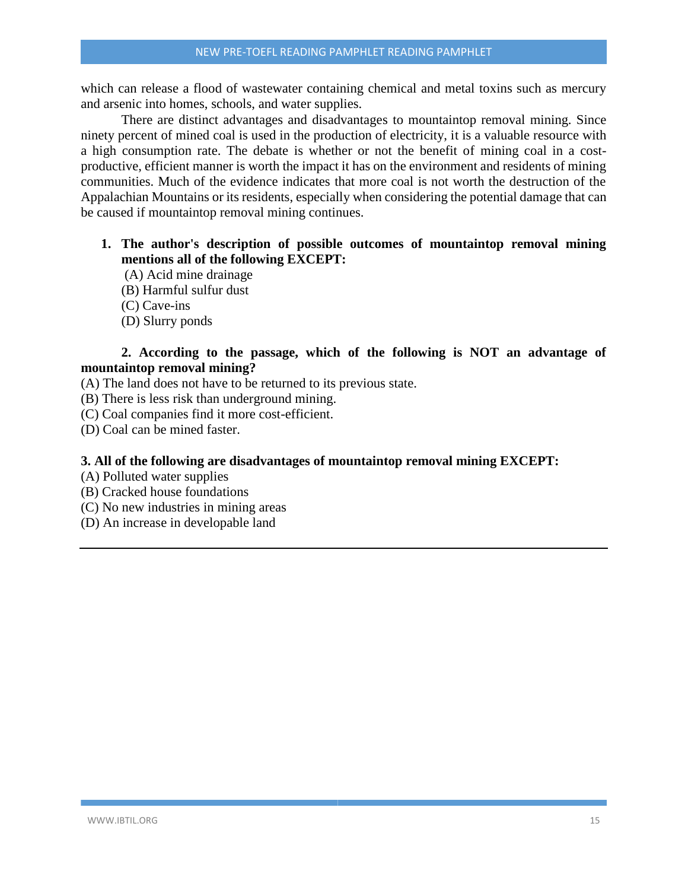which can release a flood of wastewater containing chemical and metal toxins such as mercury and arsenic into homes, schools, and water supplies.

There are distinct advantages and disadvantages to mountaintop removal mining. Since ninety percent of mined coal is used in the production of electricity, it is a valuable resource with a high consumption rate. The debate is whether or not the benefit of mining coal in a cost-productive, efficient manner is worth the impact it has on the environment and residents of mining communities. Much of the evidence indicates that more coal is not worth the destruction of the Appalachian Mountains or its residents, especially when considering the potential damage that can be caused if mountaintop removal mining continues.

**1. The author's description of possible outcomes of mountaintop removal mining mentions all of the following EXCEPT:**

(A) Acid mine drainage
(B) Harmful sulfur dust
(C) Cave-ins
(D) Slurry ponds

**2. According to the passage, which of the following is NOT an advantage of mountaintop removal mining?**

(A) The land does not have to be returned to its previous state.
(B) There is less risk than underground mining.
(C) Coal companies find it more cost-efficient.
(D) Coal can be mined faster.

**3. All of the following are disadvantages of mountaintop removal mining EXCEPT:**

(A) Polluted water supplies
(B) Cracked house foundations
(C) No new industries in mining areas
(D) An increase in developable land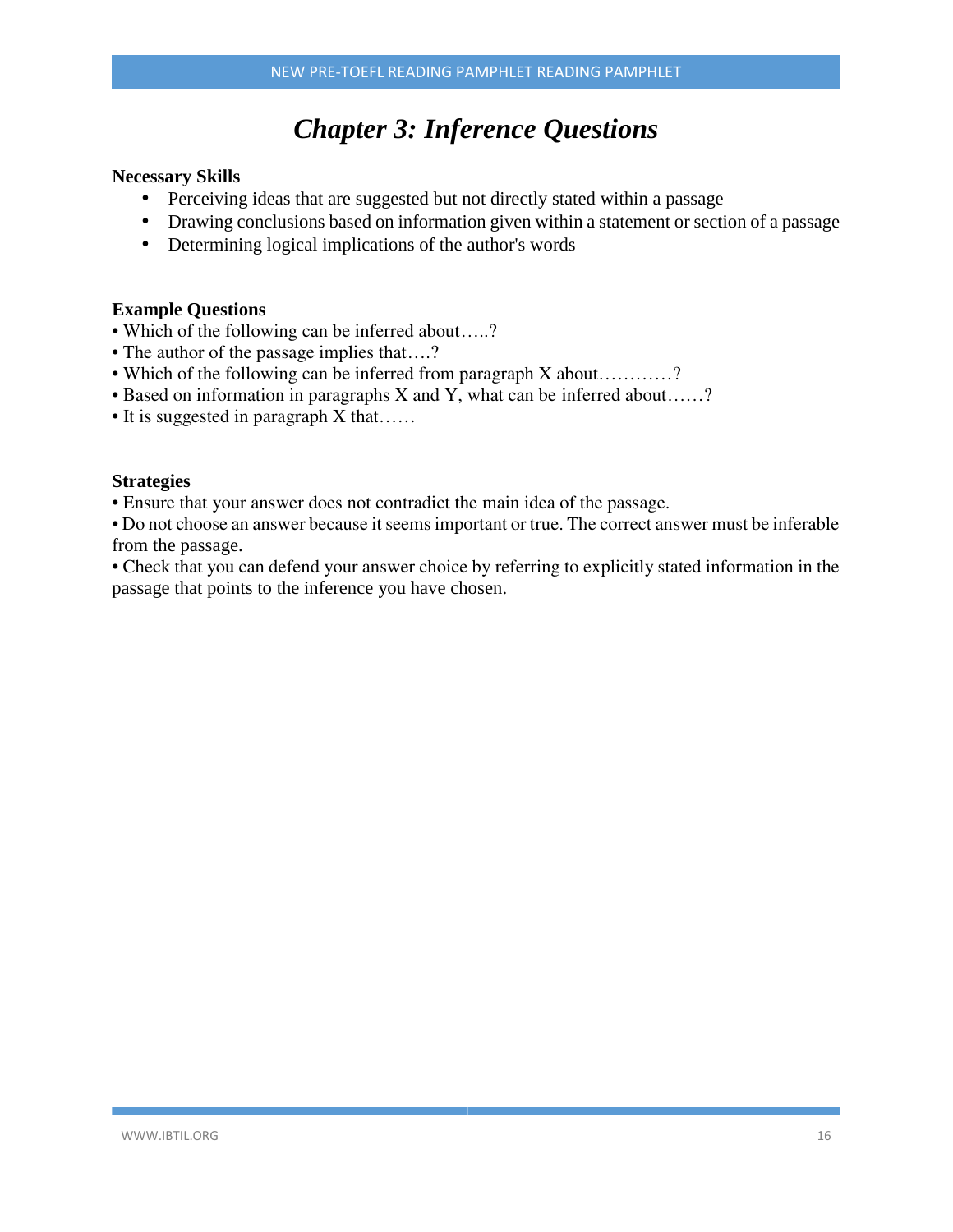# *Chapter 3: Inference Questions*

**Necessary Skills**

- Perceiving ideas that are suggested but not directly stated within a passage
- Drawing conclusions based on information given within a statement or section of a passage
- Determining logical implications of the author's words

**Example Questions**

• Which of the following can be inferred about…..?
• The author of the passage implies that….?
• Which of the following can be inferred from paragraph X about…………?
• Based on information in paragraphs X and Y, what can be inferred about……?
• It is suggested in paragraph X that……

**Strategies**

• Ensure that your answer does not contradict the main idea of the passage.
• Do not choose an answer because it seems important or true. The correct answer must be inferable from the passage.
• Check that you can defend your answer choice by referring to explicitly stated information in the passage that points to the inference you have chosen.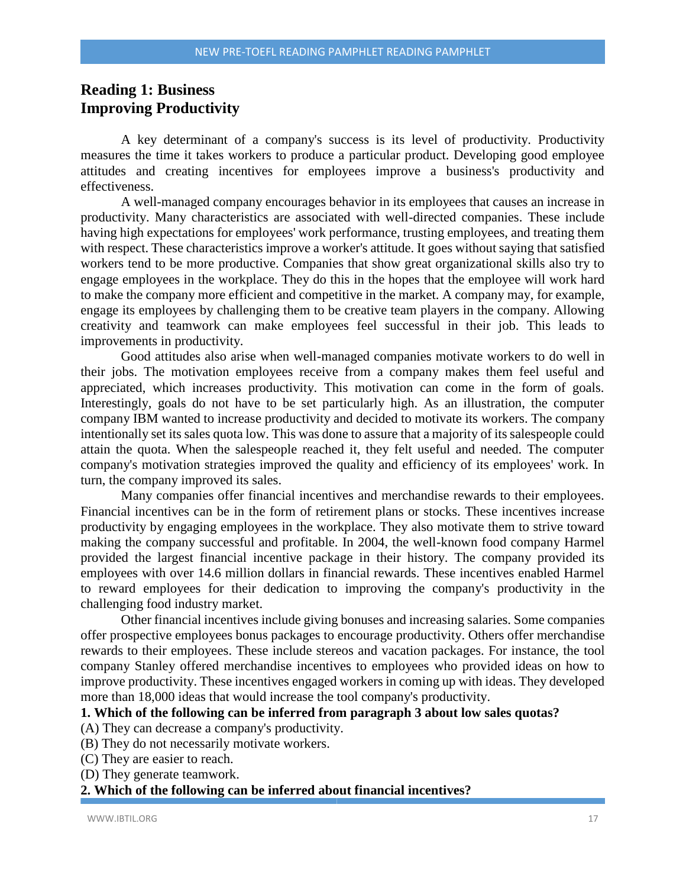## Reading 1: Business
## Improving Productivity

A key determinant of a company's success is its level of productivity. Productivity measures the time it takes workers to produce a particular product. Developing good employee attitudes and creating incentives for employees improve a business's productivity and effectiveness.

A well-managed company encourages behavior in its employees that causes an increase in productivity. Many characteristics are associated with well-directed companies. These include having high expectations for employees' work performance, trusting employees, and treating them with respect. These characteristics improve a worker's attitude. It goes without saying that satisfied workers tend to be more productive. Companies that show great organizational skills also try to engage employees in the workplace. They do this in the hopes that the employee will work hard to make the company more efficient and competitive in the market. A company may, for example, engage its employees by challenging them to be creative team players in the company. Allowing creativity and teamwork can make employees feel successful in their job. This leads to improvements in productivity.

Good attitudes also arise when well-managed companies motivate workers to do well in their jobs. The motivation employees receive from a company makes them feel useful and appreciated, which increases productivity. This motivation can come in the form of goals. Interestingly, goals do not have to be set particularly high. As an illustration, the computer company IBM wanted to increase productivity and decided to motivate its workers. The company intentionally set its sales quota low. This was done to assure that a majority of its salespeople could attain the quota. When the salespeople reached it, they felt useful and needed. The computer company's motivation strategies improved the quality and efficiency of its employees' work. In turn, the company improved its sales.

Many companies offer financial incentives and merchandise rewards to their employees. Financial incentives can be in the form of retirement plans or stocks. These incentives increase productivity by engaging employees in the workplace. They also motivate them to strive toward making the company successful and profitable. In 2004, the well-known food company Harmel provided the largest financial incentive package in their history. The company provided its employees with over 14.6 million dollars in financial rewards. These incentives enabled Harmel to reward employees for their dedication to improving the company's productivity in the challenging food industry market.

Other financial incentives include giving bonuses and increasing salaries. Some companies offer prospective employees bonus packages to encourage productivity. Others offer merchandise rewards to their employees. These include stereos and vacation packages. For instance, the tool company Stanley offered merchandise incentives to employees who provided ideas on how to improve productivity. These incentives engaged workers in coming up with ideas. They developed more than 18,000 ideas that would increase the tool company's productivity.

**1. Which of the following can be inferred from paragraph 3 about low sales quotas?**

(A) They can decrease a company's productivity.
(B) They do not necessarily motivate workers.
(C) They are easier to reach.
(D) They generate teamwork.

**2. Which of the following can be inferred about financial incentives?**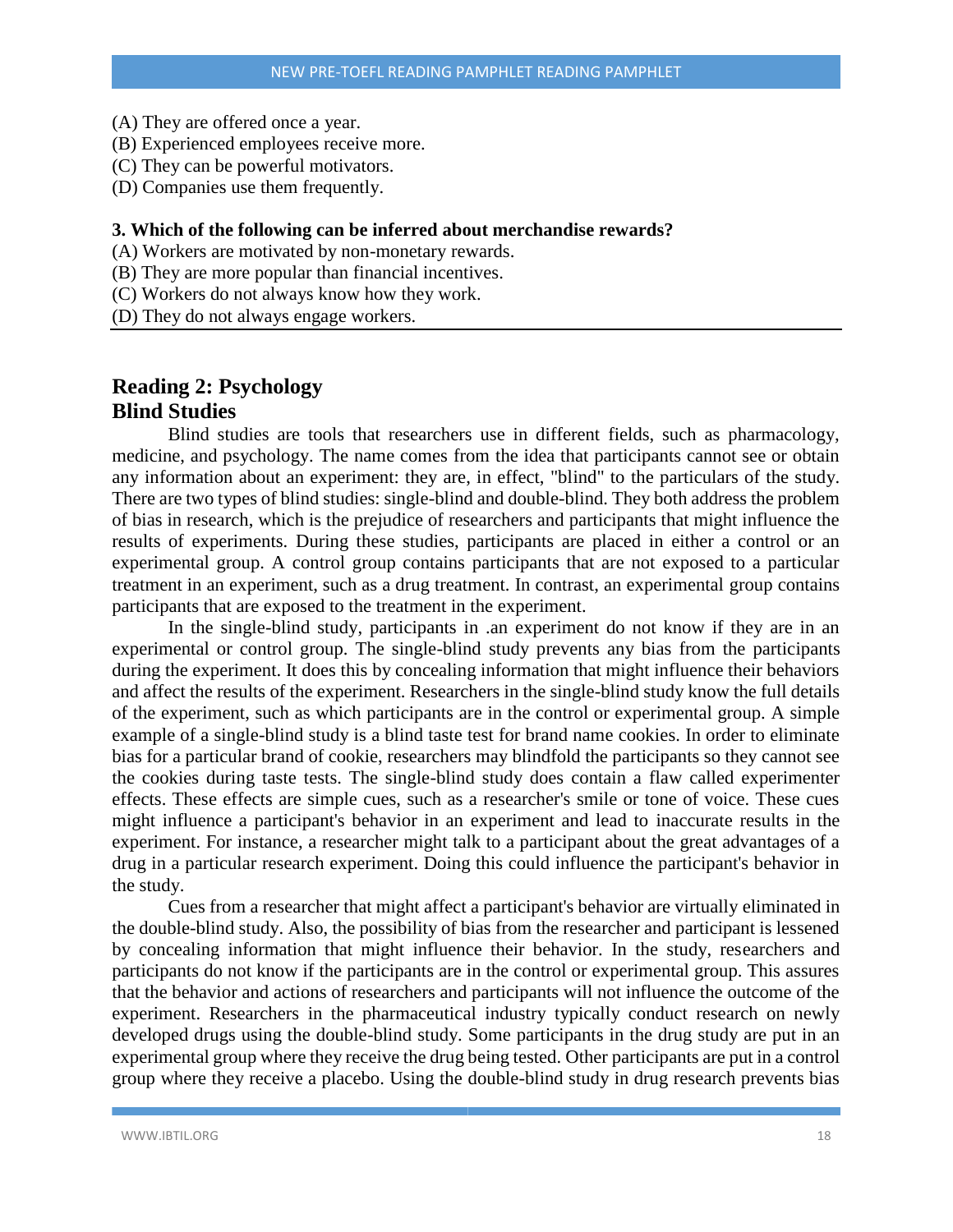(A) They are offered once a year.
(B) Experienced employees receive more.
(C) They can be powerful motivators.
(D) Companies use them frequently.

**3. Which of the following can be inferred about merchandise rewards?**
(A) Workers are motivated by non-monetary rewards.
(B) They are more popular than financial incentives.
(C) Workers do not always know how they work.
(D) They do not always engage workers.

---

## Reading 2: Psychology
## Blind Studies

Blind studies are tools that researchers use in different fields, such as pharmacology, medicine, and psychology. The name comes from the idea that participants cannot see or obtain any information about an experiment: they are, in effect, "blind" to the particulars of the study. There are two types of blind studies: single-blind and double-blind. They both address the problem of bias in research, which is the prejudice of researchers and participants that might influence the results of experiments. During these studies, participants are placed in either a control or an experimental group. A control group contains participants that are not exposed to a particular treatment in an experiment, such as a drug treatment. In contrast, an experimental group contains participants that are exposed to the treatment in the experiment.

In the single-blind study, participants in .an experiment do not know if they are in an experimental or control group. The single-blind study prevents any bias from the participants during the experiment. It does this by concealing information that might influence their behaviors and affect the results of the experiment. Researchers in the single-blind study know the full details of the experiment, such as which participants are in the control or experimental group. A simple example of a single-blind study is a blind taste test for brand name cookies. In order to eliminate bias for a particular brand of cookie, researchers may blindfold the participants so they cannot see the cookies during taste tests. The single-blind study does contain a flaw called experimenter effects. These effects are simple cues, such as a researcher's smile or tone of voice. These cues might influence a participant's behavior in an experiment and lead to inaccurate results in the experiment. For instance, a researcher might talk to a participant about the great advantages of a drug in a particular research experiment. Doing this could influence the participant's behavior in the study.

Cues from a researcher that might affect a participant's behavior are virtually eliminated in the double-blind study. Also, the possibility of bias from the researcher and participant is lessened by concealing information that might influence their behavior. In the study, researchers and participants do not know if the participants are in the control or experimental group. This assures that the behavior and actions of researchers and participants will not influence the outcome of the experiment. Researchers in the pharmaceutical industry typically conduct research on newly developed drugs using the double-blind study. Some participants in the drug study are put in an experimental group where they receive the drug being tested. Other participants are put in a control group where they receive a placebo. Using the double-blind study in drug research prevents bias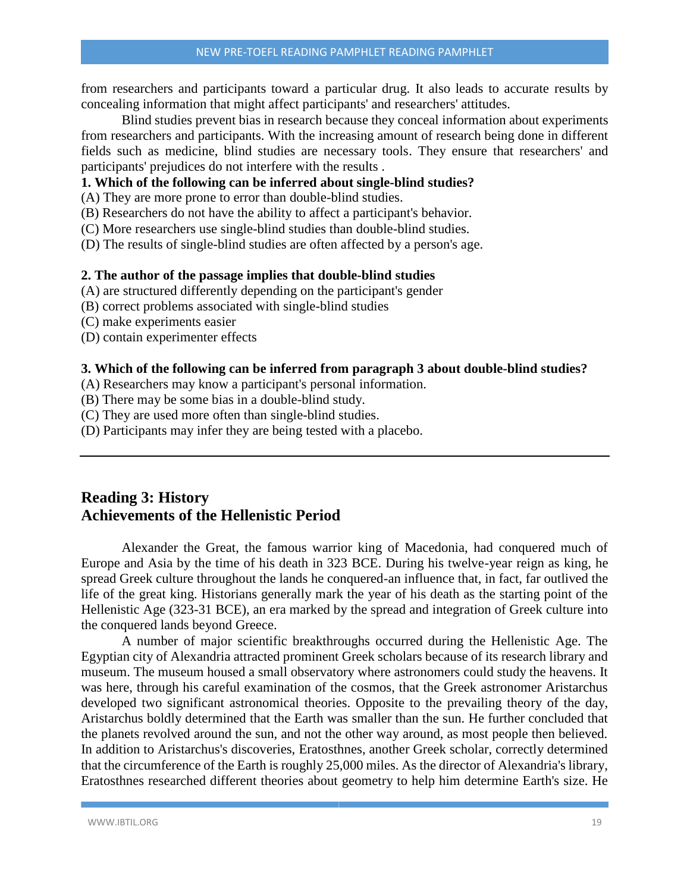from researchers and participants toward a particular drug. It also leads to accurate results by concealing information that might affect participants' and researchers' attitudes.

Blind studies prevent bias in research because they conceal information about experiments from researchers and participants. With the increasing amount of research being done in different fields such as medicine, blind studies are necessary tools. They ensure that researchers' and participants' prejudices do not interfere with the results .

**1. Which of the following can be inferred about single-blind studies?**

(A) They are more prone to error than double-blind studies.
(B) Researchers do not have the ability to affect a participant's behavior.
(C) More researchers use single-blind studies than double-blind studies.
(D) The results of single-blind studies are often affected by a person's age.

**2. The author of the passage implies that double-blind studies**

(A) are structured differently depending on the participant's gender
(B) correct problems associated with single-blind studies
(C) make experiments easier
(D) contain experimenter effects

**3. Which of the following can be inferred from paragraph 3 about double-blind studies?**

(A) Researchers may know a participant's personal information.
(B) There may be some bias in a double-blind study.
(C) They are used more often than single-blind studies.
(D) Participants may infer they are being tested with a placebo.

---

## Reading 3: History
## Achievements of the Hellenistic Period

Alexander the Great, the famous warrior king of Macedonia, had conquered much of Europe and Asia by the time of his death in 323 BCE. During his twelve-year reign as king, he spread Greek culture throughout the lands he conquered-an influence that, in fact, far outlived the life of the great king. Historians generally mark the year of his death as the starting point of the Hellenistic Age (323-31 BCE), an era marked by the spread and integration of Greek culture into the conquered lands beyond Greece.

A number of major scientific breakthroughs occurred during the Hellenistic Age. The Egyptian city of Alexandria attracted prominent Greek scholars because of its research library and museum. The museum housed a small observatory where astronomers could study the heavens. It was here, through his careful examination of the cosmos, that the Greek astronomer Aristarchus developed two significant astronomical theories. Opposite to the prevailing theory of the day, Aristarchus boldly determined that the Earth was smaller than the sun. He further concluded that the planets revolved around the sun, and not the other way around, as most people then believed. In addition to Aristarchus's discoveries, Eratosthnes, another Greek scholar, correctly determined that the circumference of the Earth is roughly 25,000 miles. As the director of Alexandria's library, Eratosthnes researched different theories about geometry to help him determine Earth's size. He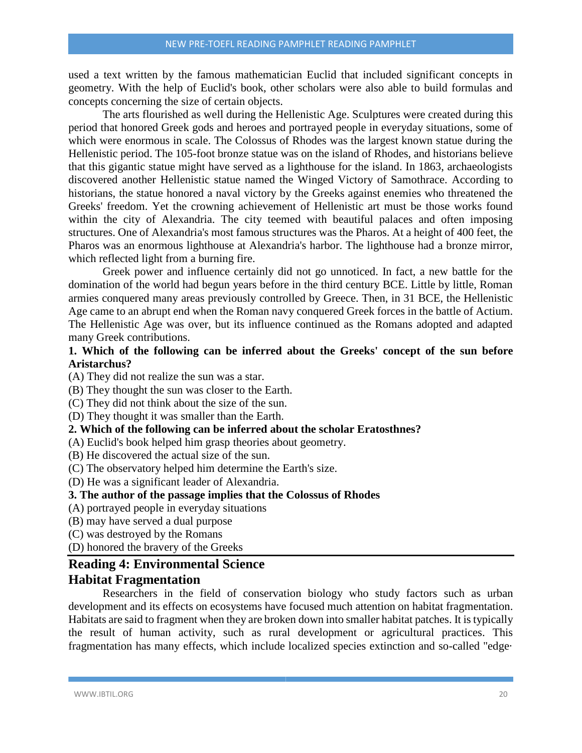used a text written by the famous mathematician Euclid that included significant concepts in geometry. With the help of Euclid's book, other scholars were also able to build formulas and concepts concerning the size of certain objects.

The arts flourished as well during the Hellenistic Age. Sculptures were created during this period that honored Greek gods and heroes and portrayed people in everyday situations, some of which were enormous in scale. The Colossus of Rhodes was the largest known statue during the Hellenistic period. The 105-foot bronze statue was on the island of Rhodes, and historians believe that this gigantic statue might have served as a lighthouse for the island. In 1863, archaeologists discovered another Hellenistic statue named the Winged Victory of Samothrace. According to historians, the statue honored a naval victory by the Greeks against enemies who threatened the Greeks' freedom. Yet the crowning achievement of Hellenistic art must be those works found within the city of Alexandria. The city teemed with beautiful palaces and often imposing structures. One of Alexandria's most famous structures was the Pharos. At a height of 400 feet, the Pharos was an enormous lighthouse at Alexandria's harbor. The lighthouse had a bronze mirror, which reflected light from a burning fire.

Greek power and influence certainly did not go unnoticed. In fact, a new battle for the domination of the world had begun years before in the third century BCE. Little by little, Roman armies conquered many areas previously controlled by Greece. Then, in 31 BCE, the Hellenistic Age came to an abrupt end when the Roman navy conquered Greek forces in the battle of Actium. The Hellenistic Age was over, but its influence continued as the Romans adopted and adapted many Greek contributions.

**1. Which of the following can be inferred about the Greeks' concept of the sun before Aristarchus?**

(A) They did not realize the sun was a star.
(B) They thought the sun was closer to the Earth.
(C) They did not think about the size of the sun.
(D) They thought it was smaller than the Earth.

**2. Which of the following can be inferred about the scholar Eratosthnes?**

(A) Euclid's book helped him grasp theories about geometry.
(B) He discovered the actual size of the sun.
(C) The observatory helped him determine the Earth's size.
(D) He was a significant leader of Alexandria.

**3. The author of the passage implies that the Colossus of Rhodes**

(A) portrayed people in everyday situations
(B) may have served a dual purpose
(C) was destroyed by the Romans
(D) honored the bravery of the Greeks

## Reading 4: Environmental Science
## Habitat Fragmentation

Researchers in the field of conservation biology who study factors such as urban development and its effects on ecosystems have focused much attention on habitat fragmentation. Habitats are said to fragment when they are broken down into smaller habitat patches. It is typically the result of human activity, such as rural development or agricultural practices. This fragmentation has many effects, which include localized species extinction and so-called "edge·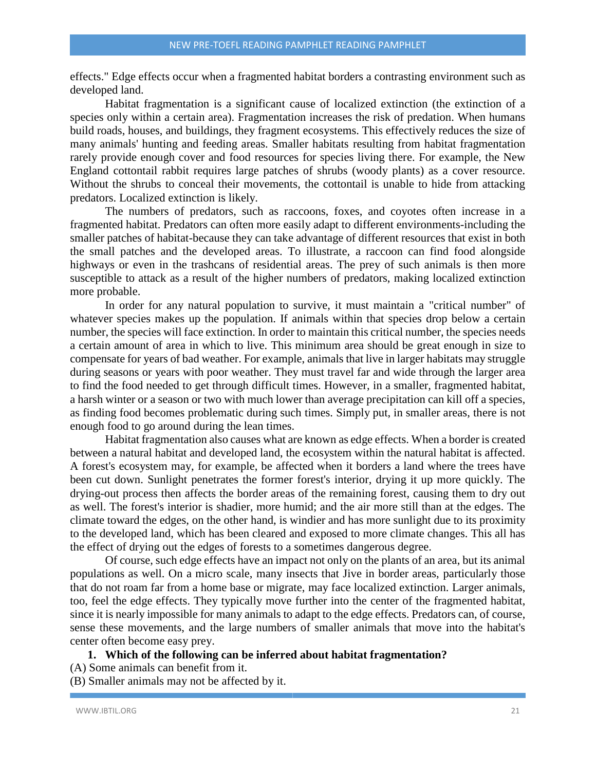effects." Edge effects occur when a fragmented habitat borders a contrasting environment such as developed land.

Habitat fragmentation is a significant cause of localized extinction (the extinction of a species only within a certain area). Fragmentation increases the risk of predation. When humans build roads, houses, and buildings, they fragment ecosystems. This effectively reduces the size of many animals' hunting and feeding areas. Smaller habitats resulting from habitat fragmentation rarely provide enough cover and food resources for species living there. For example, the New England cottontail rabbit requires large patches of shrubs (woody plants) as a cover resource. Without the shrubs to conceal their movements, the cottontail is unable to hide from attacking predators. Localized extinction is likely.

The numbers of predators, such as raccoons, foxes, and coyotes often increase in a fragmented habitat. Predators can often more easily adapt to different environments-including the smaller patches of habitat-because they can take advantage of different resources that exist in both the small patches and the developed areas. To illustrate, a raccoon can find food alongside highways or even in the trashcans of residential areas. The prey of such animals is then more susceptible to attack as a result of the higher numbers of predators, making localized extinction more probable.

In order for any natural population to survive, it must maintain a "critical number" of whatever species makes up the population. If animals within that species drop below a certain number, the species will face extinction. In order to maintain this critical number, the species needs a certain amount of area in which to live. This minimum area should be great enough in size to compensate for years of bad weather. For example, animals that live in larger habitats may struggle during seasons or years with poor weather. They must travel far and wide through the larger area to find the food needed to get through difficult times. However, in a smaller, fragmented habitat, a harsh winter or a season or two with much lower than average precipitation can kill off a species, as finding food becomes problematic during such times. Simply put, in smaller areas, there is not enough food to go around during the lean times.

Habitat fragmentation also causes what are known as edge effects. When a border is created between a natural habitat and developed land, the ecosystem within the natural habitat is affected. A forest's ecosystem may, for example, be affected when it borders a land where the trees have been cut down. Sunlight penetrates the former forest's interior, drying it up more quickly. The drying-out process then affects the border areas of the remaining forest, causing them to dry out as well. The forest's interior is shadier, more humid; and the air more still than at the edges. The climate toward the edges, on the other hand, is windier and has more sunlight due to its proximity to the developed land, which has been cleared and exposed to more climate changes. This all has the effect of drying out the edges of forests to a sometimes dangerous degree.

Of course, such edge effects have an impact not only on the plants of an area, but its animal populations as well. On a micro scale, many insects that Jive in border areas, particularly those that do not roam far from a home base or migrate, may face localized extinction. Larger animals, too, feel the edge effects. They typically move further into the center of the fragmented habitat, since it is nearly impossible for many animals to adapt to the edge effects. Predators can, of course, sense these movements, and the large numbers of smaller animals that move into the habitat's center often become easy prey.

**1. Which of the following can be inferred about habitat fragmentation?**

(A) Some animals can benefit from it.

(B) Smaller animals may not be affected by it.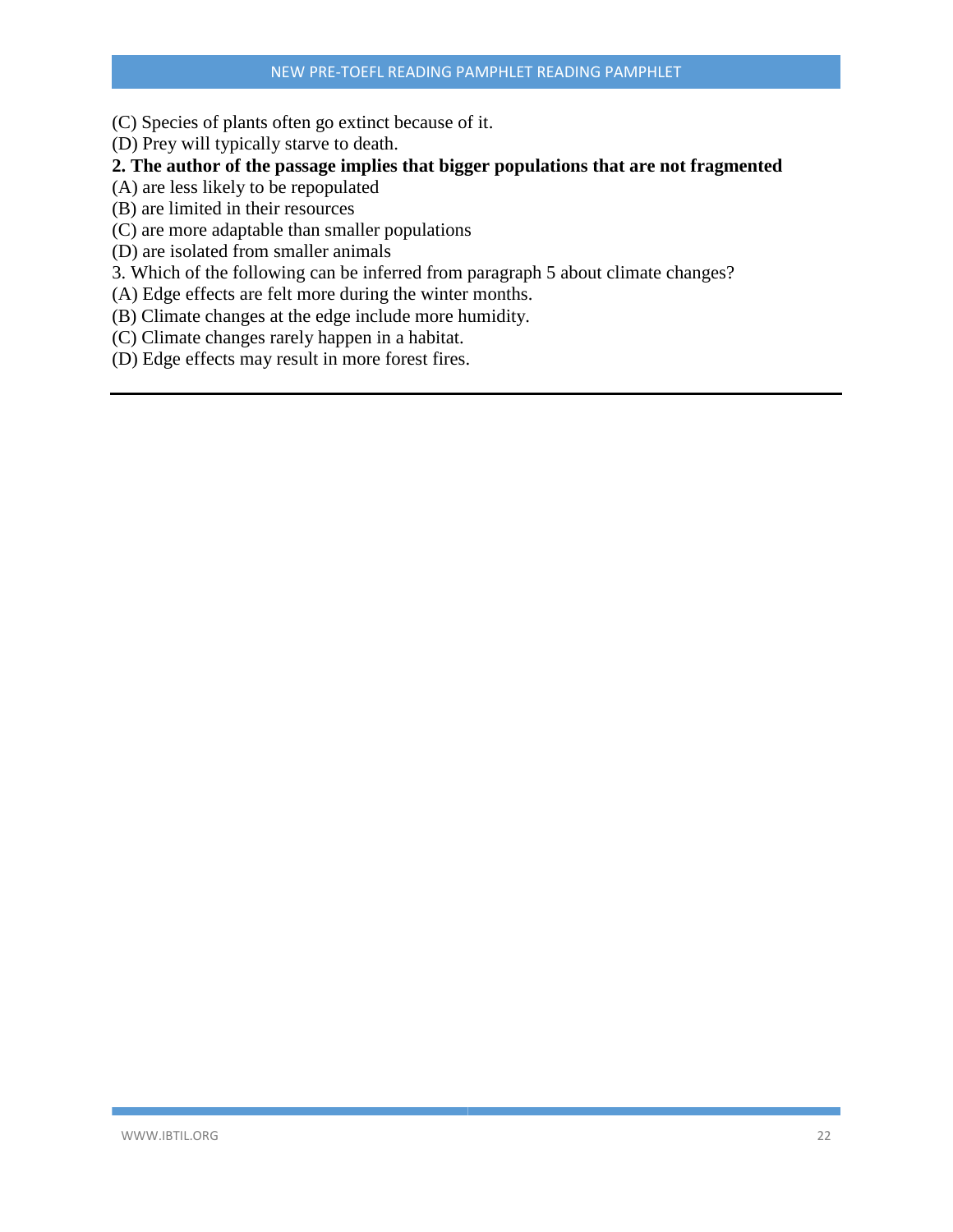(C) Species of plants often go extinct because of it.
(D) Prey will typically starve to death.

**2. The author of the passage implies that bigger populations that are not fragmented**

(A) are less likely to be repopulated
(B) are limited in their resources
(C) are more adaptable than smaller populations
(D) are isolated from smaller animals

3. Which of the following can be inferred from paragraph 5 about climate changes?

(A) Edge effects are felt more during the winter months.
(B) Climate changes at the edge include more humidity.
(C) Climate changes rarely happen in a habitat.
(D) Edge effects may result in more forest fires.

---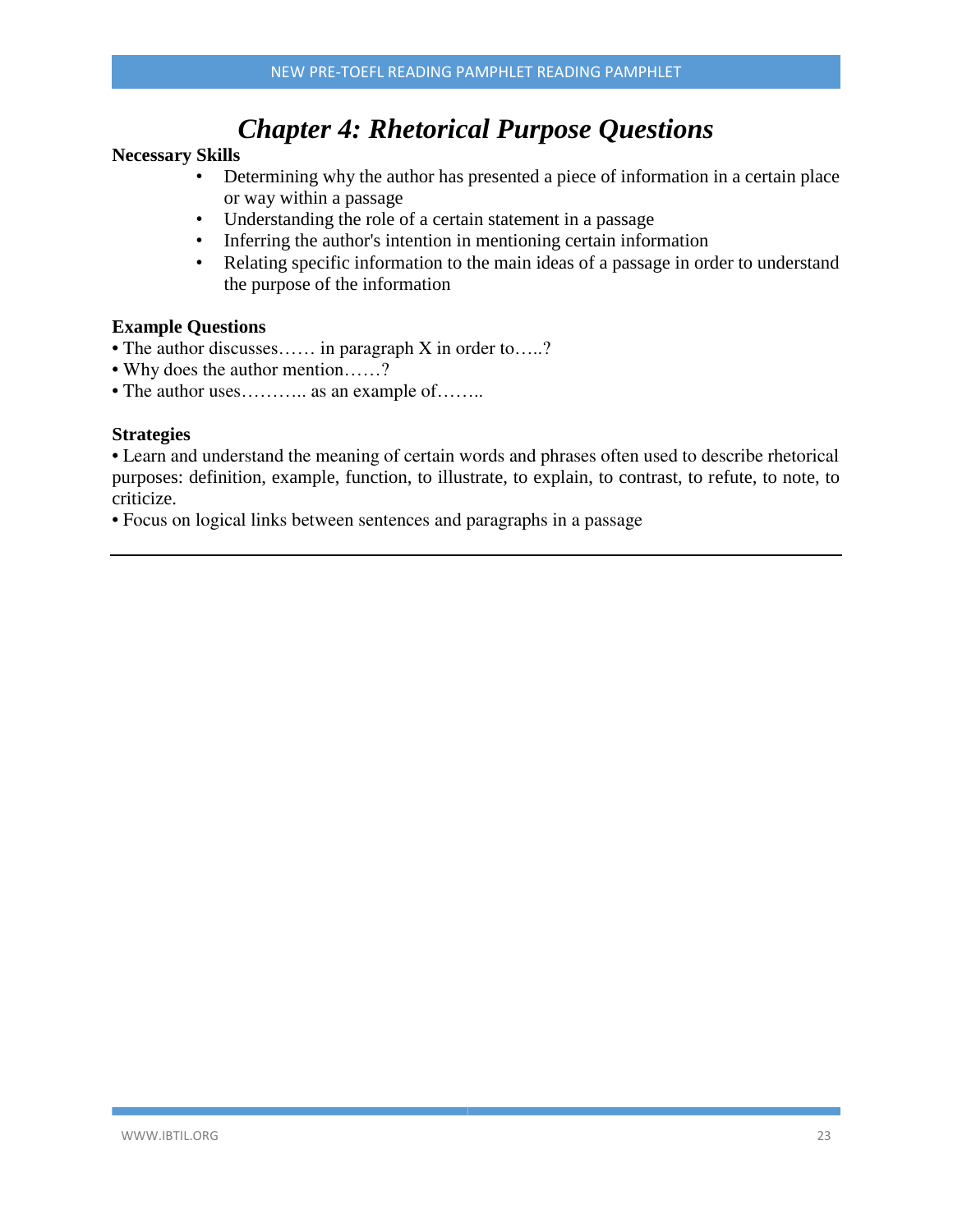# *Chapter 4: Rhetorical Purpose Questions*

**Necessary Skills**

- Determining why the author has presented a piece of information in a certain place or way within a passage
- Understanding the role of a certain statement in a passage
- Inferring the author's intention in mentioning certain information
- Relating specific information to the main ideas of a passage in order to understand the purpose of the information

**Example Questions**

- The author discusses…… in paragraph X in order to…..?
- Why does the author mention……?
- The author uses……….. as an example of……..

**Strategies**

- Learn and understand the meaning of certain words and phrases often used to describe rhetorical purposes: definition, example, function, to illustrate, to explain, to contrast, to refute, to note, to criticize.
- Focus on logical links between sentences and paragraphs in a passage

---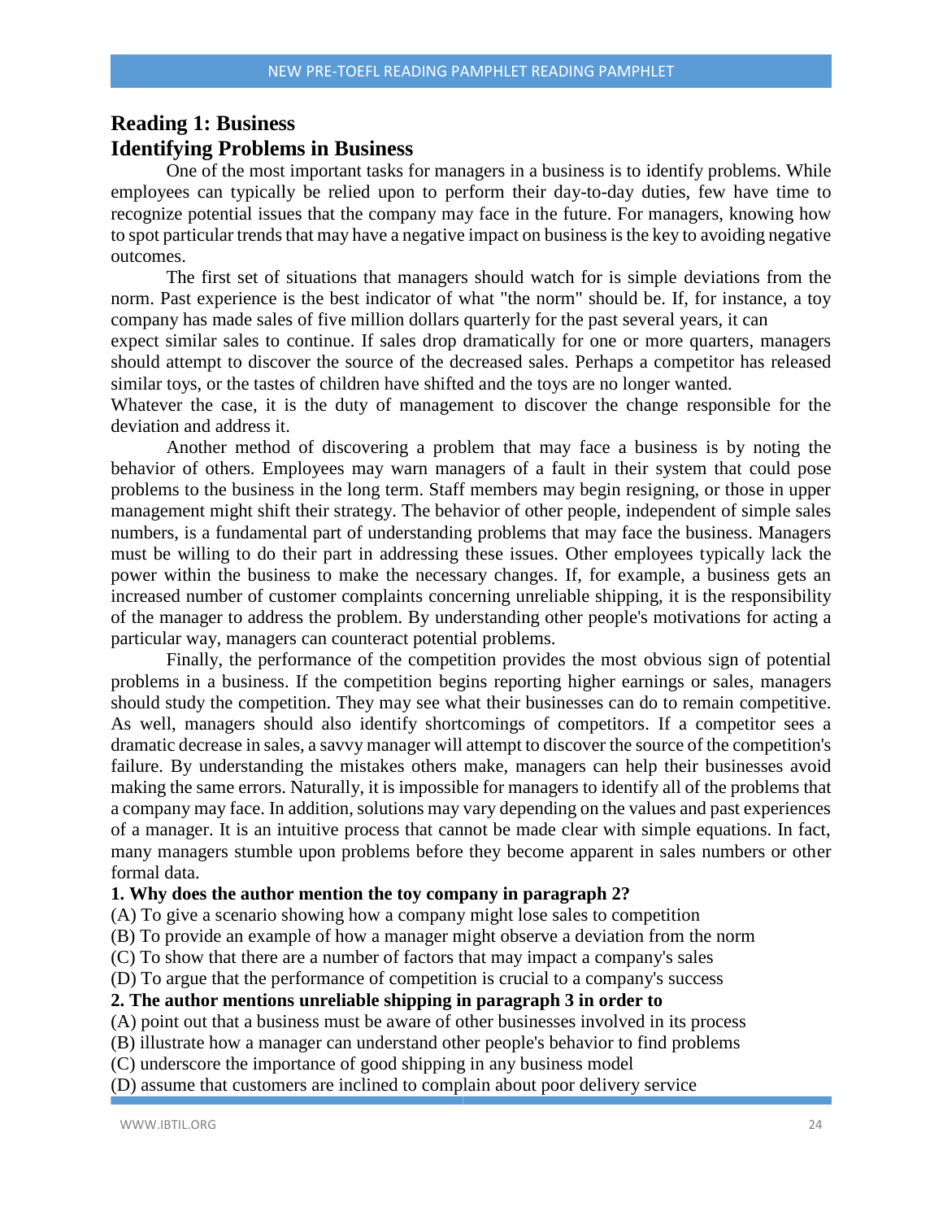## Reading 1: Business

## Identifying Problems in Business

One of the most important tasks for managers in a business is to identify problems. While employees can typically be relied upon to perform their day-to-day duties, few have time to recognize potential issues that the company may face in the future. For managers, knowing how to spot particular trends that may have a negative impact on business is the key to avoiding negative outcomes.

The first set of situations that managers should watch for is simple deviations from the norm. Past experience is the best indicator of what "the norm" should be. If, for instance, a toy company has made sales of five million dollars quarterly for the past several years, it can expect similar sales to continue. If sales drop dramatically for one or more quarters, managers should attempt to discover the source of the decreased sales. Perhaps a competitor has released similar toys, or the tastes of children have shifted and the toys are no longer wanted.

Whatever the case, it is the duty of management to discover the change responsible for the deviation and address it.

Another method of discovering a problem that may face a business is by noting the behavior of others. Employees may warn managers of a fault in their system that could pose problems to the business in the long term. Staff members may begin resigning, or those in upper management might shift their strategy. The behavior of other people, independent of simple sales numbers, is a fundamental part of understanding problems that may face the business. Managers must be willing to do their part in addressing these issues. Other employees typically lack the power within the business to make the necessary changes. If, for example, a business gets an increased number of customer complaints concerning unreliable shipping, it is the responsibility of the manager to address the problem. By understanding other people's motivations for acting a particular way, managers can counteract potential problems.

Finally, the performance of the competition provides the most obvious sign of potential problems in a business. If the competition begins reporting higher earnings or sales, managers should study the competition. They may see what their businesses can do to remain competitive. As well, managers should also identify shortcomings of competitors. If a competitor sees a dramatic decrease in sales, a savvy manager will attempt to discover the source of the competition's failure. By understanding the mistakes others make, managers can help their businesses avoid making the same errors. Naturally, it is impossible for managers to identify all of the problems that a company may face. In addition, solutions may vary depending on the values and past experiences of a manager. It is an intuitive process that cannot be made clear with simple equations. In fact, many managers stumble upon problems before they become apparent in sales numbers or other formal data.

**1. Why does the author mention the toy company in paragraph 2?**

(A) To give a scenario showing how a company might lose sales to competition
(B) To provide an example of how a manager might observe a deviation from the norm
(C) To show that there are a number of factors that may impact a company's sales
(D) To argue that the performance of competition is crucial to a company's success

**2. The author mentions unreliable shipping in paragraph 3 in order to**

(A) point out that a business must be aware of other businesses involved in its process
(B) illustrate how a manager can understand other people's behavior to find problems
(C) underscore the importance of good shipping in any business model
(D) assume that customers are inclined to complain about poor delivery service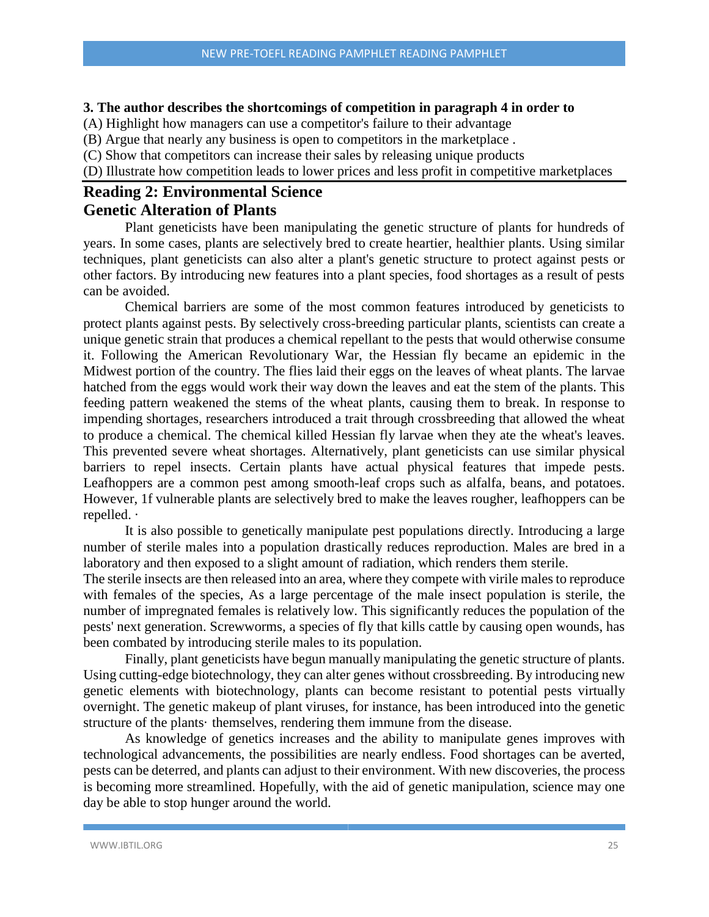**3. The author describes the shortcomings of competition in paragraph 4 in order to**

(A) Highlight how managers can use a competitor's failure to their advantage

(B) Argue that nearly any business is open to competitors in the marketplace .

(C) Show that competitors can increase their sales by releasing unique products

(D) Illustrate how competition leads to lower prices and less profit in competitive marketplaces

## Reading 2: Environmental Science
## Genetic Alteration of Plants

Plant geneticists have been manipulating the genetic structure of plants for hundreds of years. In some cases, plants are selectively bred to create heartier, healthier plants. Using similar techniques, plant geneticists can also alter a plant's genetic structure to protect against pests or other factors. By introducing new features into a plant species, food shortages as a result of pests can be avoided.

Chemical barriers are some of the most common features introduced by geneticists to protect plants against pests. By selectively cross-breeding particular plants, scientists can create a unique genetic strain that produces a chemical repellant to the pests that would otherwise consume it. Following the American Revolutionary War, the Hessian fly became an epidemic in the Midwest portion of the country. The flies laid their eggs on the leaves of wheat plants. The larvae hatched from the eggs would work their way down the leaves and eat the stem of the plants. This feeding pattern weakened the stems of the wheat plants, causing them to break. In response to impending shortages, researchers introduced a trait through crossbreeding that allowed the wheat to produce a chemical. The chemical killed Hessian fly larvae when they ate the wheat's leaves. This prevented severe wheat shortages. Alternatively, plant geneticists can use similar physical barriers to repel insects. Certain plants have actual physical features that impede pests. Leafhoppers are a common pest among smooth-leaf crops such as alfalfa, beans, and potatoes. However, 1f vulnerable plants are selectively bred to make the leaves rougher, leafhoppers can be repelled. ·

It is also possible to genetically manipulate pest populations directly. Introducing a large number of sterile males into a population drastically reduces reproduction. Males are bred in a laboratory and then exposed to a slight amount of radiation, which renders them sterile. The sterile insects are then released into an area, where they compete with virile males to reproduce with females of the species, As a large percentage of the male insect population is sterile, the number of impregnated females is relatively low. This significantly reduces the population of the pests' next generation. Screwworms, a species of fly that kills cattle by causing open wounds, has been combated by introducing sterile males to its population.

Finally, plant geneticists have begun manually manipulating the genetic structure of plants. Using cutting-edge biotechnology, they can alter genes without crossbreeding. By introducing new genetic elements with biotechnology, plants can become resistant to potential pests virtually overnight. The genetic makeup of plant viruses, for instance, has been introduced into the genetic structure of the plants· themselves, rendering them immune from the disease.

As knowledge of genetics increases and the ability to manipulate genes improves with technological advancements, the possibilities are nearly endless. Food shortages can be averted, pests can be deterred, and plants can adjust to their environment. With new discoveries, the process is becoming more streamlined. Hopefully, with the aid of genetic manipulation, science may one day be able to stop hunger around the world.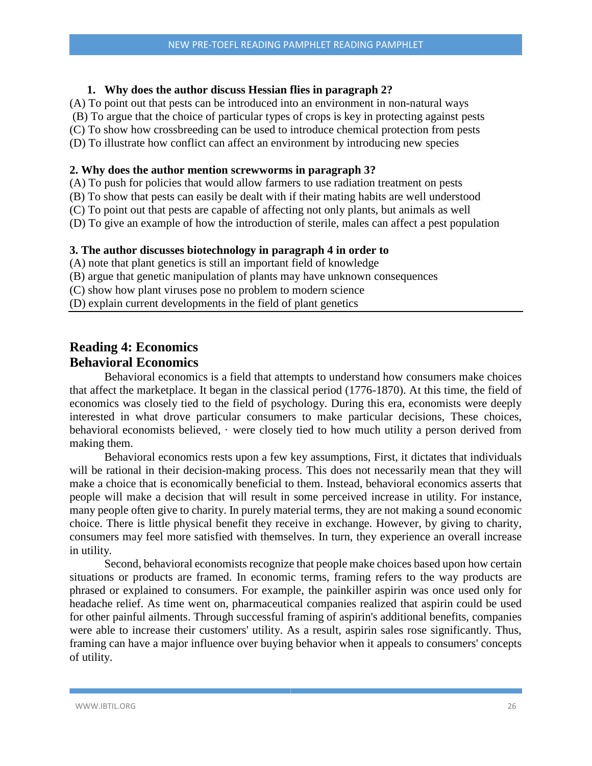**1. Why does the author discuss Hessian flies in paragraph 2?**

(A) To point out that pests can be introduced into an environment in non-natural ways

(B) To argue that the choice of particular types of crops is key in protecting against pests

(C) To show how crossbreeding can be used to introduce chemical protection from pests

(D) To illustrate how conflict can affect an environment by introducing new species

**2. Why does the author mention screwworms in paragraph 3?**

(A) To push for policies that would allow farmers to use radiation treatment on pests

(B) To show that pests can easily be dealt with if their mating habits are well understood

(C) To point out that pests are capable of affecting not only plants, but animals as well

(D) To give an example of how the introduction of sterile, males can affect a pest population

**3. The author discusses biotechnology in paragraph 4 in order to**

(A) note that plant genetics is still an important field of knowledge

(B) argue that genetic manipulation of plants may have unknown consequences

(C) show how plant viruses pose no problem to modern science

(D) explain current developments in the field of plant genetics

---

## Reading 4: Economics
## Behavioral Economics

Behavioral economics is a field that attempts to understand how consumers make choices that affect the marketplace. It began in the classical period (1776-1870). At this time, the field of economics was closely tied to the field of psychology. During this era, economists were deeply interested in what drove particular consumers to make particular decisions, These choices, behavioral economists believed, · were closely tied to how much utility a person derived from making them.

Behavioral economics rests upon a few key assumptions, First, it dictates that individuals will be rational in their decision-making process. This does not necessarily mean that they will make a choice that is economically beneficial to them. Instead, behavioral economics asserts that people will make a decision that will result in some perceived increase in utility. For instance, many people often give to charity. In purely material terms, they are not making a sound economic choice. There is little physical benefit they receive in exchange. However, by giving to charity, consumers may feel more satisfied with themselves. In turn, they experience an overall increase in utility.

Second, behavioral economists recognize that people make choices based upon how certain situations or products are framed. In economic terms, framing refers to the way products are phrased or explained to consumers. For example, the painkiller aspirin was once used only for headache relief. As time went on, pharmaceutical companies realized that aspirin could be used for other painful ailments. Through successful framing of aspirin's additional benefits, companies were able to increase their customers' utility. As a result, aspirin sales rose significantly. Thus, framing can have a major influence over buying behavior when it appeals to consumers' concepts of utility.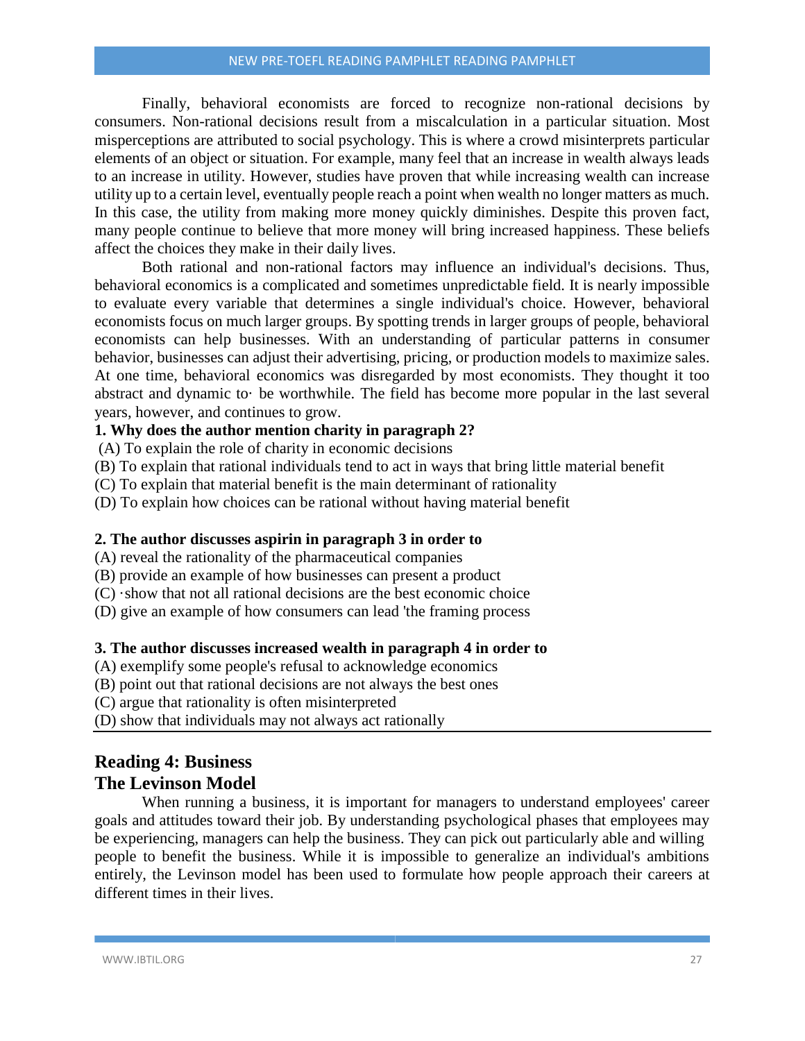Finally, behavioral economists are forced to recognize non-rational decisions by consumers. Non-rational decisions result from a miscalculation in a particular situation. Most misperceptions are attributed to social psychology. This is where a crowd misinterprets particular elements of an object or situation. For example, many feel that an increase in wealth always leads to an increase in utility. However, studies have proven that while increasing wealth can increase utility up to a certain level, eventually people reach a point when wealth no longer matters as much. In this case, the utility from making more money quickly diminishes. Despite this proven fact, many people continue to believe that more money will bring increased happiness. These beliefs affect the choices they make in their daily lives.

Both rational and non-rational factors may influence an individual's decisions. Thus, behavioral economics is a complicated and sometimes unpredictable field. It is nearly impossible to evaluate every variable that determines a single individual's choice. However, behavioral economists focus on much larger groups. By spotting trends in larger groups of people, behavioral economists can help businesses. With an understanding of particular patterns in consumer behavior, businesses can adjust their advertising, pricing, or production models to maximize sales. At one time, behavioral economics was disregarded by most economists. They thought it too abstract and dynamic to· be worthwhile. The field has become more popular in the last several years, however, and continues to grow.

**1. Why does the author mention charity in paragraph 2?**

(A) To explain the role of charity in economic decisions
(B) To explain that rational individuals tend to act in ways that bring little material benefit
(C) To explain that material benefit is the main determinant of rationality
(D) To explain how choices can be rational without having material benefit

**2. The author discusses aspirin in paragraph 3 in order to**

(A) reveal the rationality of the pharmaceutical companies
(B) provide an example of how businesses can present a product
(C) ·show that not all rational decisions are the best economic choice
(D) give an example of how consumers can lead 'the framing process

**3. The author discusses increased wealth in paragraph 4 in order to**

(A) exemplify some people's refusal to acknowledge economics
(B) point out that rational decisions are not always the best ones
(C) argue that rationality is often misinterpreted
(D) show that individuals may not always act rationally

## Reading 4: Business
## The Levinson Model

When running a business, it is important for managers to understand employees' career goals and attitudes toward their job. By understanding psychological phases that employees may be experiencing, managers can help the business. They can pick out particularly able and willing people to benefit the business. While it is impossible to generalize an individual's ambitions entirely, the Levinson model has been used to formulate how people approach their careers at different times in their lives.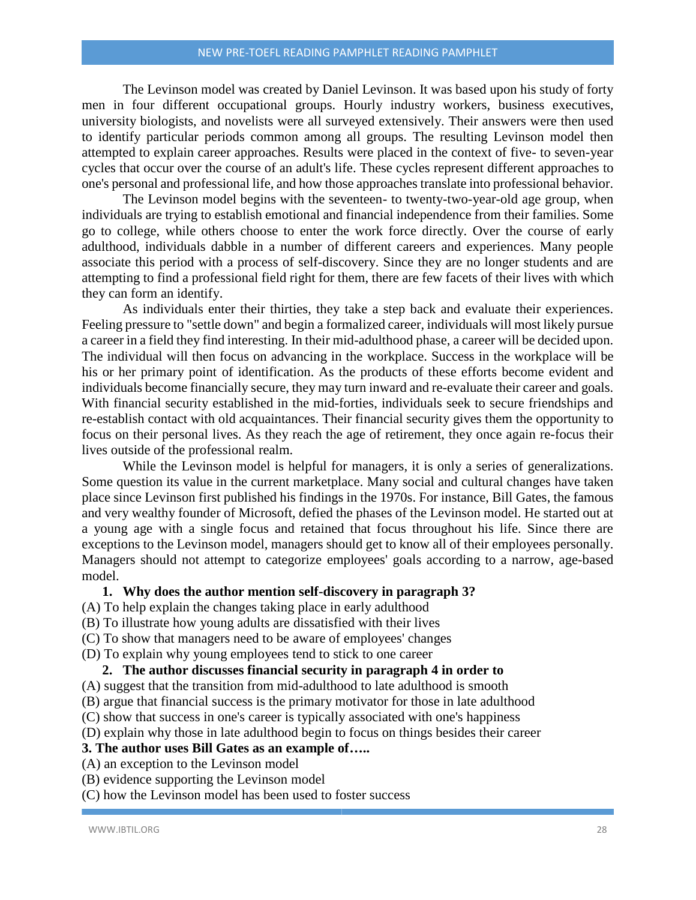The Levinson model was created by Daniel Levinson. It was based upon his study of forty men in four different occupational groups. Hourly industry workers, business executives, university biologists, and novelists were all surveyed extensively. Their answers were then used to identify particular periods common among all groups. The resulting Levinson model then attempted to explain career approaches. Results were placed in the context of five- to seven-year cycles that occur over the course of an adult's life. These cycles represent different approaches to one's personal and professional life, and how those approaches translate into professional behavior.

The Levinson model begins with the seventeen- to twenty-two-year-old age group, when individuals are trying to establish emotional and financial independence from their families. Some go to college, while others choose to enter the work force directly. Over the course of early adulthood, individuals dabble in a number of different careers and experiences. Many people associate this period with a process of self-discovery. Since they are no longer students and are attempting to find a professional field right for them, there are few facets of their lives with which they can form an identify.

As individuals enter their thirties, they take a step back and evaluate their experiences. Feeling pressure to "settle down" and begin a formalized career, individuals will most likely pursue a career in a field they find interesting. In their mid-adulthood phase, a career will be decided upon. The individual will then focus on advancing in the workplace. Success in the workplace will be his or her primary point of identification. As the products of these efforts become evident and individuals become financially secure, they may turn inward and re-evaluate their career and goals. With financial security established in the mid-forties, individuals seek to secure friendships and re-establish contact with old acquaintances. Their financial security gives them the opportunity to focus on their personal lives. As they reach the age of retirement, they once again re-focus their lives outside of the professional realm.

While the Levinson model is helpful for managers, it is only a series of generalizations. Some question its value in the current marketplace. Many social and cultural changes have taken place since Levinson first published his findings in the 1970s. For instance, Bill Gates, the famous and very wealthy founder of Microsoft, defied the phases of the Levinson model. He started out at a young age with a single focus and retained that focus throughout his life. Since there are exceptions to the Levinson model, managers should get to know all of their employees personally. Managers should not attempt to categorize employees' goals according to a narrow, age-based model.

**1. Why does the author mention self-discovery in paragraph 3?**

(A) To help explain the changes taking place in early adulthood
(B) To illustrate how young adults are dissatisfied with their lives
(C) To show that managers need to be aware of employees' changes
(D) To explain why young employees tend to stick to one career

**2. The author discusses financial security in paragraph 4 in order to**

(A) suggest that the transition from mid-adulthood to late adulthood is smooth
(B) argue that financial success is the primary motivator for those in late adulthood
(C) show that success in one's career is typically associated with one's happiness
(D) explain why those in late adulthood begin to focus on things besides their career

**3. The author uses Bill Gates as an example of…..**

(A) an exception to the Levinson model
(B) evidence supporting the Levinson model
(C) how the Levinson model has been used to foster success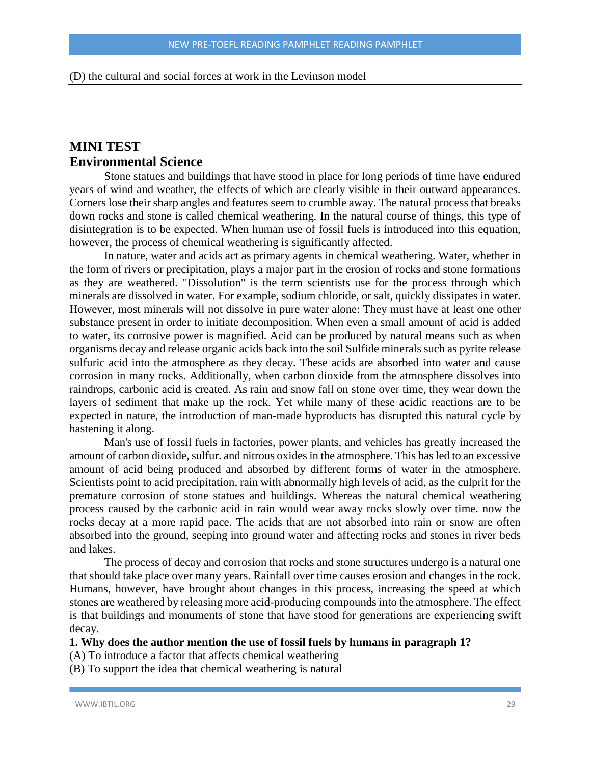(D) the cultural and social forces at work in the Levinson model

## MINI TEST
## Environmental Science

Stone statues and buildings that have stood in place for long periods of time have endured years of wind and weather, the effects of which are clearly visible in their outward appearances. Corners lose their sharp angles and features seem to crumble away. The natural process that breaks down rocks and stone is called chemical weathering. In the natural course of things, this type of disintegration is to be expected. When human use of fossil fuels is introduced into this equation, however, the process of chemical weathering is significantly affected.

In nature, water and acids act as primary agents in chemical weathering. Water, whether in the form of rivers or precipitation, plays a major part in the erosion of rocks and stone formations as they are weathered. "Dissolution" is the term scientists use for the process through which minerals are dissolved in water. For example, sodium chloride, or salt, quickly dissipates in water. However, most minerals will not dissolve in pure water alone: They must have at least one other substance present in order to initiate decomposition. When even a small amount of acid is added to water, its corrosive power is magnified. Acid can be produced by natural means such as when organisms decay and release organic acids back into the soil Sulfide minerals such as pyrite release sulfuric acid into the atmosphere as they decay. These acids are absorbed into water and cause corrosion in many rocks. Additionally, when carbon dioxide from the atmosphere dissolves into raindrops, carbonic acid is created. As rain and snow fall on stone over time, they wear down the layers of sediment that make up the rock. Yet while many of these acidic reactions are to be expected in nature, the introduction of man-made byproducts has disrupted this natural cycle by hastening it along.

Man's use of fossil fuels in factories, power plants, and vehicles has greatly increased the amount of carbon dioxide, sulfur. and nitrous oxides in the atmosphere. This has led to an excessive amount of acid being produced and absorbed by different forms of water in the atmosphere. Scientists point to acid precipitation, rain with abnormally high levels of acid, as the culprit for the premature corrosion of stone statues and buildings. Whereas the natural chemical weathering process caused by the carbonic acid in rain would wear away rocks slowly over time. now the rocks decay at a more rapid pace. The acids that are not absorbed into rain or snow are often absorbed into the ground, seeping into ground water and affecting rocks and stones in river beds and lakes.

The process of decay and corrosion that rocks and stone structures undergo is a natural one that should take place over many years. Rainfall over time causes erosion and changes in the rock. Humans, however, have brought about changes in this process, increasing the speed at which stones are weathered by releasing more acid-producing compounds into the atmosphere. The effect is that buildings and monuments of stone that have stood for generations are experiencing swift decay.

**1. Why does the author mention the use of fossil fuels by humans in paragraph 1?**

(A) To introduce a factor that affects chemical weathering

(B) To support the idea that chemical weathering is natural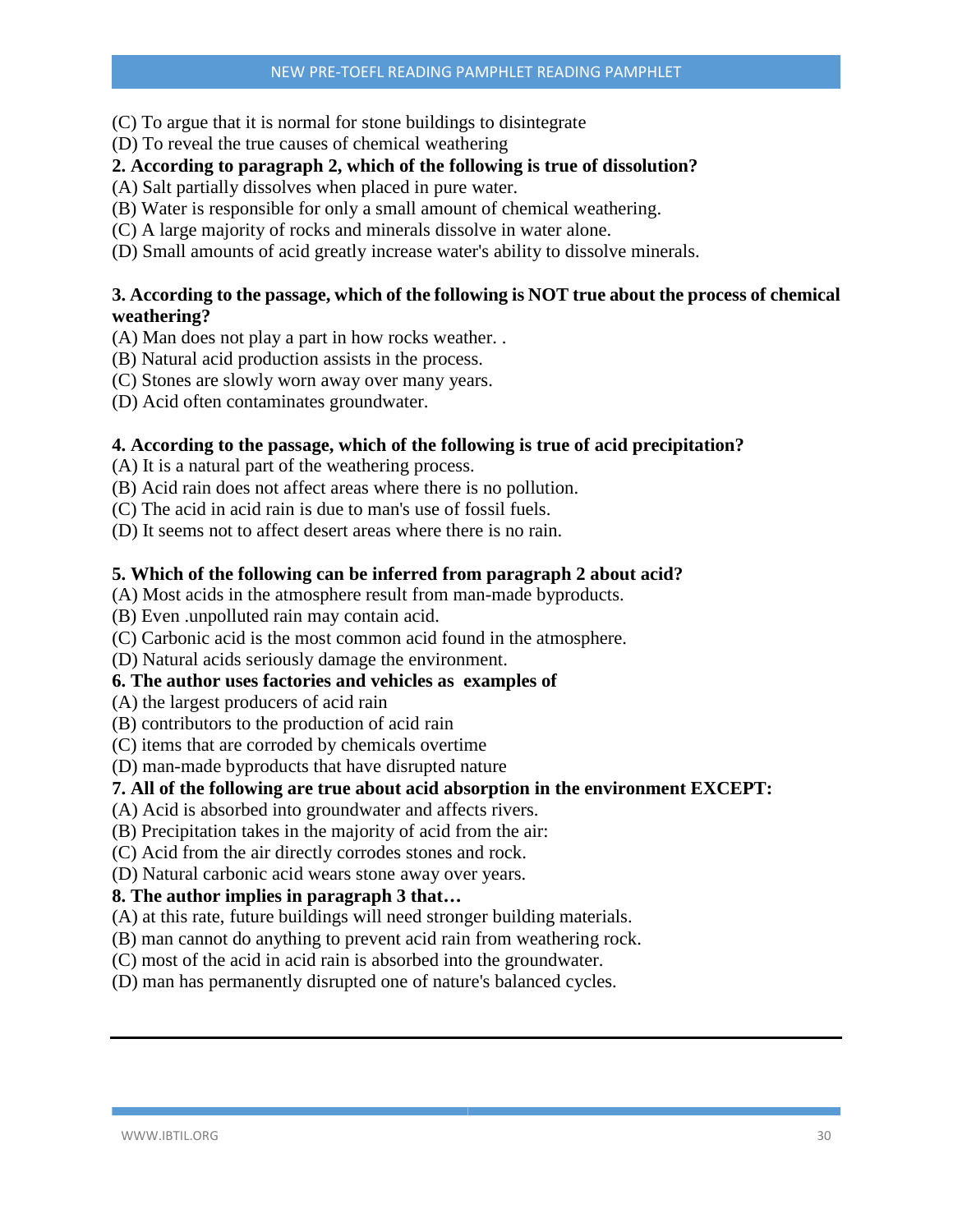(C) To argue that it is normal for stone buildings to disintegrate
(D) To reveal the true causes of chemical weathering

**2. According to paragraph 2, which of the following is true of dissolution?**

(A) Salt partially dissolves when placed in pure water.
(B) Water is responsible for only a small amount of chemical weathering.
(C) A large majority of rocks and minerals dissolve in water alone.
(D) Small amounts of acid greatly increase water's ability to dissolve minerals.

**3. According to the passage, which of the following is NOT true about the process of chemical weathering?**

(A) Man does not play a part in how rocks weather. .
(B) Natural acid production assists in the process.
(C) Stones are slowly worn away over many years.
(D) Acid often contaminates groundwater.

**4. According to the passage, which of the following is true of acid precipitation?**

(A) It is a natural part of the weathering process.
(B) Acid rain does not affect areas where there is no pollution.
(C) The acid in acid rain is due to man's use of fossil fuels.
(D) It seems not to affect desert areas where there is no rain.

**5. Which of the following can be inferred from paragraph 2 about acid?**

(A) Most acids in the atmosphere result from man-made byproducts.
(B) Even .unpolluted rain may contain acid.
(C) Carbonic acid is the most common acid found in the atmosphere.
(D) Natural acids seriously damage the environment.

**6. The author uses factories and vehicles as examples of**

(A) the largest producers of acid rain
(B) contributors to the production of acid rain
(C) items that are corroded by chemicals overtime
(D) man-made byproducts that have disrupted nature

**7. All of the following are true about acid absorption in the environment EXCEPT:**

(A) Acid is absorbed into groundwater and affects rivers.
(B) Precipitation takes in the majority of acid from the air:
(C) Acid from the air directly corrodes stones and rock.
(D) Natural carbonic acid wears stone away over years.

**8. The author implies in paragraph 3 that…**

(A) at this rate, future buildings will need stronger building materials.
(B) man cannot do anything to prevent acid rain from weathering rock.
(C) most of the acid in acid rain is absorbed into the groundwater.
(D) man has permanently disrupted one of nature's balanced cycles.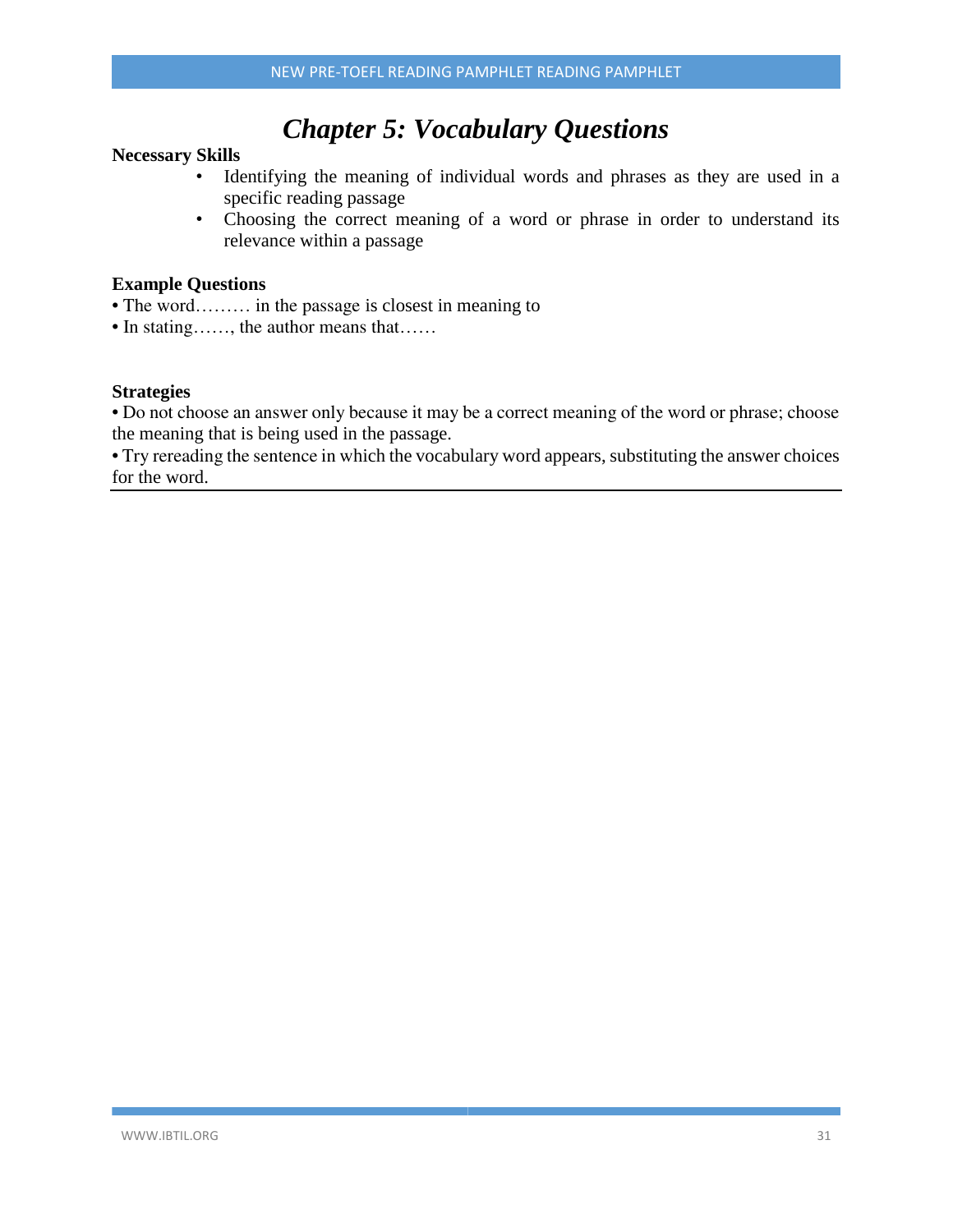# *Chapter 5: Vocabulary Questions*

**Necessary Skills**

- Identifying the meaning of individual words and phrases as they are used in a specific reading passage
- Choosing the correct meaning of a word or phrase in order to understand its relevance within a passage

**Example Questions**

• The word……… in the passage is closest in meaning to

• In stating……, the author means that……

**Strategies**

• Do not choose an answer only because it may be a correct meaning of the word or phrase; choose the meaning that is being used in the passage.

• Try rereading the sentence in which the vocabulary word appears, substituting the answer choices for the word.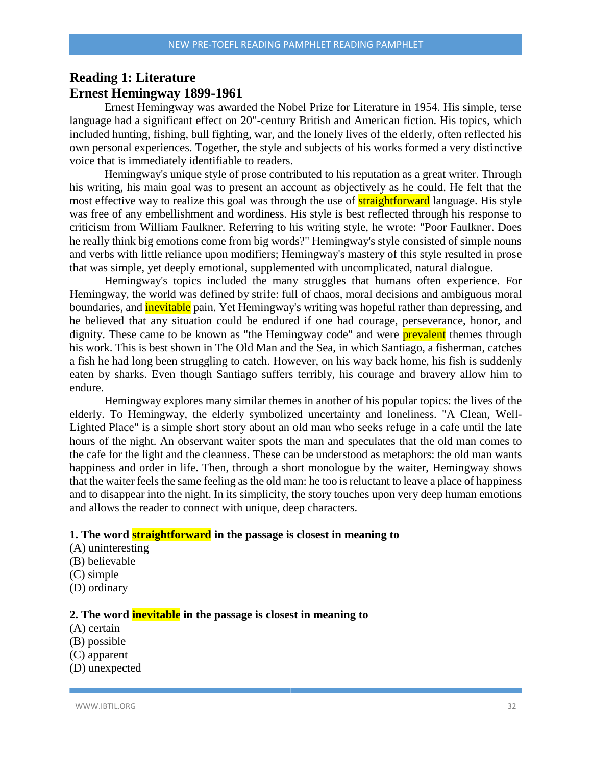## Reading 1: Literature
## Ernest Hemingway 1899-1961

Ernest Hemingway was awarded the Nobel Prize for Literature in 1954. His simple, terse language had a significant effect on 20"-century British and American fiction. His topics, which included hunting, fishing, bull fighting, war, and the lonely lives of the elderly, often reflected his own personal experiences. Together, the style and subjects of his works formed a very distinctive voice that is immediately identifiable to readers.

Hemingway's unique style of prose contributed to his reputation as a great writer. Through his writing, his main goal was to present an account as objectively as he could. He felt that the most effective way to realize this goal was through the use of **straightforward** language. His style was free of any embellishment and wordiness. His style is best reflected through his response to criticism from William Faulkner. Referring to his writing style, he wrote: "Poor Faulkner. Does he really think big emotions come from big words?" Hemingway's style consisted of simple nouns and verbs with little reliance upon modifiers; Hemingway's mastery of this style resulted in prose that was simple, yet deeply emotional, supplemented with uncomplicated, natural dialogue.

Hemingway's topics included the many struggles that humans often experience. For Hemingway, the world was defined by strife: full of chaos, moral decisions and ambiguous moral boundaries, and **inevitable** pain. Yet Hemingway's writing was hopeful rather than depressing, and he believed that any situation could be endured if one had courage, perseverance, honor, and dignity. These came to be known as "the Hemingway code" and were **prevalent** themes through his work. This is best shown in The Old Man and the Sea, in which Santiago, a fisherman, catches a fish he had long been struggling to catch. However, on his way back home, his fish is suddenly eaten by sharks. Even though Santiago suffers terribly, his courage and bravery allow him to endure.

Hemingway explores many similar themes in another of his popular topics: the lives of the elderly. To Hemingway, the elderly symbolized uncertainty and loneliness. "A Clean, Well-Lighted Place" is a simple short story about an old man who seeks refuge in a cafe until the late hours of the night. An observant waiter spots the man and speculates that the old man comes to the cafe for the light and the cleanness. These can be understood as metaphors: the old man wants happiness and order in life. Then, through a short monologue by the waiter, Hemingway shows that the waiter feels the same feeling as the old man: he too is reluctant to leave a place of happiness and to disappear into the night. In its simplicity, the story touches upon very deep human emotions and allows the reader to connect with unique, deep characters.

**1. The word straightforward in the passage is closest in meaning to**

(A) uninteresting
(B) believable
(C) simple
(D) ordinary

**2. The word inevitable in the passage is closest in meaning to**

(A) certain
(B) possible
(C) apparent
(D) unexpected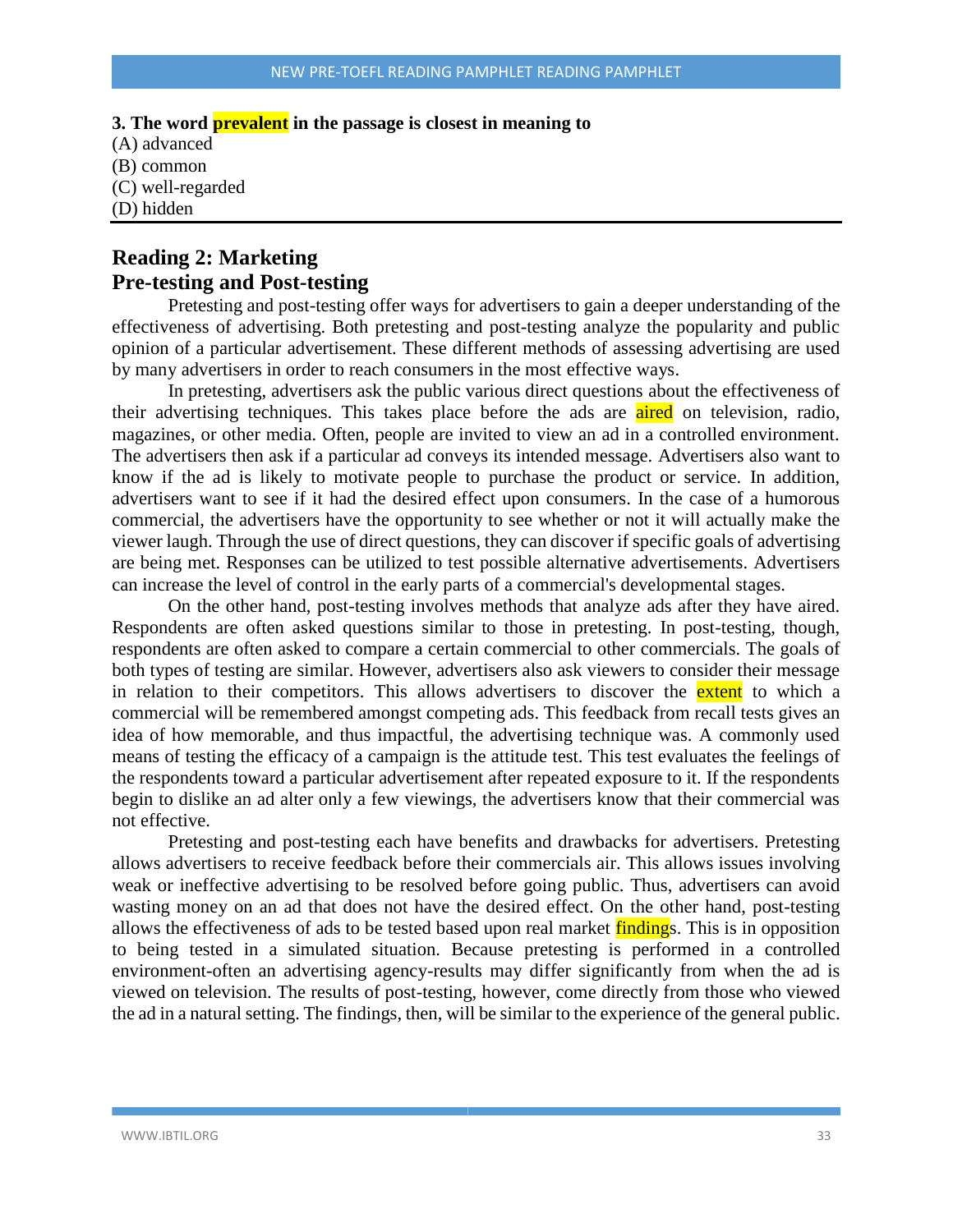**3. The word prevalent in the passage is closest in meaning to**

(A) advanced
(B) common
(C) well-regarded
(D) hidden

---

## Reading 2: Marketing
## Pre-testing and Post-testing

Pretesting and post-testing offer ways for advertisers to gain a deeper understanding of the effectiveness of advertising. Both pretesting and post-testing analyze the popularity and public opinion of a particular advertisement. These different methods of assessing advertising are used by many advertisers in order to reach consumers in the most effective ways.

In pretesting, advertisers ask the public various direct questions about the effectiveness of their advertising techniques. This takes place before the ads are aired on television, radio, magazines, or other media. Often, people are invited to view an ad in a controlled environment. The advertisers then ask if a particular ad conveys its intended message. Advertisers also want to know if the ad is likely to motivate people to purchase the product or service. In addition, advertisers want to see if it had the desired effect upon consumers. In the case of a humorous commercial, the advertisers have the opportunity to see whether or not it will actually make the viewer laugh. Through the use of direct questions, they can discover if specific goals of advertising are being met. Responses can be utilized to test possible alternative advertisements. Advertisers can increase the level of control in the early parts of a commercial's developmental stages.

On the other hand, post-testing involves methods that analyze ads after they have aired. Respondents are often asked questions similar to those in pretesting. In post-testing, though, respondents are often asked to compare a certain commercial to other commercials. The goals of both types of testing are similar. However, advertisers also ask viewers to consider their message in relation to their competitors. This allows advertisers to discover the extent to which a commercial will be remembered amongst competing ads. This feedback from recall tests gives an idea of how memorable, and thus impactful, the advertising technique was. A commonly used means of testing the efficacy of a campaign is the attitude test. This test evaluates the feelings of the respondents toward a particular advertisement after repeated exposure to it. If the respondents begin to dislike an ad alter only a few viewings, the advertisers know that their commercial was not effective.

Pretesting and post-testing each have benefits and drawbacks for advertisers. Pretesting allows advertisers to receive feedback before their commercials air. This allows issues involving weak or ineffective advertising to be resolved before going public. Thus, advertisers can avoid wasting money on an ad that does not have the desired effect. On the other hand, post-testing allows the effectiveness of ads to be tested based upon real market findings. This is in opposition to being tested in a simulated situation. Because pretesting is performed in a controlled environment-often an advertising agency-results may differ significantly from when the ad is viewed on television. The results of post-testing, however, come directly from those who viewed the ad in a natural setting. The findings, then, will be similar to the experience of the general public.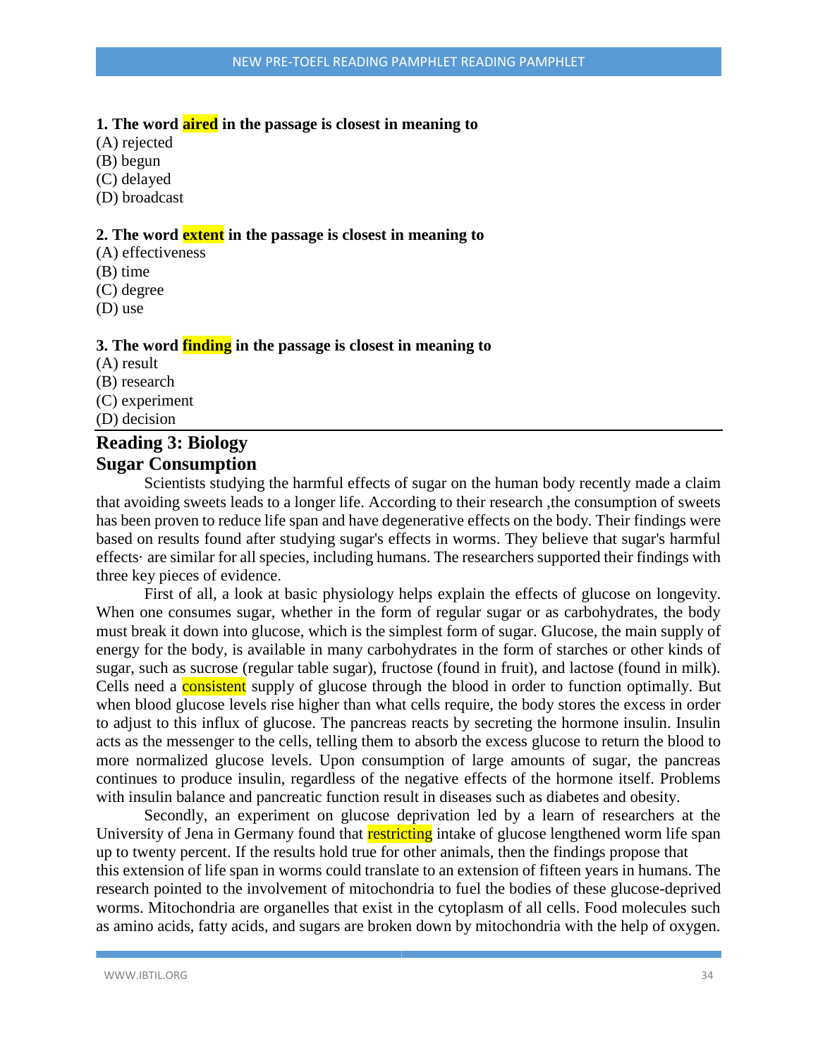**1. The word aired in the passage is closest in meaning to**

(A) rejected
(B) begun
(C) delayed
(D) broadcast

**2. The word extent in the passage is closest in meaning to**

(A) effectiveness
(B) time
(C) degree
(D) use

**3. The word finding in the passage is closest in meaning to**

(A) result
(B) research
(C) experiment
(D) decision

---

## Reading 3: Biology
## Sugar Consumption

Scientists studying the harmful effects of sugar on the human body recently made a claim that avoiding sweets leads to a longer life. According to their research ,the consumption of sweets has been proven to reduce life span and have degenerative effects on the body. Their findings were based on results found after studying sugar's effects in worms. They believe that sugar's harmful effects· are similar for all species, including humans. The researchers supported their findings with three key pieces of evidence.

First of all, a look at basic physiology helps explain the effects of glucose on longevity. When one consumes sugar, whether in the form of regular sugar or as carbohydrates, the body must break it down into glucose, which is the simplest form of sugar. Glucose, the main supply of energy for the body, is available in many carbohydrates in the form of starches or other kinds of sugar, such as sucrose (regular table sugar), fructose (found in fruit), and lactose (found in milk). Cells need a consistent supply of glucose through the blood in order to function optimally. But when blood glucose levels rise higher than what cells require, the body stores the excess in order to adjust to this influx of glucose. The pancreas reacts by secreting the hormone insulin. Insulin acts as the messenger to the cells, telling them to absorb the excess glucose to return the blood to more normalized glucose levels. Upon consumption of large amounts of sugar, the pancreas continues to produce insulin, regardless of the negative effects of the hormone itself. Problems with insulin balance and pancreatic function result in diseases such as diabetes and obesity.

Secondly, an experiment on glucose deprivation led by a learn of researchers at the University of Jena in Germany found that restricting intake of glucose lengthened worm life span up to twenty percent. If the results hold true for other animals, then the findings propose that this extension of life span in worms could translate to an extension of fifteen years in humans. The research pointed to the involvement of mitochondria to fuel the bodies of these glucose-deprived worms. Mitochondria are organelles that exist in the cytoplasm of all cells. Food molecules such as amino acids, fatty acids, and sugars are broken down by mitochondria with the help of oxygen.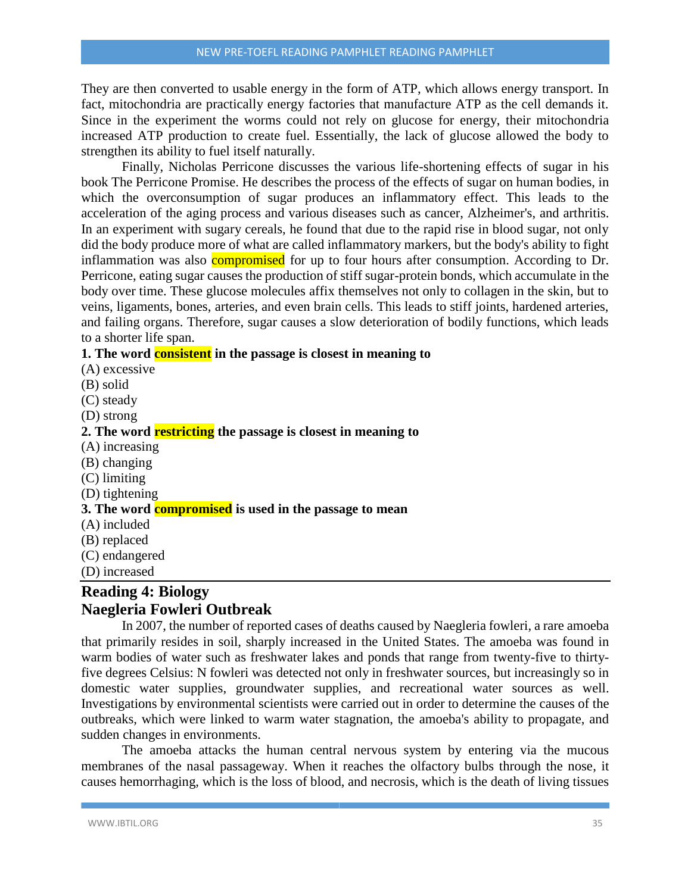They are then converted to usable energy in the form of ATP, which allows energy transport. In fact, mitochondria are practically energy factories that manufacture ATP as the cell demands it. Since in the experiment the worms could not rely on glucose for energy, their mitochondria increased ATP production to create fuel. Essentially, the lack of glucose allowed the body to strengthen its ability to fuel itself naturally.

Finally, Nicholas Perricone discusses the various life-shortening effects of sugar in his book The Perricone Promise. He describes the process of the effects of sugar on human bodies, in which the overconsumption of sugar produces an inflammatory effect. This leads to the acceleration of the aging process and various diseases such as cancer, Alzheimer's, and arthritis. In an experiment with sugary cereals, he found that due to the rapid rise in blood sugar, not only did the body produce more of what are called inflammatory markers, but the body's ability to fight inflammation was also compromised for up to four hours after consumption. According to Dr. Perricone, eating sugar causes the production of stiff sugar-protein bonds, which accumulate in the body over time. These glucose molecules affix themselves not only to collagen in the skin, but to veins, ligaments, bones, arteries, and even brain cells. This leads to stiff joints, hardened arteries, and failing organs. Therefore, sugar causes a slow deterioration of bodily functions, which leads to a shorter life span.

**1. The word consistent in the passage is closest in meaning to**

(A) excessive
(B) solid
(C) steady
(D) strong

**2. The word restricting the passage is closest in meaning to**

(A) increasing
(B) changing
(C) limiting
(D) tightening

**3. The word compromised is used in the passage to mean**

(A) included
(B) replaced
(C) endangered
(D) increased

---

## Reading 4: Biology
## Naegleria Fowleri Outbreak

In 2007, the number of reported cases of deaths caused by Naegleria fowleri, a rare amoeba that primarily resides in soil, sharply increased in the United States. The amoeba was found in warm bodies of water such as freshwater lakes and ponds that range from twenty-five to thirty-five degrees Celsius: N fowleri was detected not only in freshwater sources, but increasingly so in domestic water supplies, groundwater supplies, and recreational water sources as well. Investigations by environmental scientists were carried out in order to determine the causes of the outbreaks, which were linked to warm water stagnation, the amoeba's ability to propagate, and sudden changes in environments.

The amoeba attacks the human central nervous system by entering via the mucous membranes of the nasal passageway. When it reaches the olfactory bulbs through the nose, it causes hemorrhaging, which is the loss of blood, and necrosis, which is the death of living tissues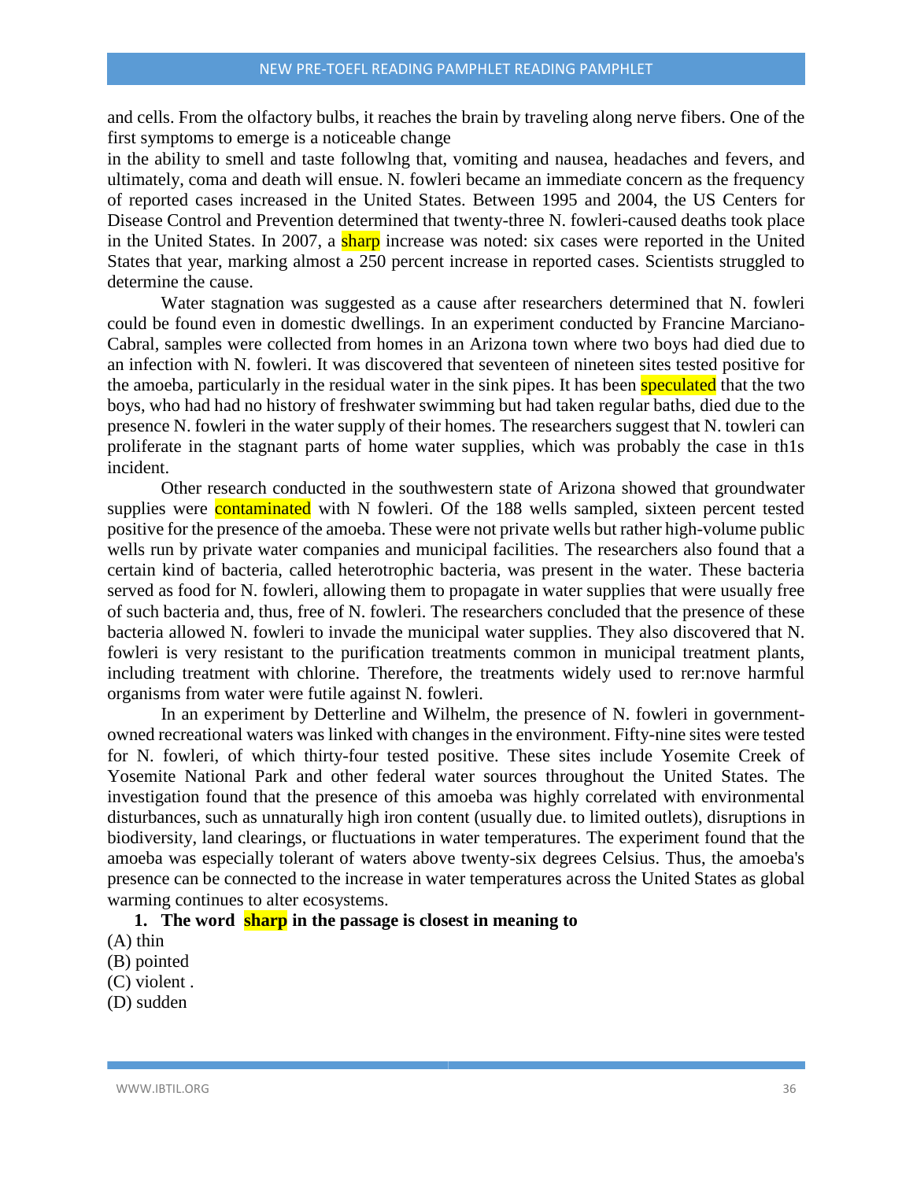and cells. From the olfactory bulbs, it reaches the brain by traveling along nerve fibers. One of the first symptoms to emerge is a noticeable change
in the ability to smell and taste followlng that, vomiting and nausea, headaches and fevers, and ultimately, coma and death will ensue. N. fowleri became an immediate concern as the frequency of reported cases increased in the United States. Between 1995 and 2004, the US Centers for Disease Control and Prevention determined that twenty-three N. fowleri-caused deaths took place in the United States. In 2007, a sharp increase was noted: six cases were reported in the United States that year, marking almost a 250 percent increase in reported cases. Scientists struggled to determine the cause.

Water stagnation was suggested as a cause after researchers determined that N. fowleri could be found even in domestic dwellings. In an experiment conducted by Francine Marciano-Cabral, samples were collected from homes in an Arizona town where two boys had died due to an infection with N. fowleri. It was discovered that seventeen of nineteen sites tested positive for the amoeba, particularly in the residual water in the sink pipes. It has been speculated that the two boys, who had had no history of freshwater swimming but had taken regular baths, died due to the presence N. fowleri in the water supply of their homes. The researchers suggest that N. towleri can proliferate in the stagnant parts of home water supplies, which was probably the case in th1s incident.

Other research conducted in the southwestern state of Arizona showed that groundwater supplies were contaminated with N fowleri. Of the 188 wells sampled, sixteen percent tested positive for the presence of the amoeba. These were not private wells but rather high-volume public wells run by private water companies and municipal facilities. The researchers also found that a certain kind of bacteria, called heterotrophic bacteria, was present in the water. These bacteria served as food for N. fowleri, allowing them to propagate in water supplies that were usually free of such bacteria and, thus, free of N. fowleri. The researchers concluded that the presence of these bacteria allowed N. fowleri to invade the municipal water supplies. They also discovered that N. fowleri is very resistant to the purification treatments common in municipal treatment plants, including treatment with chlorine. Therefore, the treatments widely used to rer:nove harmful organisms from water were futile against N. fowleri.

In an experiment by Detterline and Wilhelm, the presence of N. fowleri in government-owned recreational waters was linked with changes in the environment. Fifty-nine sites were tested for N. fowleri, of which thirty-four tested positive. These sites include Yosemite Creek of Yosemite National Park and other federal water sources throughout the United States. The investigation found that the presence of this amoeba was highly correlated with environmental disturbances, such as unnaturally high iron content (usually due. to limited outlets), disruptions in biodiversity, land clearings, or fluctuations in water temperatures. The experiment found that the amoeba was especially tolerant of waters above twenty-six degrees Celsius. Thus, the amoeba's presence can be connected to the increase in water temperatures across the United States as global warming continues to alter ecosystems.

**1. The word sharp in the passage is closest in meaning to**

(A) thin
(B) pointed
(C) violent .
(D) sudden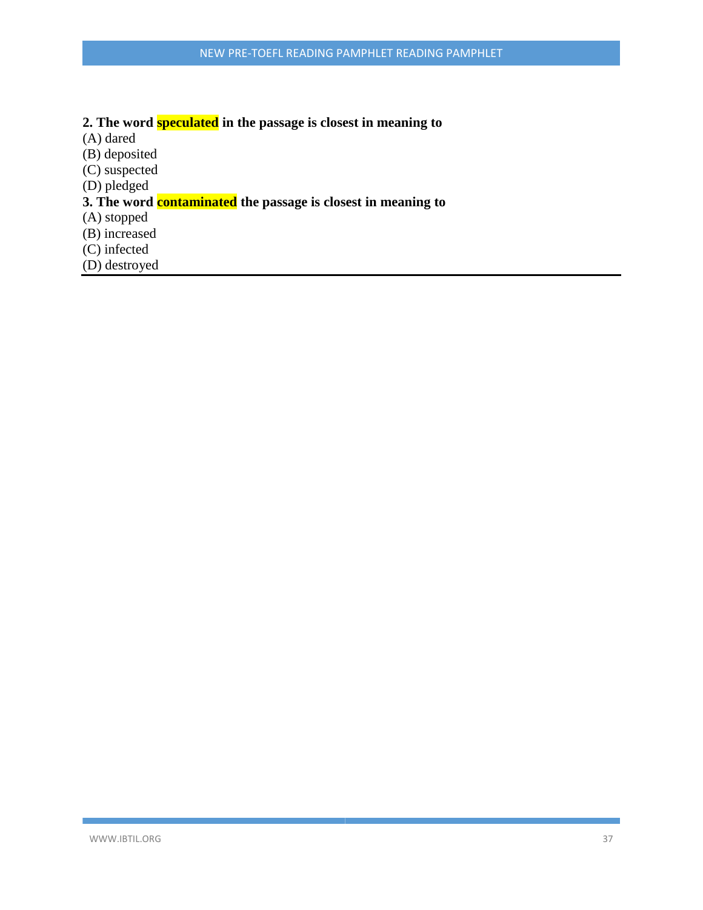**2. The word speculated in the passage is closest in meaning to**

(A) dared
(B) deposited
(C) suspected
(D) pledged

**3. The word contaminated the passage is closest in meaning to**

(A) stopped
(B) increased
(C) infected
(D) destroyed

---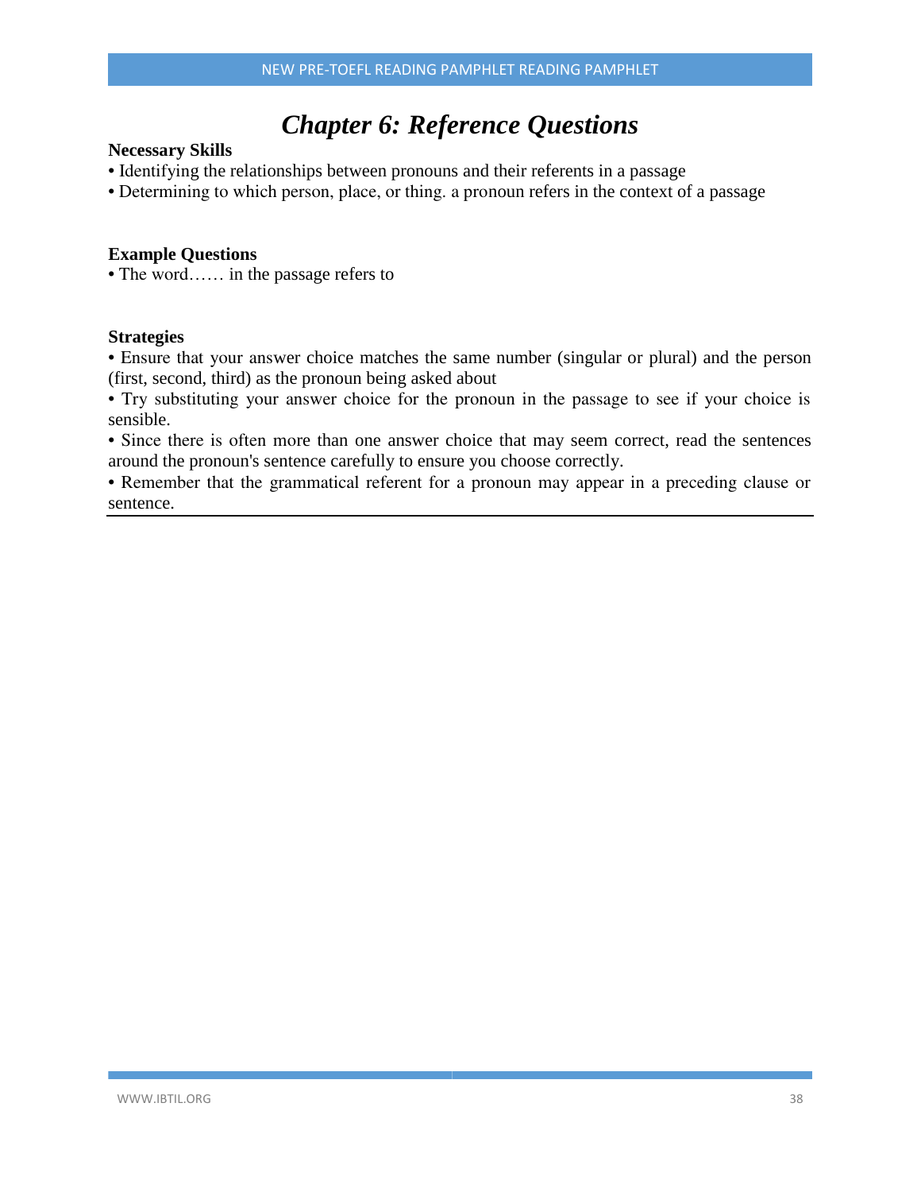# *Chapter 6: Reference Questions*

**Necessary Skills**

• Identifying the relationships between pronouns and their referents in a passage

• Determining to which person, place, or thing. a pronoun refers in the context of a passage

**Example Questions**

• The word…… in the passage refers to

**Strategies**

• Ensure that your answer choice matches the same number (singular or plural) and the person (first, second, third) as the pronoun being asked about

• Try substituting your answer choice for the pronoun in the passage to see if your choice is sensible.

• Since there is often more than one answer choice that may seem correct, read the sentences around the pronoun's sentence carefully to ensure you choose correctly.

• Remember that the grammatical referent for a pronoun may appear in a preceding clause or sentence.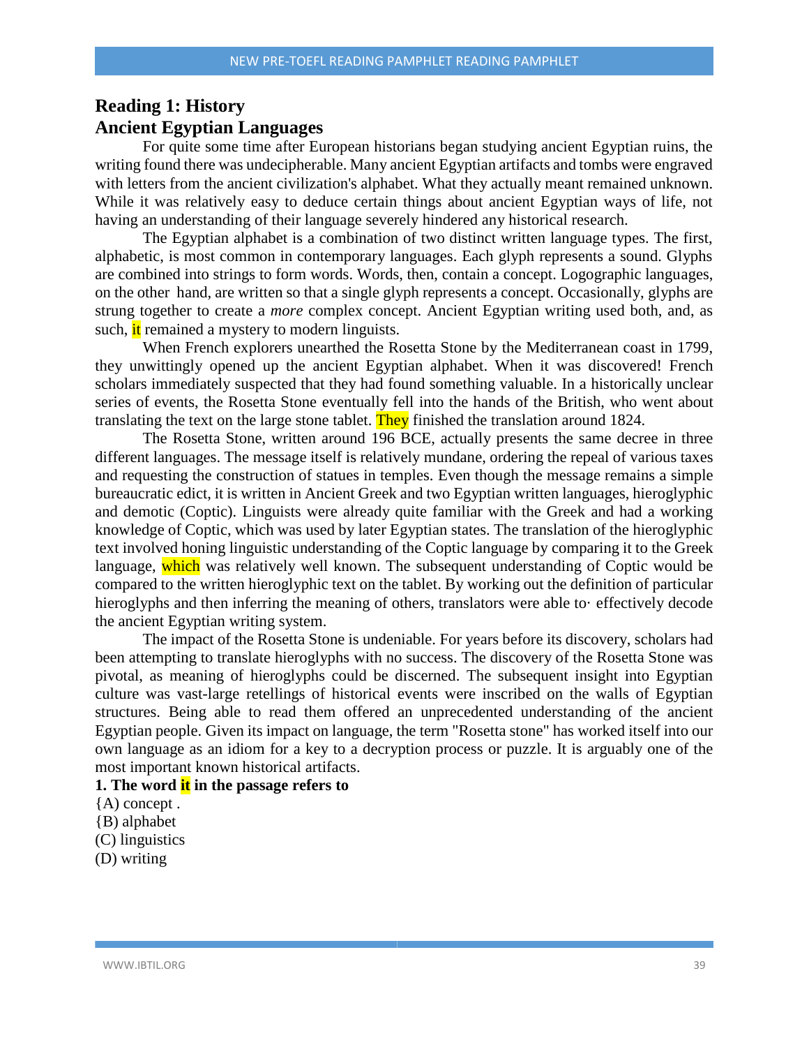## Reading 1: History

## Ancient Egyptian Languages

For quite some time after European historians began studying ancient Egyptian ruins, the writing found there was undecipherable. Many ancient Egyptian artifacts and tombs were engraved with letters from the ancient civilization's alphabet. What they actually meant remained unknown. While it was relatively easy to deduce certain things about ancient Egyptian ways of life, not having an understanding of their language severely hindered any historical research.

The Egyptian alphabet is a combination of two distinct written language types. The first, alphabetic, is most common in contemporary languages. Each glyph represents a sound. Glyphs are combined into strings to form words. Words, then, contain a concept. Logographic languages, on the other hand, are written so that a single glyph represents a concept. Occasionally, glyphs are strung together to create a *more* complex concept. Ancient Egyptian writing used both, and, as such, **it** remained a mystery to modern linguists.

When French explorers unearthed the Rosetta Stone by the Mediterranean coast in 1799, they unwittingly opened up the ancient Egyptian alphabet. When it was discovered! French scholars immediately suspected that they had found something valuable. In a historically unclear series of events, the Rosetta Stone eventually fell into the hands of the British, who went about translating the text on the large stone tablet. **They** finished the translation around 1824.

The Rosetta Stone, written around 196 BCE, actually presents the same decree in three different languages. The message itself is relatively mundane, ordering the repeal of various taxes and requesting the construction of statues in temples. Even though the message remains a simple bureaucratic edict, it is written in Ancient Greek and two Egyptian written languages, hieroglyphic and demotic (Coptic). Linguists were already quite familiar with the Greek and had a working knowledge of Coptic, which was used by later Egyptian states. The translation of the hieroglyphic text involved honing linguistic understanding of the Coptic language by comparing it to the Greek language, **which** was relatively well known. The subsequent understanding of Coptic would be compared to the written hieroglyphic text on the tablet. By working out the definition of particular hieroglyphs and then inferring the meaning of others, translators were able to· effectively decode the ancient Egyptian writing system.

The impact of the Rosetta Stone is undeniable. For years before its discovery, scholars had been attempting to translate hieroglyphs with no success. The discovery of the Rosetta Stone was pivotal, as meaning of hieroglyphs could be discerned. The subsequent insight into Egyptian culture was vast-large retellings of historical events were inscribed on the walls of Egyptian structures. Being able to read them offered an unprecedented understanding of the ancient Egyptian people. Given its impact on language, the term "Rosetta stone" has worked itself into our own language as an idiom for a key to a decryption process or puzzle. It is arguably one of the most important known historical artifacts.

**1. The word it in the passage refers to**

{A) concept .

{B) alphabet

(C) linguistics

(D) writing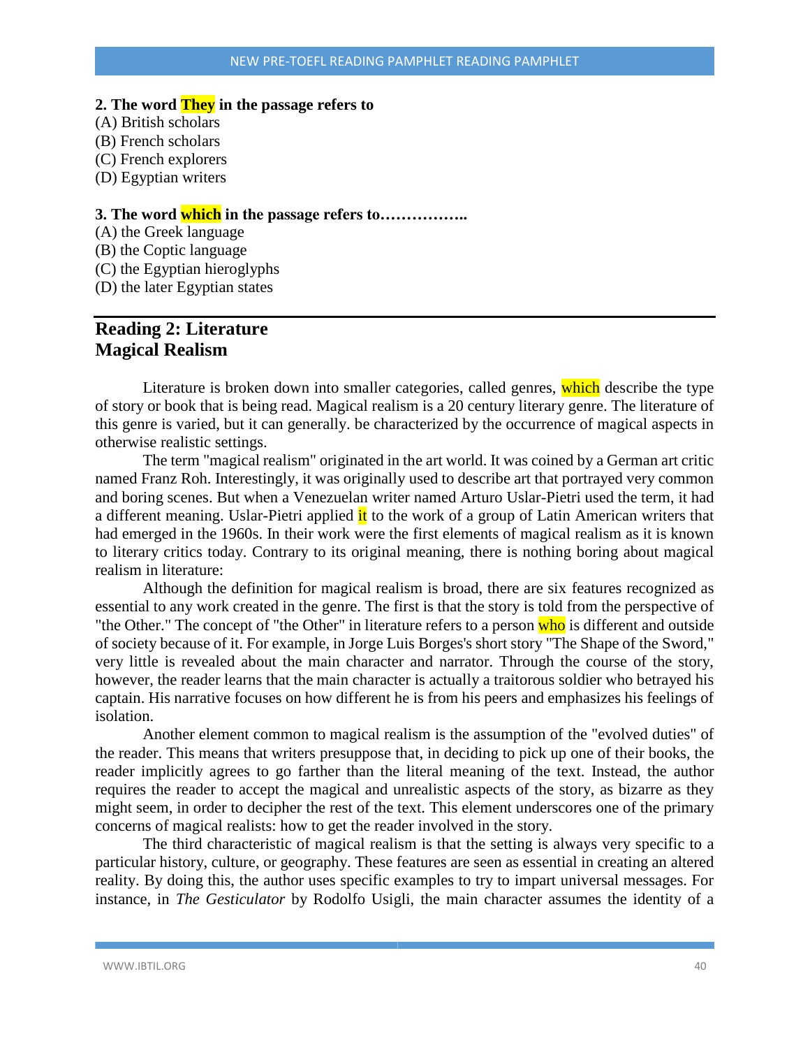**2. The word They in the passage refers to**

(A) British scholars
(B) French scholars
(C) French explorers
(D) Egyptian writers

**3. The word which in the passage refers to……………..**

(A) the Greek language
(B) the Coptic language
(C) the Egyptian hieroglyphs
(D) the later Egyptian states

## Reading 2: Literature
## Magical Realism

Literature is broken down into smaller categories, called genres, which describe the type of story or book that is being read. Magical realism is a 20 century literary genre. The literature of this genre is varied, but it can generally. be characterized by the occurrence of magical aspects in otherwise realistic settings.

The term "magical realism" originated in the art world. It was coined by a German art critic named Franz Roh. Interestingly, it was originally used to describe art that portrayed very common and boring scenes. But when a Venezuelan writer named Arturo Uslar-Pietri used the term, it had a different meaning. Uslar-Pietri applied it to the work of a group of Latin American writers that had emerged in the 1960s. In their work were the first elements of magical realism as it is known to literary critics today. Contrary to its original meaning, there is nothing boring about magical realism in literature:

Although the definition for magical realism is broad, there are six features recognized as essential to any work created in the genre. The first is that the story is told from the perspective of "the Other." The concept of "the Other" in literature refers to a person who is different and outside of society because of it. For example, in Jorge Luis Borges's short story "The Shape of the Sword," very little is revealed about the main character and narrator. Through the course of the story, however, the reader learns that the main character is actually a traitorous soldier who betrayed his captain. His narrative focuses on how different he is from his peers and emphasizes his feelings of isolation.

Another element common to magical realism is the assumption of the "evolved duties" of the reader. This means that writers presuppose that, in deciding to pick up one of their books, the reader implicitly agrees to go farther than the literal meaning of the text. Instead, the author requires the reader to accept the magical and unrealistic aspects of the story, as bizarre as they might seem, in order to decipher the rest of the text. This element underscores one of the primary concerns of magical realists: how to get the reader involved in the story.

The third characteristic of magical realism is that the setting is always very specific to a particular history, culture, or geography. These features are seen as essential in creating an altered reality. By doing this, the author uses specific examples to try to impart universal messages. For instance, in *The Gesticulator* by Rodolfo Usigli, the main character assumes the identity of a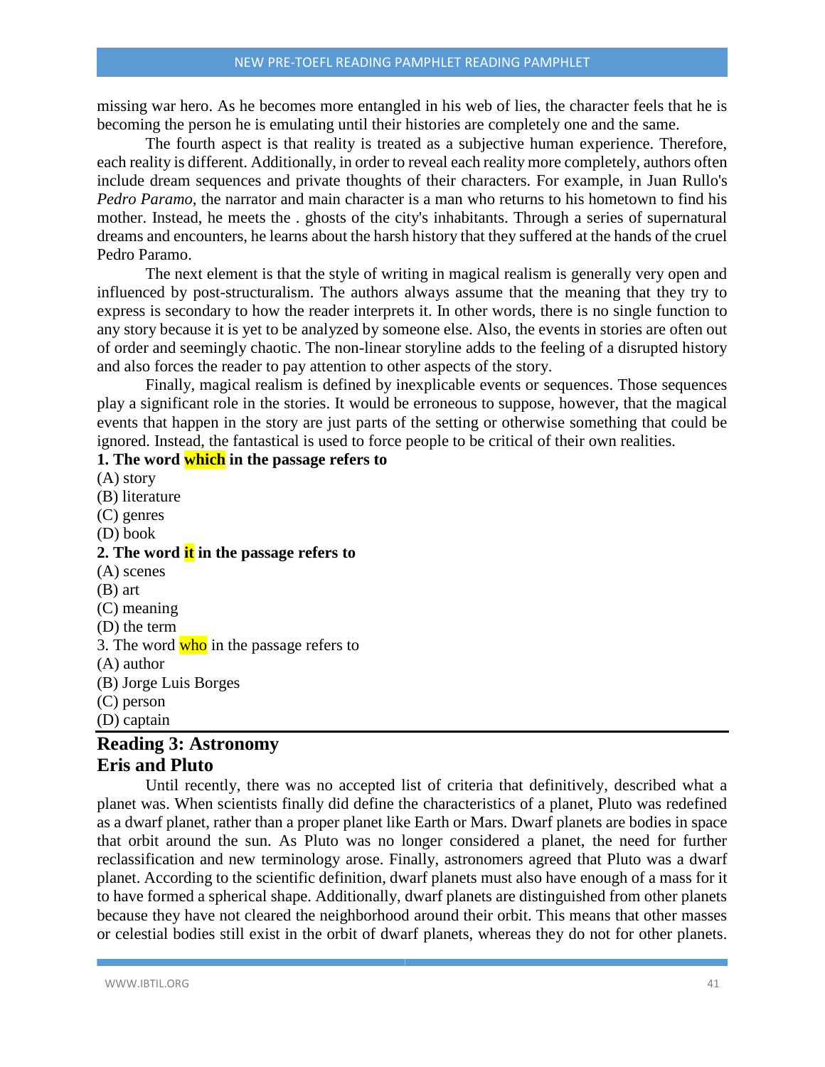missing war hero. As he becomes more entangled in his web of lies, the character feels that he is becoming the person he is emulating until their histories are completely one and the same.

The fourth aspect is that reality is treated as a subjective human experience. Therefore, each reality is different. Additionally, in order to reveal each reality more completely, authors often include dream sequences and private thoughts of their characters. For example, in Juan Rullo's *Pedro Paramo*, the narrator and main character is a man who returns to his hometown to find his mother. Instead, he meets the . ghosts of the city's inhabitants. Through a series of supernatural dreams and encounters, he learns about the harsh history that they suffered at the hands of the cruel Pedro Paramo.

The next element is that the style of writing in magical realism is generally very open and influenced by post-structuralism. The authors always assume that the meaning that they try to express is secondary to how the reader interprets it. In other words, there is no single function to any story because it is yet to be analyzed by someone else. Also, the events in stories are often out of order and seemingly chaotic. The non-linear storyline adds to the feeling of a disrupted history and also forces the reader to pay attention to other aspects of the story.

Finally, magical realism is defined by inexplicable events or sequences. Those sequences play a significant role in the stories. It would be erroneous to suppose, however, that the magical events that happen in the story are just parts of the setting or otherwise something that could be ignored. Instead, the fantastical is used to force people to be critical of their own realities.

**1. The word which in the passage refers to**

(A) story
(B) literature
(C) genres
(D) book

**2. The word it in the passage refers to**

(A) scenes
(B) art
(C) meaning
(D) the term

3. The word who in the passage refers to

(A) author
(B) Jorge Luis Borges
(C) person
(D) captain

## Reading 3: Astronomy
## Eris and Pluto

Until recently, there was no accepted list of criteria that definitively, described what a planet was. When scientists finally did define the characteristics of a planet, Pluto was redefined as a dwarf planet, rather than a proper planet like Earth or Mars. Dwarf planets are bodies in space that orbit around the sun. As Pluto was no longer considered a planet, the need for further reclassification and new terminology arose. Finally, astronomers agreed that Pluto was a dwarf planet. According to the scientific definition, dwarf planets must also have enough of a mass for it to have formed a spherical shape. Additionally, dwarf planets are distinguished from other planets because they have not cleared the neighborhood around their orbit. This means that other masses or celestial bodies still exist in the orbit of dwarf planets, whereas they do not for other planets.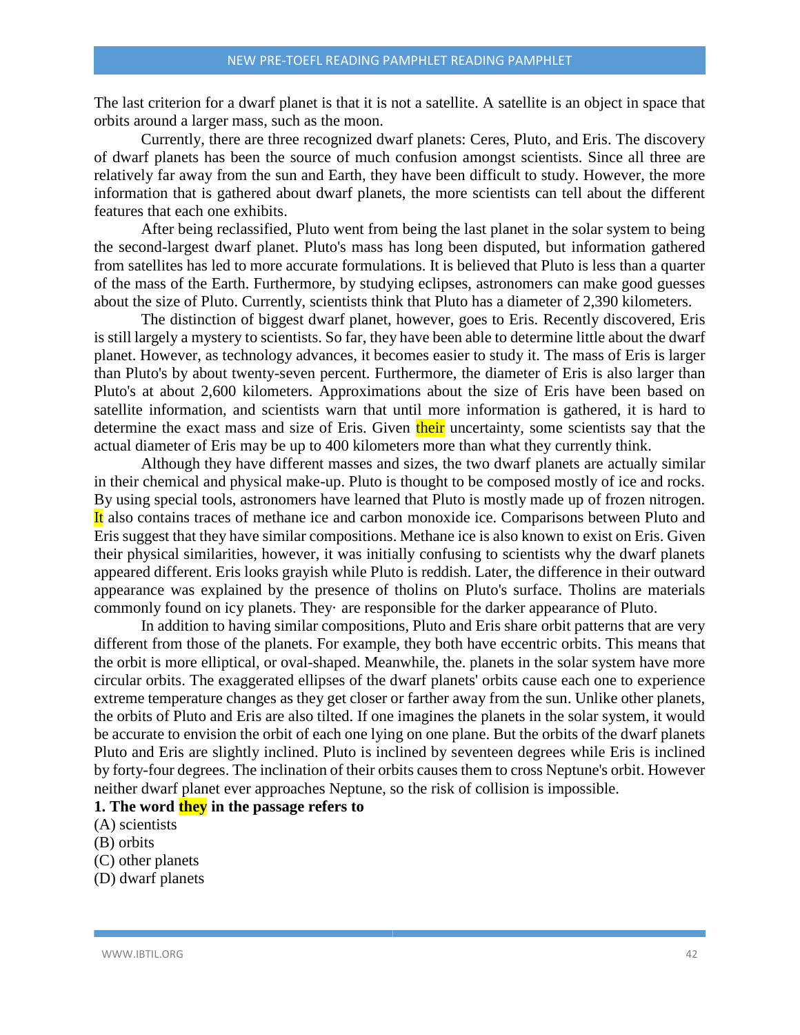The last criterion for a dwarf planet is that it is not a satellite. A satellite is an object in space that orbits around a larger mass, such as the moon.

Currently, there are three recognized dwarf planets: Ceres, Pluto, and Eris. The discovery of dwarf planets has been the source of much confusion amongst scientists. Since all three are relatively far away from the sun and Earth, they have been difficult to study. However, the more information that is gathered about dwarf planets, the more scientists can tell about the different features that each one exhibits.

After being reclassified, Pluto went from being the last planet in the solar system to being the second-largest dwarf planet. Pluto's mass has long been disputed, but information gathered from satellites has led to more accurate formulations. It is believed that Pluto is less than a quarter of the mass of the Earth. Furthermore, by studying eclipses, astronomers can make good guesses about the size of Pluto. Currently, scientists think that Pluto has a diameter of 2,390 kilometers.

The distinction of biggest dwarf planet, however, goes to Eris. Recently discovered, Eris is still largely a mystery to scientists. So far, they have been able to determine little about the dwarf planet. However, as technology advances, it becomes easier to study it. The mass of Eris is larger than Pluto's by about twenty-seven percent. Furthermore, the diameter of Eris is also larger than Pluto's at about 2,600 kilometers. Approximations about the size of Eris have been based on satellite information, and scientists warn that until more information is gathered, it is hard to determine the exact mass and size of Eris. Given **their** uncertainty, some scientists say that the actual diameter of Eris may be up to 400 kilometers more than what they currently think.

Although they have different masses and sizes, the two dwarf planets are actually similar in their chemical and physical make-up. Pluto is thought to be composed mostly of ice and rocks. By using special tools, astronomers have learned that Pluto is mostly made up of frozen nitrogen. **It** also contains traces of methane ice and carbon monoxide ice. Comparisons between Pluto and Eris suggest that they have similar compositions. Methane ice is also known to exist on Eris. Given their physical similarities, however, it was initially confusing to scientists why the dwarf planets appeared different. Eris looks grayish while Pluto is reddish. Later, the difference in their outward appearance was explained by the presence of tholins on Pluto's surface. Tholins are materials commonly found on icy planets. They· are responsible for the darker appearance of Pluto.

In addition to having similar compositions, Pluto and Eris share orbit patterns that are very different from those of the planets. For example, they both have eccentric orbits. This means that the orbit is more elliptical, or oval-shaped. Meanwhile, the. planets in the solar system have more circular orbits. The exaggerated ellipses of the dwarf planets' orbits cause each one to experience extreme temperature changes as they get closer or farther away from the sun. Unlike other planets, the orbits of Pluto and Eris are also tilted. If one imagines the planets in the solar system, it would be accurate to envision the orbit of each one lying on one plane. But the orbits of the dwarf planets Pluto and Eris are slightly inclined. Pluto is inclined by seventeen degrees while Eris is inclined by forty-four degrees. The inclination of their orbits causes them to cross Neptune's orbit. However neither dwarf planet ever approaches Neptune, so the risk of collision is impossible.

**1. The word they in the passage refers to**

(A) scientists
(B) orbits
(C) other planets
(D) dwarf planets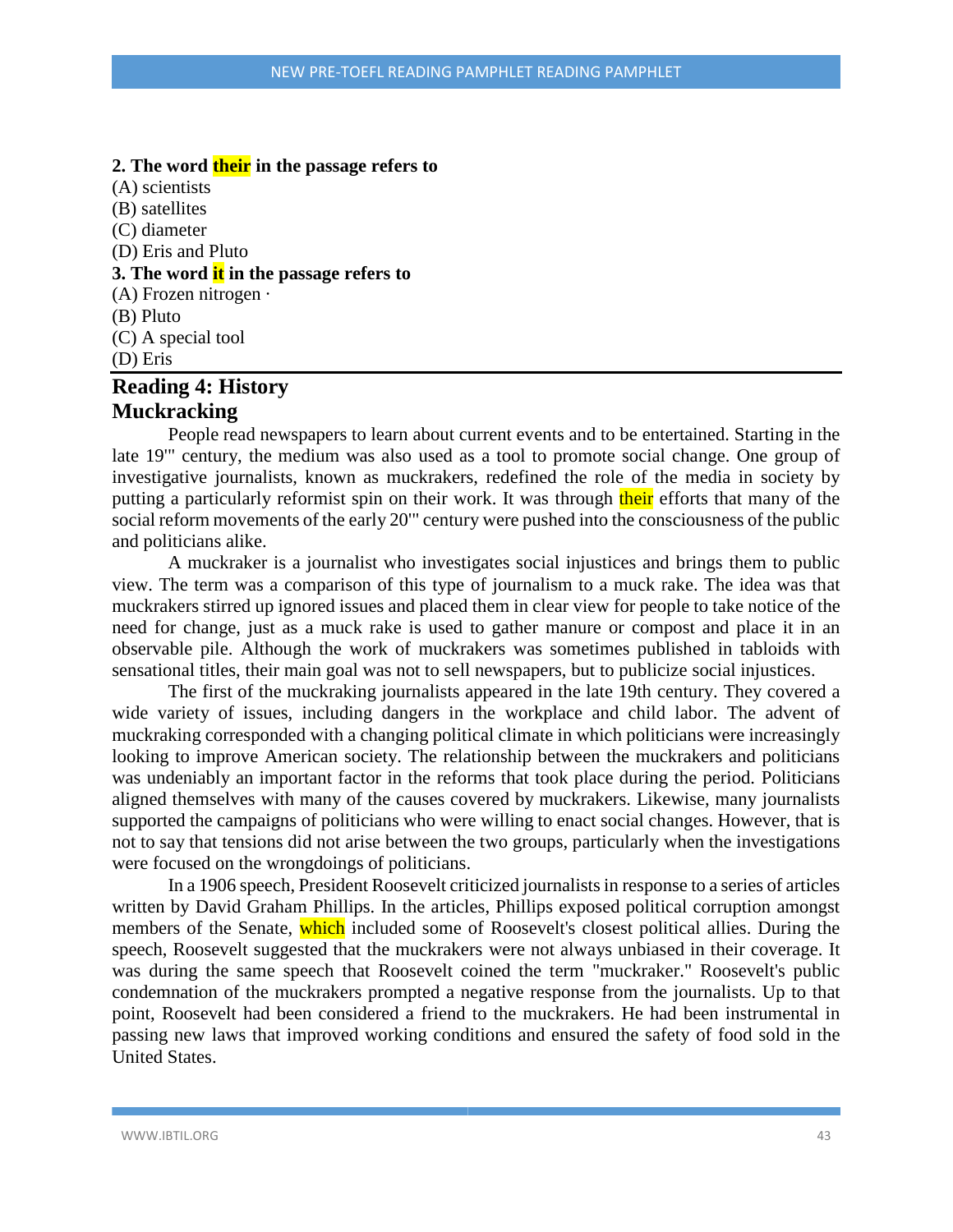**2. The word their in the passage refers to**

(A) scientists
(B) satellites
(C) diameter
(D) Eris and Pluto

**3. The word it in the passage refers to**

(A) Frozen nitrogen ·
(B) Pluto
(C) A special tool
(D) Eris

## Reading 4: History
## Muckracking

People read newspapers to learn about current events and to be entertained. Starting in the late 19'" century, the medium was also used as a tool to promote social change. One group of investigative journalists, known as muckrakers, redefined the role of the media in society by putting a particularly reformist spin on their work. It was through their efforts that many of the social reform movements of the early 20'" century were pushed into the consciousness of the public and politicians alike.

A muckraker is a journalist who investigates social injustices and brings them to public view. The term was a comparison of this type of journalism to a muck rake. The idea was that muckrakers stirred up ignored issues and placed them in clear view for people to take notice of the need for change, just as a muck rake is used to gather manure or compost and place it in an observable pile. Although the work of muckrakers was sometimes published in tabloids with sensational titles, their main goal was not to sell newspapers, but to publicize social injustices.

The first of the muckraking journalists appeared in the late 19th century. They covered a wide variety of issues, including dangers in the workplace and child labor. The advent of muckraking corresponded with a changing political climate in which politicians were increasingly looking to improve American society. The relationship between the muckrakers and politicians was undeniably an important factor in the reforms that took place during the period. Politicians aligned themselves with many of the causes covered by muckrakers. Likewise, many journalists supported the campaigns of politicians who were willing to enact social changes. However, that is not to say that tensions did not arise between the two groups, particularly when the investigations were focused on the wrongdoings of politicians.

In a 1906 speech, President Roosevelt criticized journalists in response to a series of articles written by David Graham Phillips. In the articles, Phillips exposed political corruption amongst members of the Senate, which included some of Roosevelt's closest political allies. During the speech, Roosevelt suggested that the muckrakers were not always unbiased in their coverage. It was during the same speech that Roosevelt coined the term "muckraker." Roosevelt's public condemnation of the muckrakers prompted a negative response from the journalists. Up to that point, Roosevelt had been considered a friend to the muckrakers. He had been instrumental in passing new laws that improved working conditions and ensured the safety of food sold in the United States.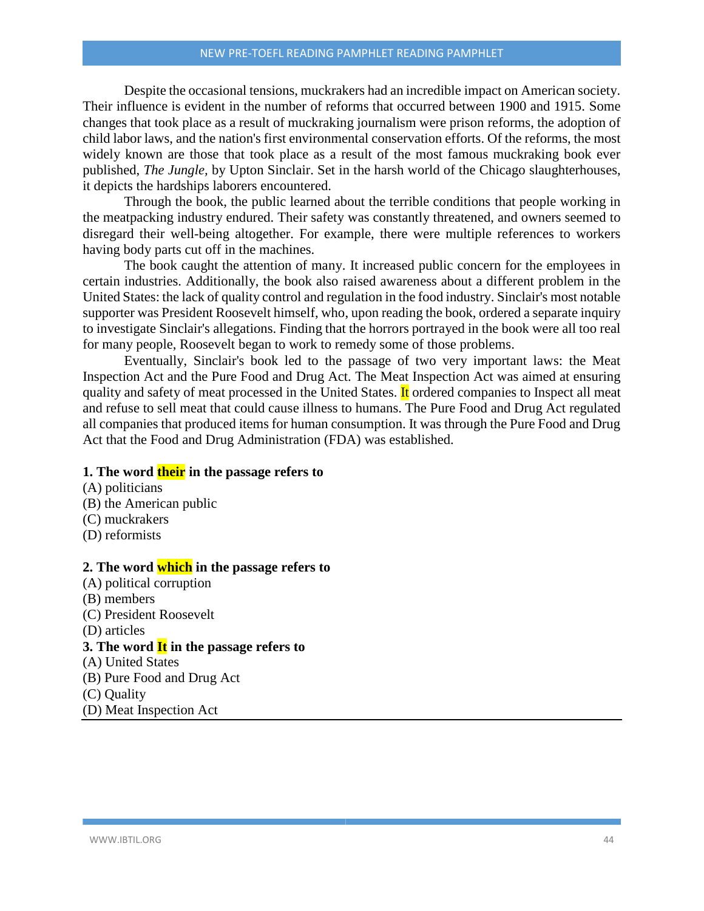Despite the occasional tensions, muckrakers had an incredible impact on American society. Their influence is evident in the number of reforms that occurred between 1900 and 1915. Some changes that took place as a result of muckraking journalism were prison reforms, the adoption of child labor laws, and the nation's first environmental conservation efforts. Of the reforms, the most widely known are those that took place as a result of the most famous muckraking book ever published, *The Jungle,* by Upton Sinclair. Set in the harsh world of the Chicago slaughterhouses, it depicts the hardships laborers encountered.

Through the book, the public learned about the terrible conditions that people working in the meatpacking industry endured. Their safety was constantly threatened, and owners seemed to disregard their well-being altogether. For example, there were multiple references to workers having body parts cut off in the machines.

The book caught the attention of many. It increased public concern for the employees in certain industries. Additionally, the book also raised awareness about a different problem in the United States: the lack of quality control and regulation in the food industry. Sinclair's most notable supporter was President Roosevelt himself, who, upon reading the book, ordered a separate inquiry to investigate Sinclair's allegations. Finding that the horrors portrayed in the book were all too real for many people, Roosevelt began to work to remedy some of those problems.

Eventually, Sinclair's book led to the passage of two very important laws: the Meat Inspection Act and the Pure Food and Drug Act. The Meat Inspection Act was aimed at ensuring quality and safety of meat processed in the United States. **It** ordered companies to Inspect all meat and refuse to sell meat that could cause illness to humans. The Pure Food and Drug Act regulated all companies that produced items for human consumption. It was through the Pure Food and Drug Act that the Food and Drug Administration (FDA) was established.

**1. The word their in the passage refers to**

(A) politicians
(B) the American public
(C) muckrakers
(D) reformists

**2. The word which in the passage refers to**

(A) political corruption
(B) members
(C) President Roosevelt
(D) articles

**3. The word It in the passage refers to**

(A) United States
(B) Pure Food and Drug Act
(C) Quality
(D) Meat Inspection Act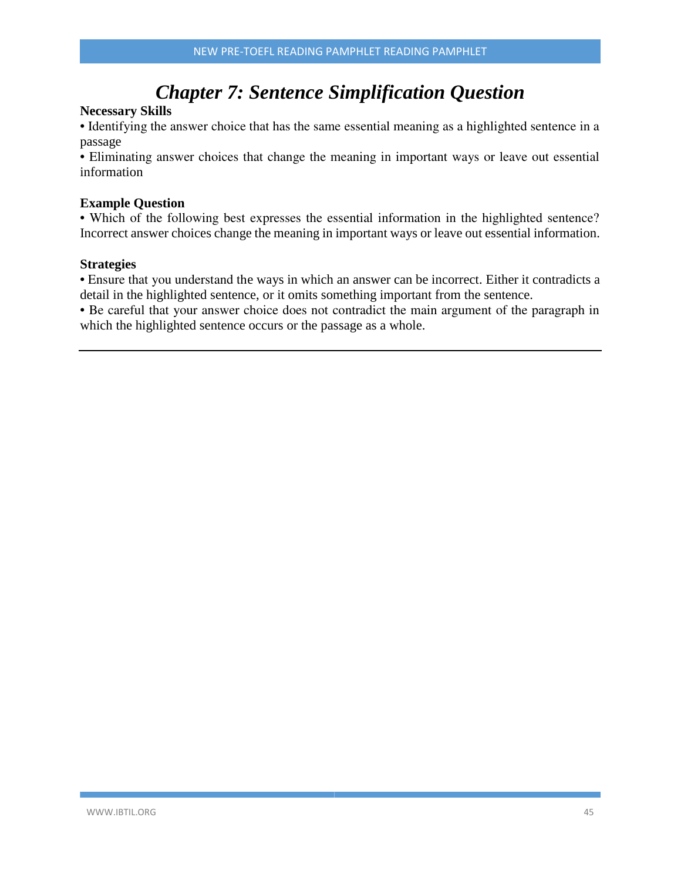# *Chapter 7: Sentence Simplification Question*

**Necessary Skills**

• Identifying the answer choice that has the same essential meaning as a highlighted sentence in a passage

• Eliminating answer choices that change the meaning in important ways or leave out essential information

**Example Question**

• Which of the following best expresses the essential information in the highlighted sentence? Incorrect answer choices change the meaning in important ways or leave out essential information.

**Strategies**

• Ensure that you understand the ways in which an answer can be incorrect. Either it contradicts a detail in the highlighted sentence, or it omits something important from the sentence.

• Be careful that your answer choice does not contradict the main argument of the paragraph in which the highlighted sentence occurs or the passage as a whole.

---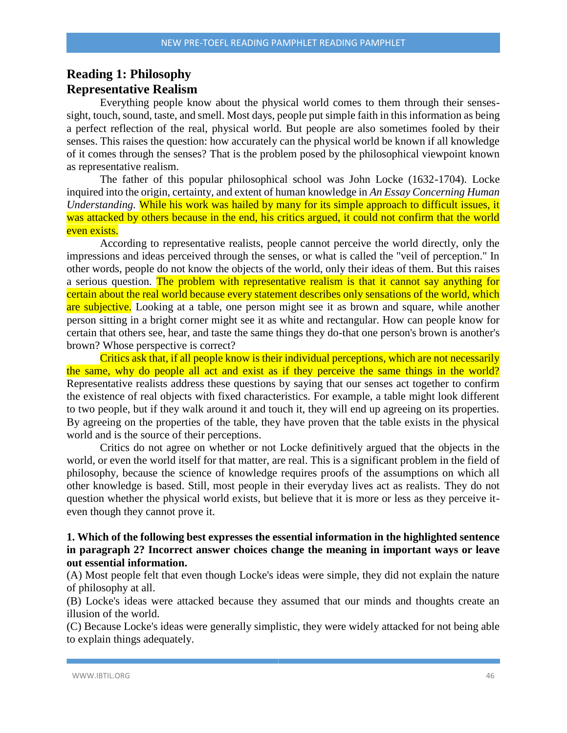## Reading 1: Philosophy

## Representative Realism

Everything people know about the physical world comes to them through their senses-sight, touch, sound, taste, and smell. Most days, people put simple faith in this information as being a perfect reflection of the real, physical world. But people are also sometimes fooled by their senses. This raises the question: how accurately can the physical world be known if all knowledge of it comes through the senses? That is the problem posed by the philosophical viewpoint known as representative realism.

The father of this popular philosophical school was John Locke (1632-1704). Locke inquired into the origin, certainty, and extent of human knowledge in *An Essay Concerning Human Understanding*. While his work was hailed by many for its simple approach to difficult issues, it was attacked by others because in the end, his critics argued, it could not confirm that the world even exists.

According to representative realists, people cannot perceive the world directly, only the impressions and ideas perceived through the senses, or what is called the "veil of perception." In other words, people do not know the objects of the world, only their ideas of them. But this raises a serious question. The problem with representative realism is that it cannot say anything for certain about the real world because every statement describes only sensations of the world, which are subjective. Looking at a table, one person might see it as brown and square, while another person sitting in a bright corner might see it as white and rectangular. How can people know for certain that others see, hear, and taste the same things they do-that one person's brown is another's brown? Whose perspective is correct?

Critics ask that, if all people know is their individual perceptions, which are not necessarily the same, why do people all act and exist as if they perceive the same things in the world? Representative realists address these questions by saying that our senses act together to confirm the existence of real objects with fixed characteristics. For example, a table might look different to two people, but if they walk around it and touch it, they will end up agreeing on its properties. By agreeing on the properties of the table, they have proven that the table exists in the physical world and is the source of their perceptions.

Critics do not agree on whether or not Locke definitively argued that the objects in the world, or even the world itself for that matter, are real. This is a significant problem in the field of philosophy, because the science of knowledge requires proofs of the assumptions on which all other knowledge is based. Still, most people in their everyday lives act as realists. They do not question whether the physical world exists, but believe that it is more or less as they perceive it-even though they cannot prove it.

**1. Which of the following best expresses the essential information in the highlighted sentence in paragraph 2? Incorrect answer choices change the meaning in important ways or leave out essential information.**

(A) Most people felt that even though Locke's ideas were simple, they did not explain the nature of philosophy at all.

(B) Locke's ideas were attacked because they assumed that our minds and thoughts create an illusion of the world.

(C) Because Locke's ideas were generally simplistic, they were widely attacked for not being able to explain things adequately.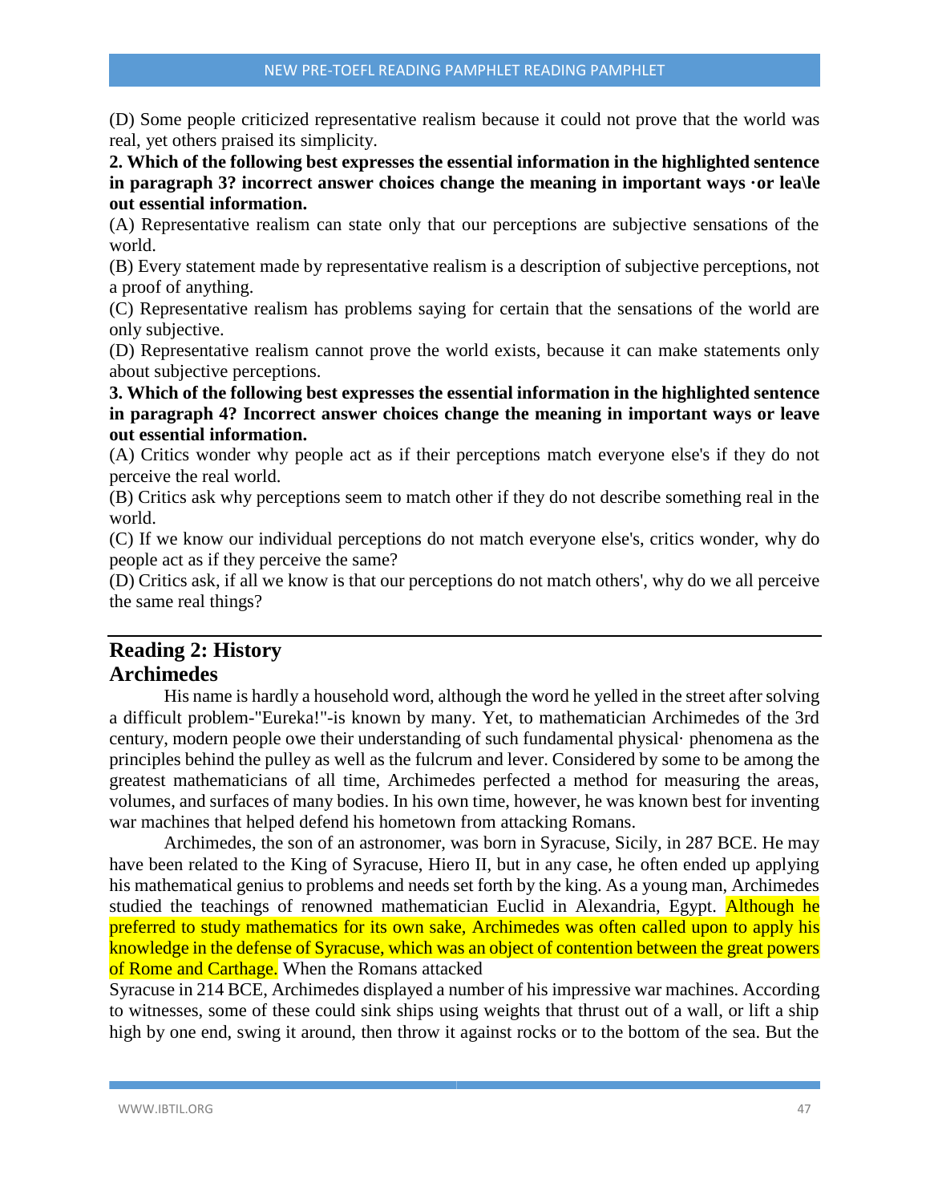(D) Some people criticized representative realism because it could not prove that the world was real, yet others praised its simplicity.

**2. Which of the following best expresses the essential information in the highlighted sentence in paragraph 3? incorrect answer choices change the meaning in important ways ·or lea\le out essential information.**

(A) Representative realism can state only that our perceptions are subjective sensations of the world.

(B) Every statement made by representative realism is a description of subjective perceptions, not a proof of anything.

(C) Representative realism has problems saying for certain that the sensations of the world are only subjective.

(D) Representative realism cannot prove the world exists, because it can make statements only about subjective perceptions.

**3. Which of the following best expresses the essential information in the highlighted sentence in paragraph 4? Incorrect answer choices change the meaning in important ways or leave out essential information.**

(A) Critics wonder why people act as if their perceptions match everyone else's if they do not perceive the real world.

(B) Critics ask why perceptions seem to match other if they do not describe something real in the world.

(C) If we know our individual perceptions do not match everyone else's, critics wonder, why do people act as if they perceive the same?

(D) Critics ask, if all we know is that our perceptions do not match others', why do we all perceive the same real things?

---

## Reading 2: History

## Archimedes

His name is hardly a household word, although the word he yelled in the street after solving a difficult problem-"Eureka!"-is known by many. Yet, to mathematician Archimedes of the 3rd century, modern people owe their understanding of such fundamental physical· phenomena as the principles behind the pulley as well as the fulcrum and lever. Considered by some to be among the greatest mathematicians of all time, Archimedes perfected a method for measuring the areas, volumes, and surfaces of many bodies. In his own time, however, he was known best for inventing war machines that helped defend his hometown from attacking Romans.

Archimedes, the son of an astronomer, was born in Syracuse, Sicily, in 287 BCE. He may have been related to the King of Syracuse, Hiero II, but in any case, he often ended up applying his mathematical genius to problems and needs set forth by the king. As a young man, Archimedes studied the teachings of renowned mathematician Euclid in Alexandria, Egypt. Although he preferred to study mathematics for its own sake, Archimedes was often called upon to apply his knowledge in the defense of Syracuse, which was an object of contention between the great powers of Rome and Carthage. When the Romans attacked Syracuse in 214 BCE, Archimedes displayed a number of his impressive war machines. According to witnesses, some of these could sink ships using weights that thrust out of a wall, or lift a ship high by one end, swing it around, then throw it against rocks or to the bottom of the sea. But the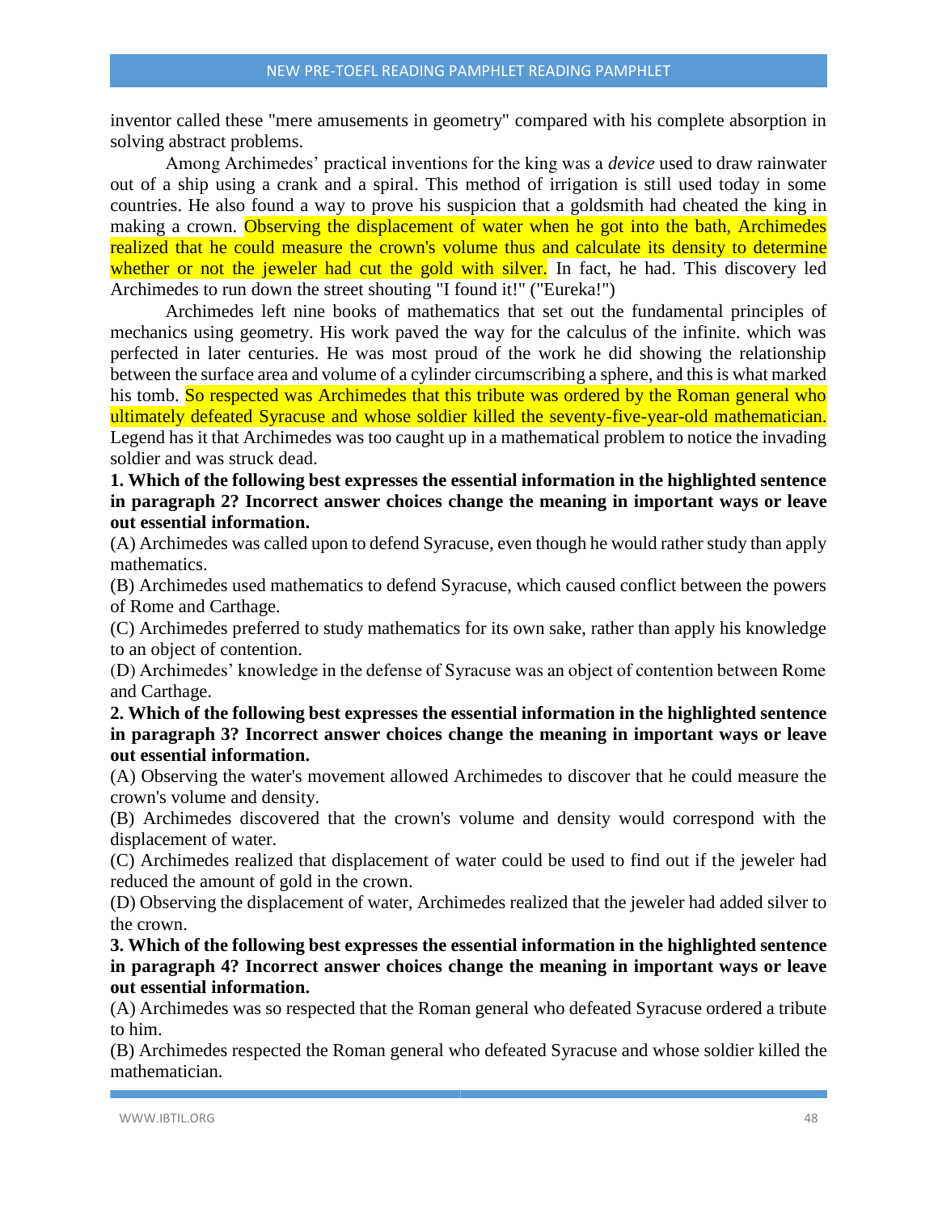inventor called these "mere amusements in geometry" compared with his complete absorption in solving abstract problems.

Among Archimedes' practical inventions for the king was a *device* used to draw rainwater out of a ship using a crank and a spiral. This method of irrigation is still used today in some countries. He also found a way to prove his suspicion that a goldsmith had cheated the king in making a crown. Observing the displacement of water when he got into the bath, Archimedes realized that he could measure the crown's volume thus and calculate its density to determine whether or not the jeweler had cut the gold with silver. In fact, he had. This discovery led Archimedes to run down the street shouting "I found it!" ("Eureka!")

Archimedes left nine books of mathematics that set out the fundamental principles of mechanics using geometry. His work paved the way for the calculus of the infinite. which was perfected in later centuries. He was most proud of the work he did showing the relationship between the surface area and volume of a cylinder circumscribing a sphere, and this is what marked his tomb. So respected was Archimedes that this tribute was ordered by the Roman general who ultimately defeated Syracuse and whose soldier killed the seventy-five-year-old mathematician. Legend has it that Archimedes was too caught up in a mathematical problem to notice the invading soldier and was struck dead.

**1. Which of the following best expresses the essential information in the highlighted sentence in paragraph 2? Incorrect answer choices change the meaning in important ways or leave out essential information.**

(A) Archimedes was called upon to defend Syracuse, even though he would rather study than apply mathematics.

(B) Archimedes used mathematics to defend Syracuse, which caused conflict between the powers of Rome and Carthage.

(C) Archimedes preferred to study mathematics for its own sake, rather than apply his knowledge to an object of contention.

(D) Archimedes' knowledge in the defense of Syracuse was an object of contention between Rome and Carthage.

**2. Which of the following best expresses the essential information in the highlighted sentence in paragraph 3? Incorrect answer choices change the meaning in important ways or leave out essential information.**

(A) Observing the water's movement allowed Archimedes to discover that he could measure the crown's volume and density.

(B) Archimedes discovered that the crown's volume and density would correspond with the displacement of water.

(C) Archimedes realized that displacement of water could be used to find out if the jeweler had reduced the amount of gold in the crown.

(D) Observing the displacement of water, Archimedes realized that the jeweler had added silver to the crown.

**3. Which of the following best expresses the essential information in the highlighted sentence in paragraph 4? Incorrect answer choices change the meaning in important ways or leave out essential information.**

(A) Archimedes was so respected that the Roman general who defeated Syracuse ordered a tribute to him.

(B) Archimedes respected the Roman general who defeated Syracuse and whose soldier killed the mathematician.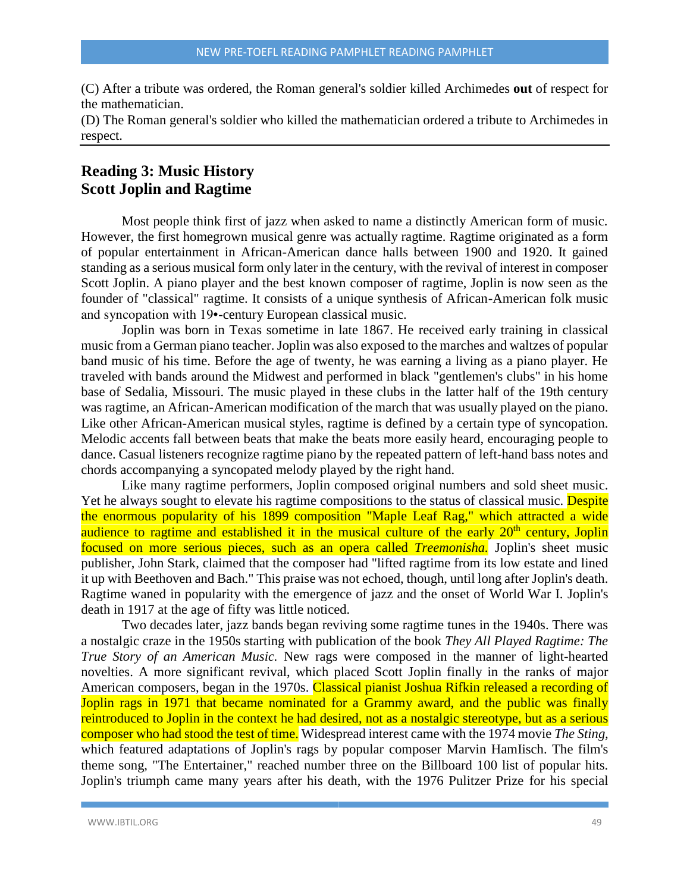(C) After a tribute was ordered, the Roman general's soldier killed Archimedes **out** of respect for the mathematician.
(D) The Roman general's soldier who killed the mathematician ordered a tribute to Archimedes in respect.

## Reading 3: Music History
## Scott Joplin and Ragtime

Most people think first of jazz when asked to name a distinctly American form of music. However, the first homegrown musical genre was actually ragtime. Ragtime originated as a form of popular entertainment in African-American dance halls between 1900 and 1920. It gained standing as a serious musical form only later in the century, with the revival of interest in composer Scott Joplin. A piano player and the best known composer of ragtime, Joplin is now seen as the founder of "classical" ragtime. It consists of a unique synthesis of African-American folk music and syncopation with 19•-century European classical music.

Joplin was born in Texas sometime in late 1867. He received early training in classical music from a German piano teacher. Joplin was also exposed to the marches and waltzes of popular band music of his time. Before the age of twenty, he was earning a living as a piano player. He traveled with bands around the Midwest and performed in black "gentlemen's clubs" in his home base of Sedalia, Missouri. The music played in these clubs in the latter half of the 19th century was ragtime, an African-American modification of the march that was usually played on the piano. Like other African-American musical styles, ragtime is defined by a certain type of syncopation. Melodic accents fall between beats that make the beats more easily heard, encouraging people to dance. Casual listeners recognize ragtime piano by the repeated pattern of left-hand bass notes and chords accompanying a syncopated melody played by the right hand.

Like many ragtime performers, Joplin composed original numbers and sold sheet music. Yet he always sought to elevate his ragtime compositions to the status of classical music. Despite the enormous popularity of his 1899 composition "Maple Leaf Rag," which attracted a wide audience to ragtime and established it in the musical culture of the early 20th century, Joplin focused on more serious pieces, such as an opera called *Treemonisha.* Joplin's sheet music publisher, John Stark, claimed that the composer had "lifted ragtime from its low estate and lined it up with Beethoven and Bach." This praise was not echoed, though, until long after Joplin's death. Ragtime waned in popularity with the emergence of jazz and the onset of World War I. Joplin's death in 1917 at the age of fifty was little noticed.

Two decades later, jazz bands began reviving some ragtime tunes in the 1940s. There was a nostalgic craze in the 1950s starting with publication of the book *They All Played Ragtime: The True Story of an American Music.* New rags were composed in the manner of light-hearted novelties. A more significant revival, which placed Scott Joplin finally in the ranks of major American composers, began in the 1970s. Classical pianist Joshua Rifkin released a recording of Joplin rags in 1971 that became nominated for a Grammy award, and the public was finally reintroduced to Joplin in the context he had desired, not as a nostalgic stereotype, but as a serious composer who had stood the test of time. Widespread interest came with the 1974 movie *The Sting,* which featured adaptations of Joplin's rags by popular composer Marvin HamIisch. The film's theme song, "The Entertainer," reached number three on the Billboard 100 list of popular hits. Joplin's triumph came many years after his death, with the 1976 Pulitzer Prize for his special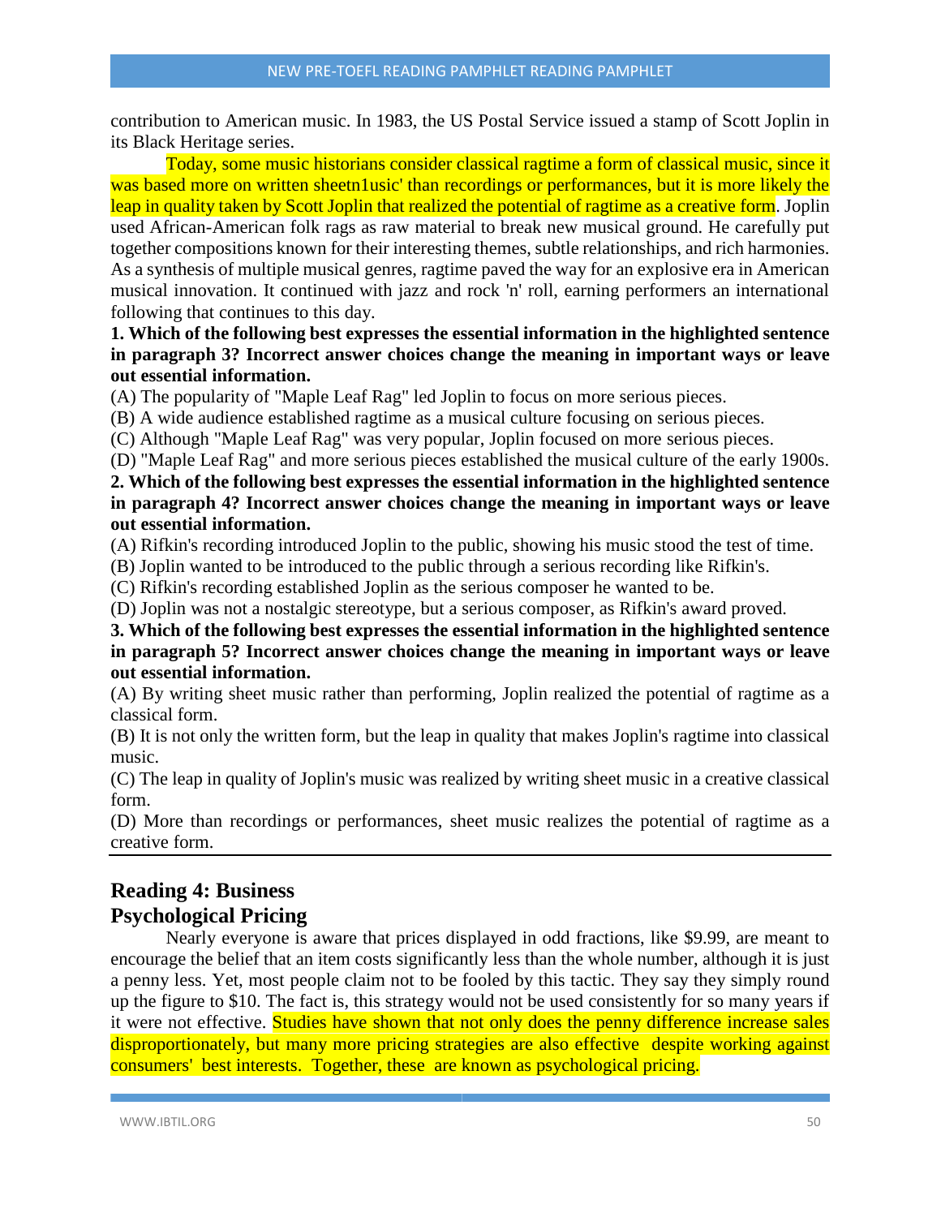contribution to American music. In 1983, the US Postal Service issued a stamp of Scott Joplin in its Black Heritage series.

Today, some music historians consider classical ragtime a form of classical music, since it was based more on written sheetn1usic' than recordings or performances, but it is more likely the leap in quality taken by Scott Joplin that realized the potential of ragtime as a creative form. Joplin used African-American folk rags as raw material to break new musical ground. He carefully put together compositions known for their interesting themes, subtle relationships, and rich harmonies. As a synthesis of multiple musical genres, ragtime paved the way for an explosive era in American musical innovation. It continued with jazz and rock 'n' roll, earning performers an international following that continues to this day.

**1. Which of the following best expresses the essential information in the highlighted sentence in paragraph 3? Incorrect answer choices change the meaning in important ways or leave out essential information.**

(A) The popularity of "Maple Leaf Rag" led Joplin to focus on more serious pieces.
(B) A wide audience established ragtime as a musical culture focusing on serious pieces.
(C) Although "Maple Leaf Rag" was very popular, Joplin focused on more serious pieces.
(D) "Maple Leaf Rag" and more serious pieces established the musical culture of the early 1900s.

**2. Which of the following best expresses the essential information in the highlighted sentence in paragraph 4? Incorrect answer choices change the meaning in important ways or leave out essential information.**

(A) Rifkin's recording introduced Joplin to the public, showing his music stood the test of time.
(B) Joplin wanted to be introduced to the public through a serious recording like Rifkin's.
(C) Rifkin's recording established Joplin as the serious composer he wanted to be.
(D) Joplin was not a nostalgic stereotype, but a serious composer, as Rifkin's award proved.

**3. Which of the following best expresses the essential information in the highlighted sentence in paragraph 5? Incorrect answer choices change the meaning in important ways or leave out essential information.**

(A) By writing sheet music rather than performing, Joplin realized the potential of ragtime as a classical form.
(B) It is not only the written form, but the leap in quality that makes Joplin's ragtime into classical music.
(C) The leap in quality of Joplin's music was realized by writing sheet music in a creative classical form.
(D) More than recordings or performances, sheet music realizes the potential of ragtime as a creative form.

## Reading 4: Business

## Psychological Pricing

Nearly everyone is aware that prices displayed in odd fractions, like $9.99, are meant to encourage the belief that an item costs significantly less than the whole number, although it is just a penny less. Yet, most people claim not to be fooled by this tactic. They say they simply round up the figure to $10. The fact is, this strategy would not be used consistently for so many years if it were not effective. Studies have shown that not only does the penny difference increase sales disproportionately, but many more pricing strategies are also effective despite working against consumers' best interests. Together, these are known as psychological pricing.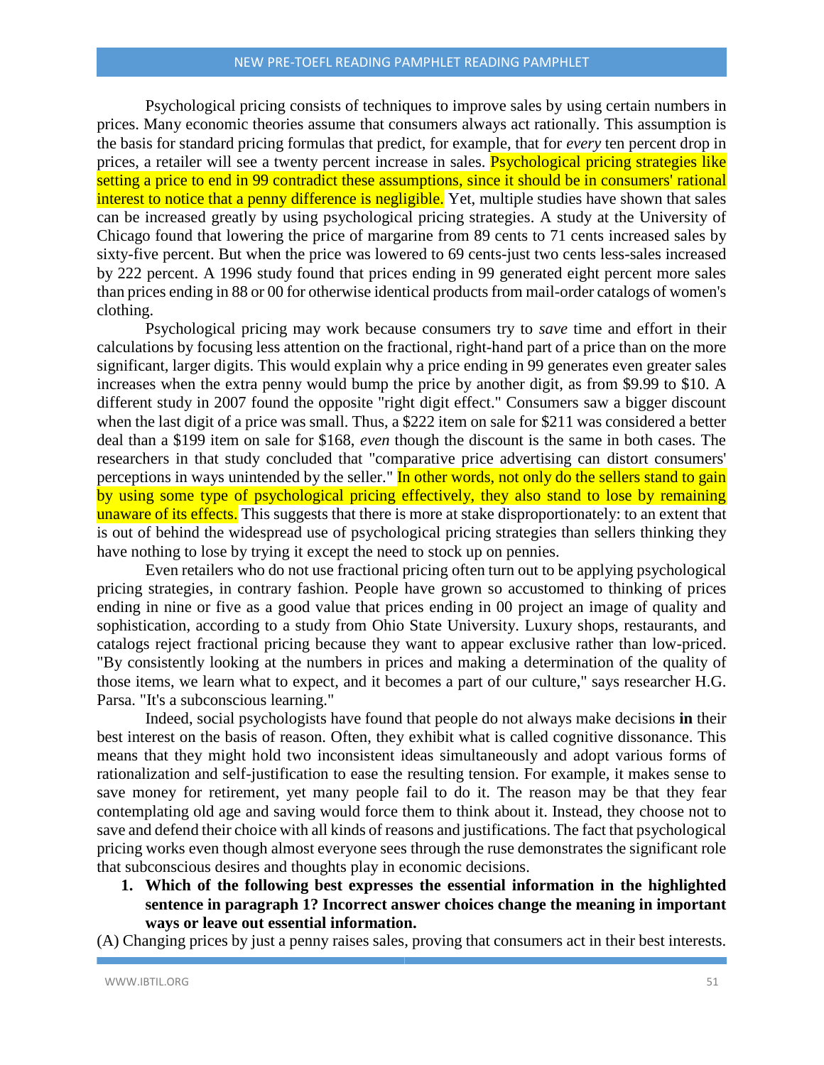Psychological pricing consists of techniques to improve sales by using certain numbers in prices. Many economic theories assume that consumers always act rationally. This assumption is the basis for standard pricing formulas that predict, for example, that for *every* ten percent drop in prices, a retailer will see a twenty percent increase in sales. Psychological pricing strategies like setting a price to end in 99 contradict these assumptions, since it should be in consumers' rational interest to notice that a penny difference is negligible. Yet, multiple studies have shown that sales can be increased greatly by using psychological pricing strategies. A study at the University of Chicago found that lowering the price of margarine from 89 cents to 71 cents increased sales by sixty-five percent. But when the price was lowered to 69 cents-just two cents less-sales increased by 222 percent. A 1996 study found that prices ending in 99 generated eight percent more sales than prices ending in 88 or 00 for otherwise identical products from mail-order catalogs of women's clothing.

Psychological pricing may work because consumers try to *save* time and effort in their calculations by focusing less attention on the fractional, right-hand part of a price than on the more significant, larger digits. This would explain why a price ending in 99 generates even greater sales increases when the extra penny would bump the price by another digit, as from $9.99 to $10. A different study in 2007 found the opposite "right digit effect." Consumers saw a bigger discount when the last digit of a price was small. Thus, a $222 item on sale for $211 was considered a better deal than a $199 item on sale for $168, *even* though the discount is the same in both cases. The researchers in that study concluded that "comparative price advertising can distort consumers' perceptions in ways unintended by the seller." In other words, not only do the sellers stand to gain by using some type of psychological pricing effectively, they also stand to lose by remaining unaware of its effects. This suggests that there is more at stake disproportionately: to an extent that is out of behind the widespread use of psychological pricing strategies than sellers thinking they have nothing to lose by trying it except the need to stock up on pennies.

Even retailers who do not use fractional pricing often turn out to be applying psychological pricing strategies, in contrary fashion. People have grown so accustomed to thinking of prices ending in nine or five as a good value that prices ending in 00 project an image of quality and sophistication, according to a study from Ohio State University. Luxury shops, restaurants, and catalogs reject fractional pricing because they want to appear exclusive rather than low-priced. "By consistently looking at the numbers in prices and making a determination of the quality of those items, we learn what to expect, and it becomes a part of our culture," says researcher H.G. Parsa. "It's a subconscious learning."

Indeed, social psychologists have found that people do not always make decisions **in** their best interest on the basis of reason. Often, they exhibit what is called cognitive dissonance. This means that they might hold two inconsistent ideas simultaneously and adopt various forms of rationalization and self-justification to ease the resulting tension. For example, it makes sense to save money for retirement, yet many people fail to do it. The reason may be that they fear contemplating old age and saving would force them to think about it. Instead, they choose not to save and defend their choice with all kinds of reasons and justifications. The fact that psychological pricing works even though almost everyone sees through the ruse demonstrates the significant role that subconscious desires and thoughts play in economic decisions.

1. **Which of the following best expresses the essential information in the highlighted sentence in paragraph 1? Incorrect answer choices change the meaning in important ways or leave out essential information.**

(A) Changing prices by just a penny raises sales, proving that consumers act in their best interests.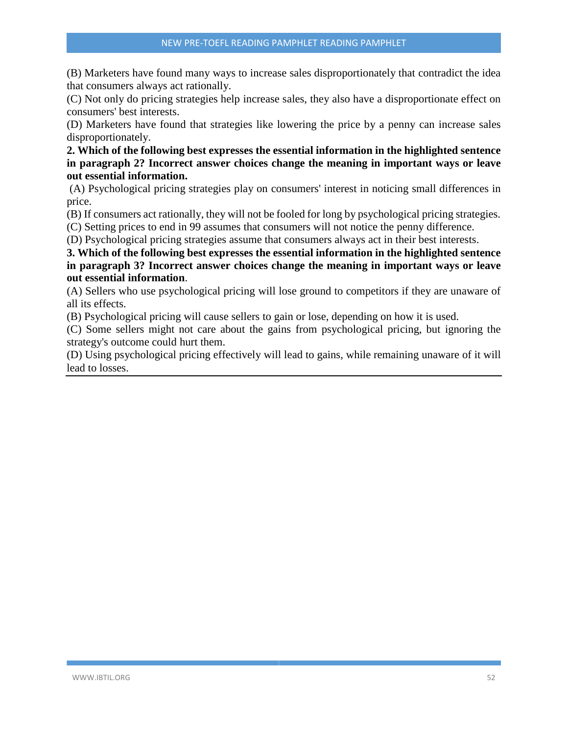(B) Marketers have found many ways to increase sales disproportionately that contradict the idea that consumers always act rationally.

(C) Not only do pricing strategies help increase sales, they also have a disproportionate effect on consumers' best interests.

(D) Marketers have found that strategies like lowering the price by a penny can increase sales disproportionately.

**2. Which of the following best expresses the essential information in the highlighted sentence in paragraph 2? Incorrect answer choices change the meaning in important ways or leave out essential information.**

(A) Psychological pricing strategies play on consumers' interest in noticing small differences in price.

(B) If consumers act rationally, they will not be fooled for long by psychological pricing strategies.

(C) Setting prices to end in 99 assumes that consumers will not notice the penny difference.

(D) Psychological pricing strategies assume that consumers always act in their best interests.

**3. Which of the following best expresses the essential information in the highlighted sentence in paragraph 3? Incorrect answer choices change the meaning in important ways or leave out essential information**.

(A) Sellers who use psychological pricing will lose ground to competitors if they are unaware of all its effects.

(B) Psychological pricing will cause sellers to gain or lose, depending on how it is used.

(C) Some sellers might not care about the gains from psychological pricing, but ignoring the strategy's outcome could hurt them.

(D) Using psychological pricing effectively will lead to gains, while remaining unaware of it will lead to losses.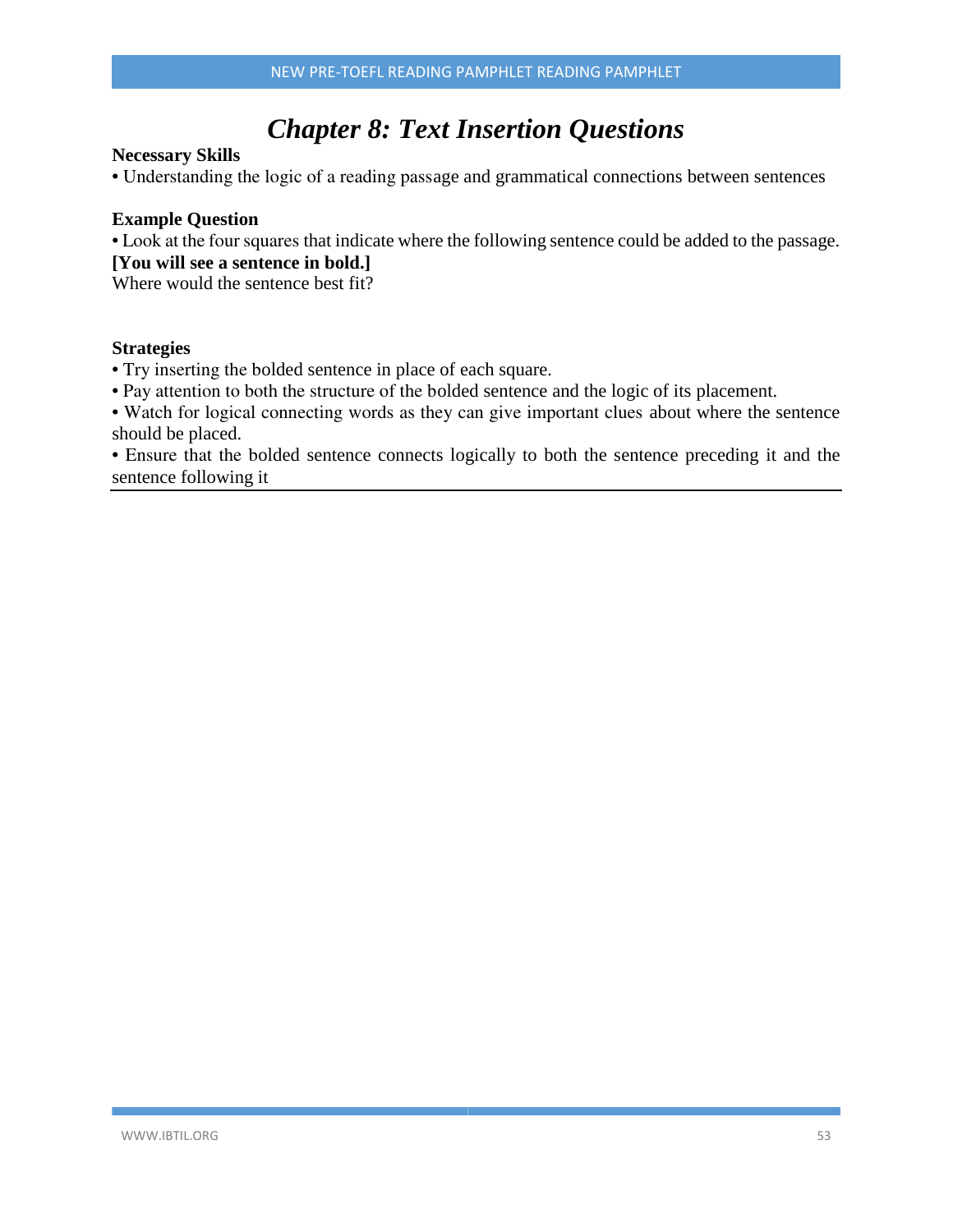# *Chapter 8: Text Insertion Questions*

**Necessary Skills**

• Understanding the logic of a reading passage and grammatical connections between sentences

**Example Question**

• Look at the four squares that indicate where the following sentence could be added to the passage.
**[You will see a sentence in bold.]**
Where would the sentence best fit?

**Strategies**

• Try inserting the bolded sentence in place of each square.
• Pay attention to both the structure of the bolded sentence and the logic of its placement.
• Watch for logical connecting words as they can give important clues about where the sentence should be placed.
• Ensure that the bolded sentence connects logically to both the sentence preceding it and the sentence following it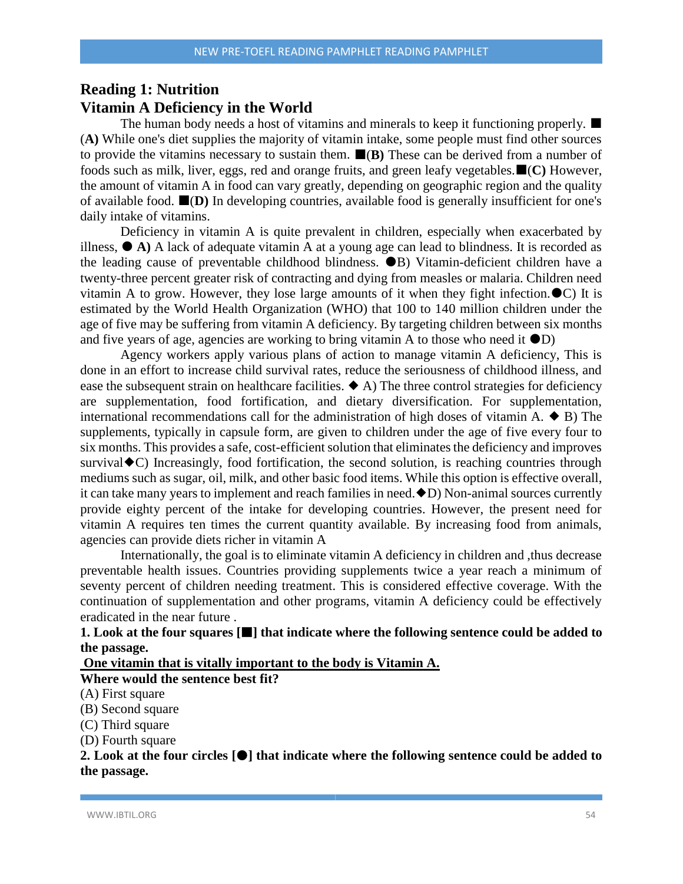## Reading 1: Nutrition

## Vitamin A Deficiency in the World

The human body needs a host of vitamins and minerals to keep it functioning properly. ■(**A)** While one's diet supplies the majority of vitamin intake, some people must find other sources to provide the vitamins necessary to sustain them. ■(**B)** These can be derived from a number of foods such as milk, liver, eggs, red and orange fruits, and green leafy vegetables.■(**C)** However, the amount of vitamin A in food can vary greatly, depending on geographic region and the quality of available food. ■(**D)** In developing countries, available food is generally insufficient for one's daily intake of vitamins.

Deficiency in vitamin A is quite prevalent in children, especially when exacerbated by illness, ● **A)** A lack of adequate vitamin A at a young age can lead to blindness. It is recorded as the leading cause of preventable childhood blindness. ●B) Vitamin-deficient children have a twenty-three percent greater risk of contracting and dying from measles or malaria. Children need vitamin A to grow. However, they lose large amounts of it when they fight infection.●C) It is estimated by the World Health Organization (WHO) that 100 to 140 million children under the age of five may be suffering from vitamin A deficiency. By targeting children between six months and five years of age, agencies are working to bring vitamin A to those who need it ●D)

Agency workers apply various plans of action to manage vitamin A deficiency, This is done in an effort to increase child survival rates, reduce the seriousness of childhood illness, and ease the subsequent strain on healthcare facilities. ◆ A) The three control strategies for deficiency are supplementation, food fortification, and dietary diversification. For supplementation, international recommendations call for the administration of high doses of vitamin A. ◆ B) The supplements, typically in capsule form, are given to children under the age of five every four to six months. This provides a safe, cost-efficient solution that eliminates the deficiency and improves survival◆C) Increasingly, food fortification, the second solution, is reaching countries through mediums such as sugar, oil, milk, and other basic food items. While this option is effective overall, it can take many years to implement and reach families in need.◆D) Non-animal sources currently provide eighty percent of the intake for developing countries. However, the present need for vitamin A requires ten times the current quantity available. By increasing food from animals, agencies can provide diets richer in vitamin A

Internationally, the goal is to eliminate vitamin A deficiency in children and ,thus decrease preventable health issues. Countries providing supplements twice a year reach a minimum of seventy percent of children needing treatment. This is considered effective coverage. With the continuation of supplementation and other programs, vitamin A deficiency could be effectively eradicated in the near future .

**1. Look at the four squares [■] that indicate where the following sentence could be added to the passage.**

**<u>One vitamin that is vitally important to the body is Vitamin A.</u>**

**Where would the sentence best fit?**

(A) First square
(B) Second square
(C) Third square
(D) Fourth square

**2. Look at the four circles [●] that indicate where the following sentence could be added to the passage.**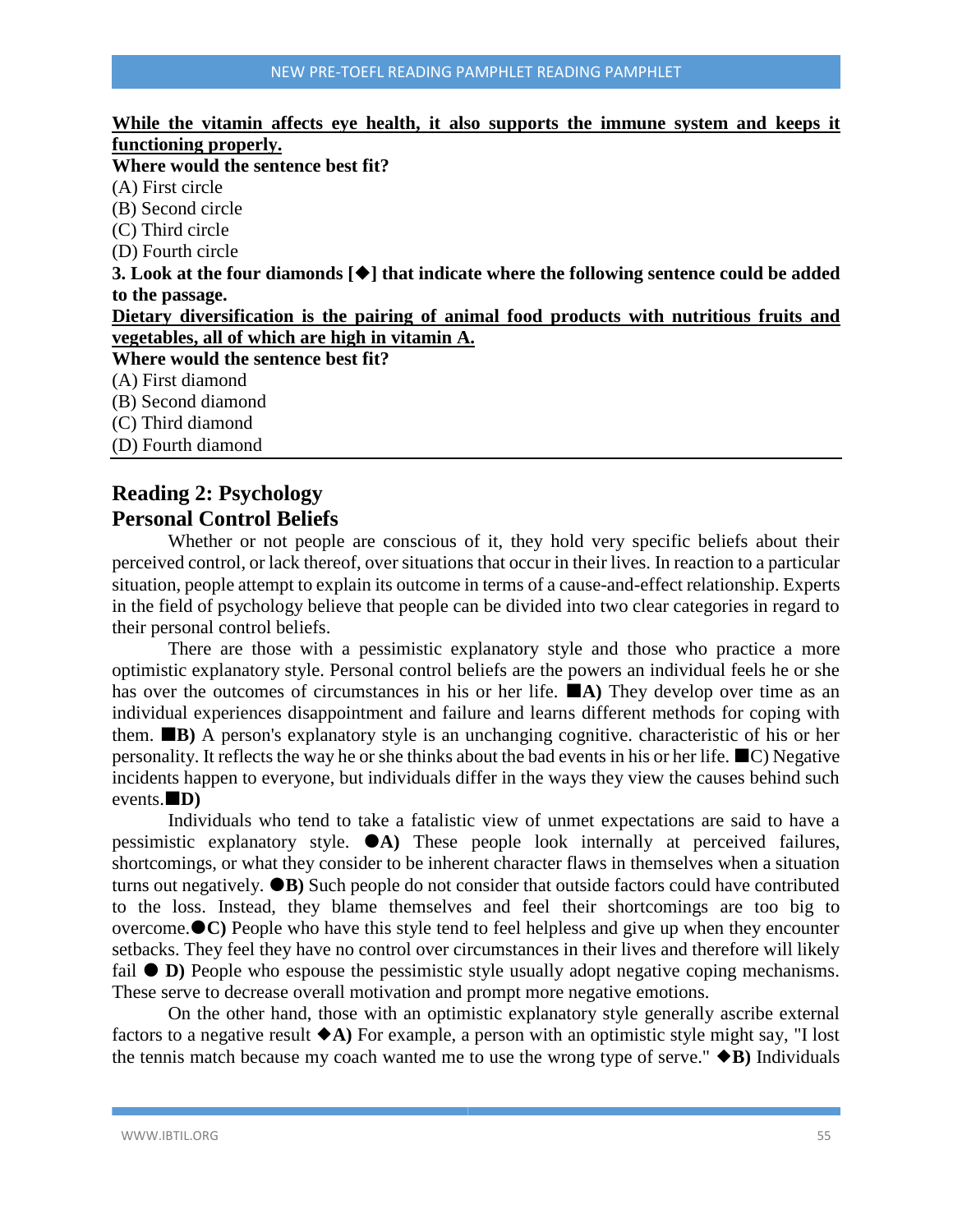**<u>While the vitamin affects eye health, it also supports the immune system and keeps it functioning properly.</u>**

**Where would the sentence best fit?**

(A) First circle
(B) Second circle
(C) Third circle
(D) Fourth circle

**3. Look at the four diamonds [◆] that indicate where the following sentence could be added to the passage.**

**<u>Dietary diversification is the pairing of animal food products with nutritious fruits and vegetables, all of which are high in vitamin A.</u>**

**Where would the sentence best fit?**

(A) First diamond
(B) Second diamond
(C) Third diamond
(D) Fourth diamond

## Reading 2: Psychology

## Personal Control Beliefs

Whether or not people are conscious of it, they hold very specific beliefs about their perceived control, or lack thereof, over situations that occur in their lives. In reaction to a particular situation, people attempt to explain its outcome in terms of a cause-and-effect relationship. Experts in the field of psychology believe that people can be divided into two clear categories in regard to their personal control beliefs.

There are those with a pessimistic explanatory style and those who practice a more optimistic explanatory style. Personal control beliefs are the powers an individual feels he or she has over the outcomes of circumstances in his or her life. ■**A)** They develop over time as an individual experiences disappointment and failure and learns different methods for coping with them. ■**B)** A person's explanatory style is an unchanging cognitive. characteristic of his or her personality. It reflects the way he or she thinks about the bad events in his or her life. ■C) Negative incidents happen to everyone, but individuals differ in the ways they view the causes behind such events.■**D)**

Individuals who tend to take a fatalistic view of unmet expectations are said to have a pessimistic explanatory style. ●**A)** These people look internally at perceived failures, shortcomings, or what they consider to be inherent character flaws in themselves when a situation turns out negatively. ●**B)** Such people do not consider that outside factors could have contributed to the loss. Instead, they blame themselves and feel their shortcomings are too big to overcome.●**C)** People who have this style tend to feel helpless and give up when they encounter setbacks. They feel they have no control over circumstances in their lives and therefore will likely fail ● **D)** People who espouse the pessimistic style usually adopt negative coping mechanisms. These serve to decrease overall motivation and prompt more negative emotions.

On the other hand, those with an optimistic explanatory style generally ascribe external factors to a negative result ◆**A)** For example, a person with an optimistic style might say, "I lost the tennis match because my coach wanted me to use the wrong type of serve." ◆**B)** Individuals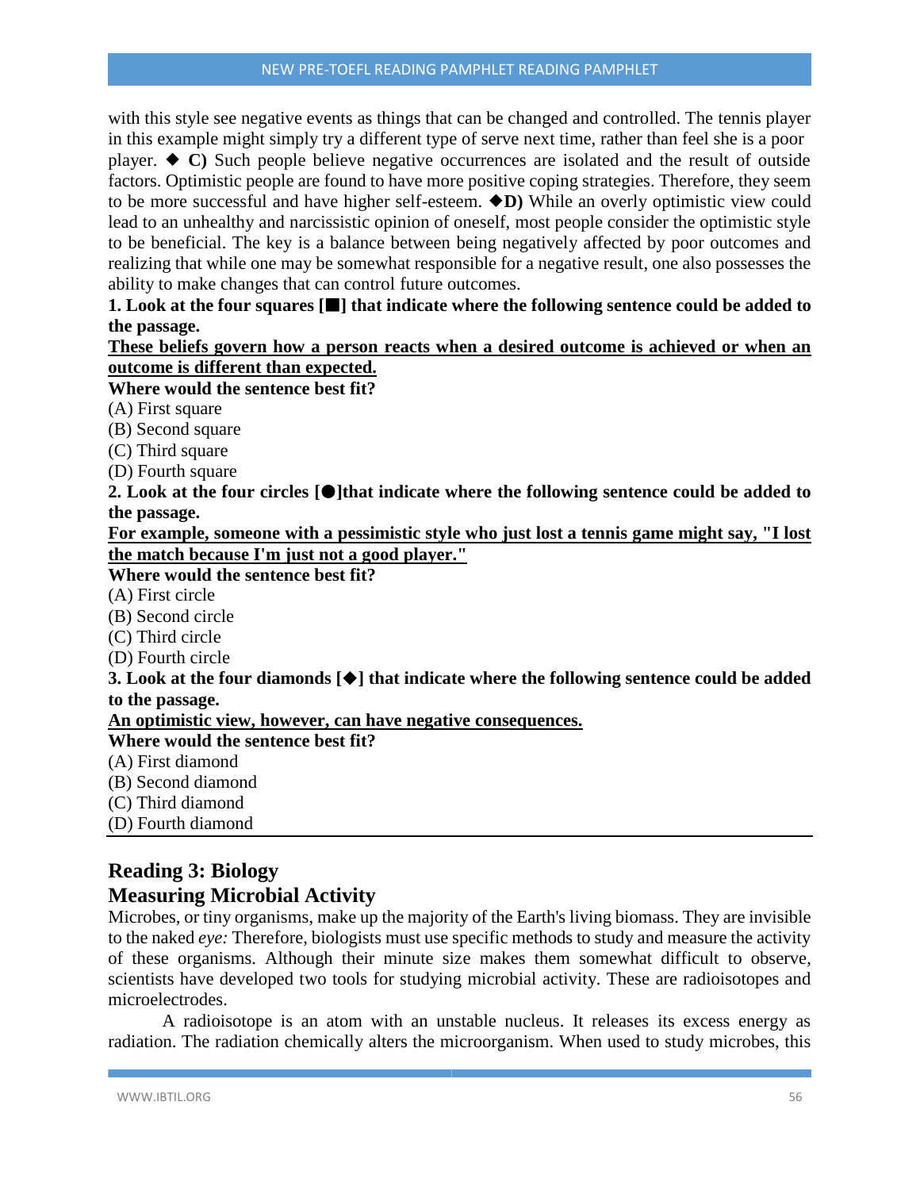with this style see negative events as things that can be changed and controlled. The tennis player in this example might simply try a different type of serve next time, rather than feel she is a poor player. ◆ **C)** Such people believe negative occurrences are isolated and the result of outside factors. Optimistic people are found to have more positive coping strategies. Therefore, they seem to be more successful and have higher self-esteem. ◆**D)** While an overly optimistic view could lead to an unhealthy and narcissistic opinion of oneself, most people consider the optimistic style to be beneficial. The key is a balance between being negatively affected by poor outcomes and realizing that while one may be somewhat responsible for a negative result, one also possesses the ability to make changes that can control future outcomes.

**1. Look at the four squares [■] that indicate where the following sentence could be added to the passage.**

<u>**These beliefs govern how a person reacts when a desired outcome is achieved or when an outcome is different than expected.**</u>

**Where would the sentence best fit?**

(A) First square
(B) Second square
(C) Third square
(D) Fourth square

**2. Look at the four circles [●]that indicate where the following sentence could be added to the passage.**

<u>**For example, someone with a pessimistic style who just lost a tennis game might say, "I lost the match because I'm just not a good player."**</u>

**Where would the sentence best fit?**

(A) First circle
(B) Second circle
(C) Third circle
(D) Fourth circle

**3. Look at the four diamonds [◆] that indicate where the following sentence could be added to the passage.**

<u>**An optimistic view, however, can have negative consequences.**</u>

**Where would the sentence best fit?**

(A) First diamond
(B) Second diamond
(C) Third diamond
(D) Fourth diamond

---

## Reading 3: Biology

## Measuring Microbial Activity

Microbes, or tiny organisms, make up the majority of the Earth's living biomass. They are invisible to the naked *eye:* Therefore, biologists must use specific methods to study and measure the activity of these organisms. Although their minute size makes them somewhat difficult to observe, scientists have developed two tools for studying microbial activity. These are radioisotopes and microelectrodes.

A radioisotope is an atom with an unstable nucleus. It releases its excess energy as radiation. The radiation chemically alters the microorganism. When used to study microbes, this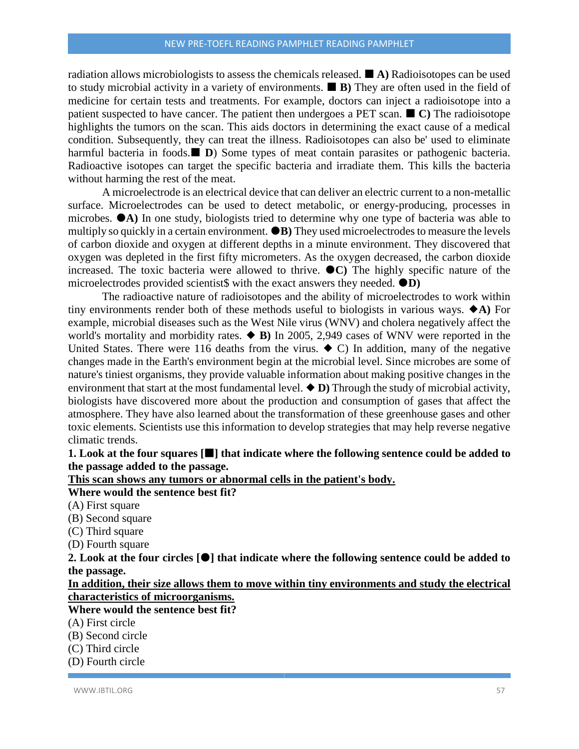radiation allows microbiologists to assess the chemicals released. ■ **A)** Radioisotopes can be used to study microbial activity in a variety of environments. ■ **B)** They are often used in the field of medicine for certain tests and treatments. For example, doctors can inject a radioisotope into a patient suspected to have cancer. The patient then undergoes a PET scan. ■ **C)** The radioisotope highlights the tumors on the scan. This aids doctors in determining the exact cause of a medical condition. Subsequently, they can treat the illness. Radioisotopes can also be' used to eliminate harmful bacteria in foods.■ **D**) Some types of meat contain parasites or pathogenic bacteria. Radioactive isotopes can target the specific bacteria and irradiate them. This kills the bacteria without harming the rest of the meat.

A microelectrode is an electrical device that can deliver an electric current to a non-metallic surface. Microelectrodes can be used to detect metabolic, or energy-producing, processes in microbes. ●**A)** In one study, biologists tried to determine why one type of bacteria was able to multiply so quickly in a certain environment. ●**B)** They used microelectrodes to measure the levels of carbon dioxide and oxygen at different depths in a minute environment. They discovered that oxygen was depleted in the first fifty micrometers. As the oxygen decreased, the carbon dioxide increased. The toxic bacteria were allowed to thrive. ●**C)** The highly specific nature of the microelectrodes provided scientist$ with the exact answers they needed. ●**D)**

The radioactive nature of radioisotopes and the ability of microelectrodes to work within tiny environments render both of these methods useful to biologists in various ways. ◆**A)** For example, microbial diseases such as the West Nile virus (WNV) and cholera negatively affect the world's mortality and morbidity rates. ◆ **B)** In 2005, 2,949 cases of WNV were reported in the United States. There were 116 deaths from the virus. ◆ C) In addition, many of the negative changes made in the Earth's environment begin at the microbial level. Since microbes are some of nature's tiniest organisms, they provide valuable information about making positive changes in the environment that start at the most fundamental level. ◆ **D)** Through the study of microbial activity, biologists have discovered more about the production and consumption of gases that affect the atmosphere. They have also learned about the transformation of these greenhouse gases and other toxic elements. Scientists use this information to develop strategies that may help reverse negative climatic trends.

**1. Look at the four squares [■] that indicate where the following sentence could be added to the passage added to the passage.**

**<u>This scan shows any tumors or abnormal cells in the patient's body.</u>**

**Where would the sentence best fit?**

(A) First square
(B) Second square
(C) Third square
(D) Fourth square

**2. Look at the four circles [●] that indicate where the following sentence could be added to the passage.**

**<u>In addition, their size allows them to move within tiny environments and study the electrical characteristics of microorganisms.</u>**

**Where would the sentence best fit?**

(A) First circle
(B) Second circle
(C) Third circle
(D) Fourth circle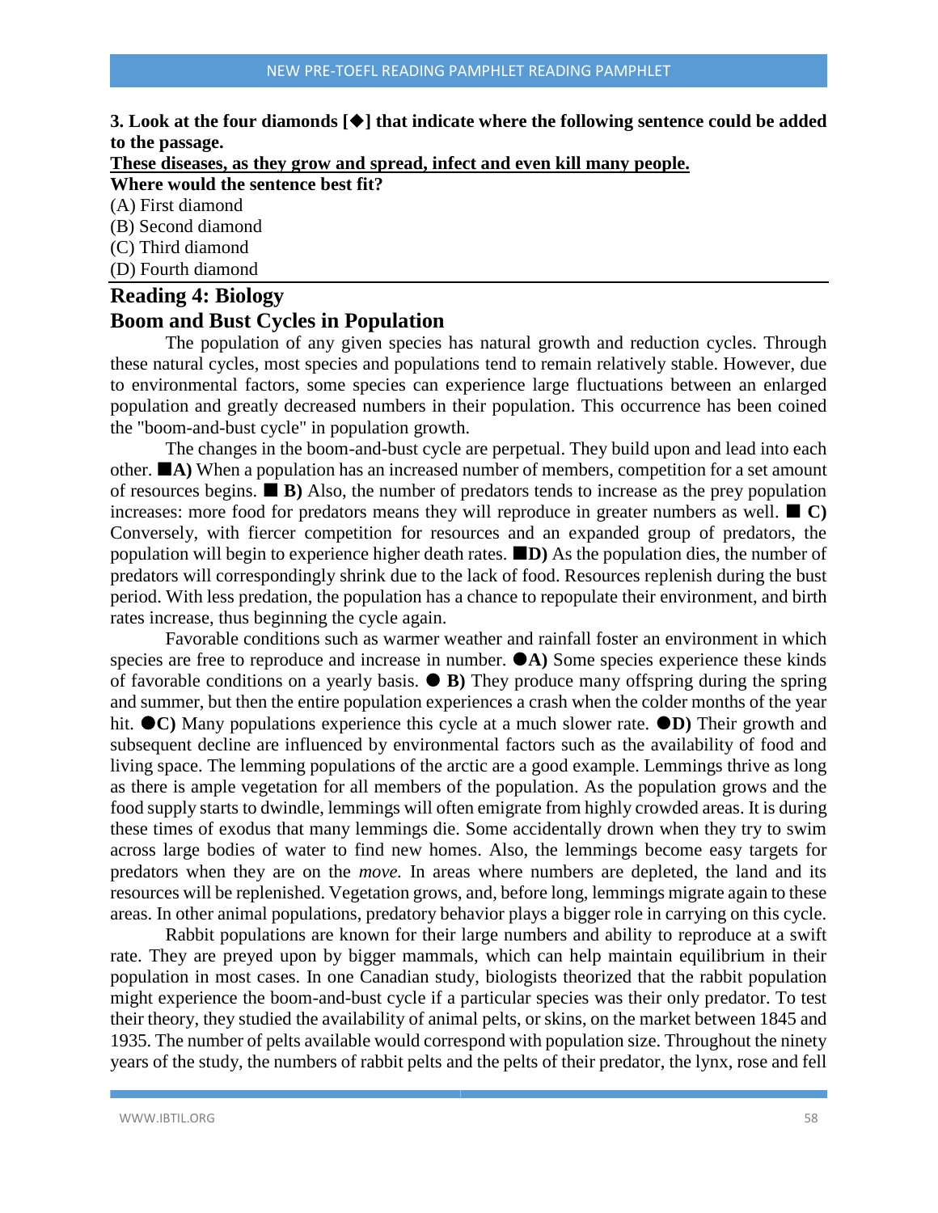**3. Look at the four diamonds [◆] that indicate where the following sentence could be added to the passage.**

**<u>These diseases, as they grow and spread, infect and even kill many people.</u>**

**Where would the sentence best fit?**

(A) First diamond
(B) Second diamond
(C) Third diamond
(D) Fourth diamond

## Reading 4: Biology

## Boom and Bust Cycles in Population

The population of any given species has natural growth and reduction cycles. Through these natural cycles, most species and populations tend to remain relatively stable. However, due to environmental factors, some species can experience large fluctuations between an enlarged population and greatly decreased numbers in their population. This occurrence has been coined the "boom-and-bust cycle" in population growth.

The changes in the boom-and-bust cycle are perpetual. They build upon and lead into each other. ■**A)** When a population has an increased number of members, competition for a set amount of resources begins. ■ **B)** Also, the number of predators tends to increase as the prey population increases: more food for predators means they will reproduce in greater numbers as well. ■ **C)** Conversely, with fiercer competition for resources and an expanded group of predators, the population will begin to experience higher death rates. ■**D)** As the population dies, the number of predators will correspondingly shrink due to the lack of food. Resources replenish during the bust period. With less predation, the population has a chance to repopulate their environment, and birth rates increase, thus beginning the cycle again.

Favorable conditions such as warmer weather and rainfall foster an environment in which species are free to reproduce and increase in number. ●**A)** Some species experience these kinds of favorable conditions on a yearly basis. ● **B)** They produce many offspring during the spring and summer, but then the entire population experiences a crash when the colder months of the year hit. ●**C)** Many populations experience this cycle at a much slower rate. ●**D)** Their growth and subsequent decline are influenced by environmental factors such as the availability of food and living space. The lemming populations of the arctic are a good example. Lemmings thrive as long as there is ample vegetation for all members of the population. As the population grows and the food supply starts to dwindle, lemmings will often emigrate from highly crowded areas. It is during these times of exodus that many lemmings die. Some accidentally drown when they try to swim across large bodies of water to find new homes. Also, the lemmings become easy targets for predators when they are on the *move.* In areas where numbers are depleted, the land and its resources will be replenished. Vegetation grows, and, before long, lemmings migrate again to these areas. In other animal populations, predatory behavior plays a bigger role in carrying on this cycle.

Rabbit populations are known for their large numbers and ability to reproduce at a swift rate. They are preyed upon by bigger mammals, which can help maintain equilibrium in their population in most cases. In one Canadian study, biologists theorized that the rabbit population might experience the boom-and-bust cycle if a particular species was their only predator. To test their theory, they studied the availability of animal pelts, or skins, on the market between 1845 and 1935. The number of pelts available would correspond with population size. Throughout the ninety years of the study, the numbers of rabbit pelts and the pelts of their predator, the lynx, rose and fell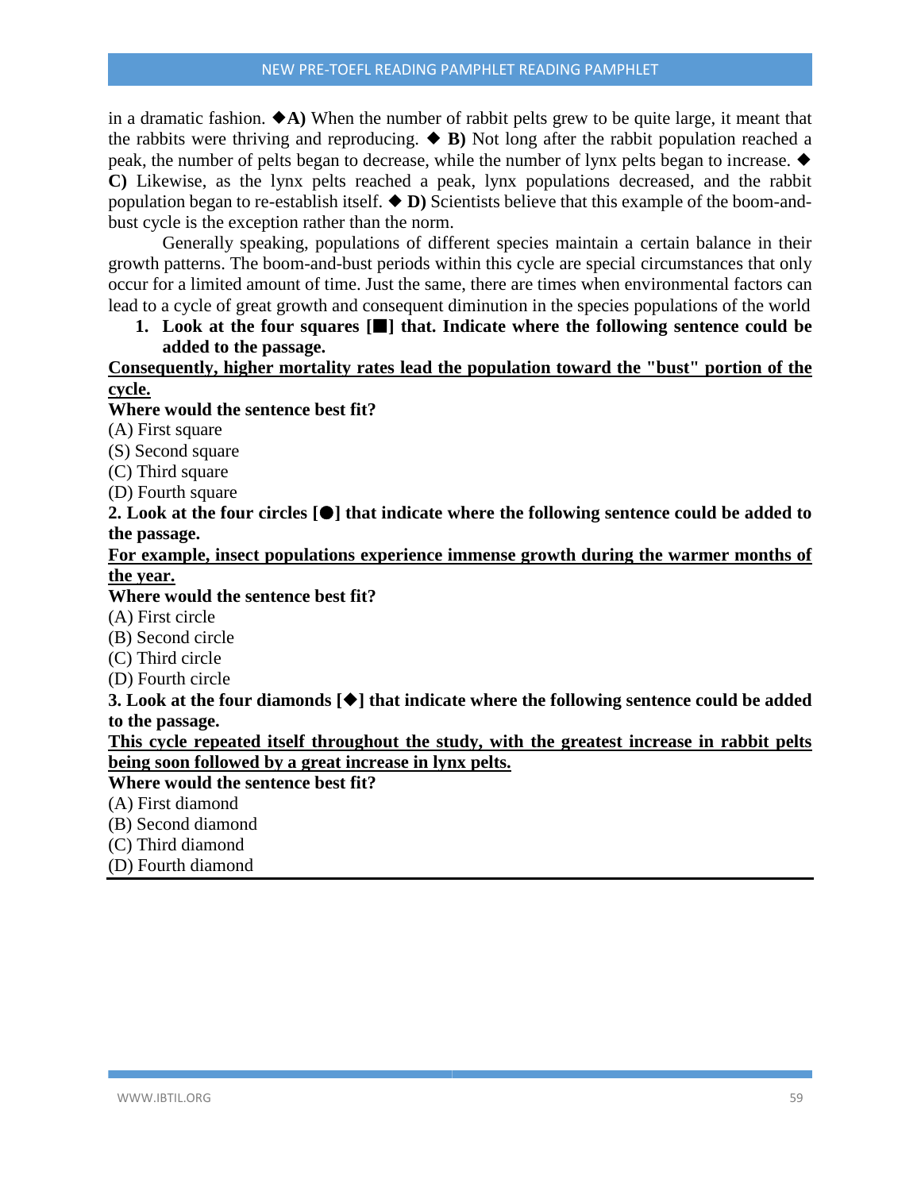in a dramatic fashion. ◆**A)** When the number of rabbit pelts grew to be quite large, it meant that the rabbits were thriving and reproducing. ◆ **B)** Not long after the rabbit population reached a peak, the number of pelts began to decrease, while the number of lynx pelts began to increase. ◆ **C)** Likewise, as the lynx pelts reached a peak, lynx populations decreased, and the rabbit population began to re-establish itself. ◆ **D)** Scientists believe that this example of the boom-and-bust cycle is the exception rather than the norm.

Generally speaking, populations of different species maintain a certain balance in their growth patterns. The boom-and-bust periods within this cycle are special circumstances that only occur for a limited amount of time. Just the same, there are times when environmental factors can lead to a cycle of great growth and consequent diminution in the species populations of the world

1. **Look at the four squares [■] that. Indicate where the following sentence could be added to the passage.**

**<u>Consequently, higher mortality rates lead the population toward the "bust" portion of the cycle.</u>**

**Where would the sentence best fit?**

(A) First square
(S) Second square
(C) Third square
(D) Fourth square

**2. Look at the four circles [●] that indicate where the following sentence could be added to the passage.**

**<u>For example, insect populations experience immense growth during the warmer months of the year.</u>**

**Where would the sentence best fit?**

(A) First circle
(B) Second circle
(C) Third circle
(D) Fourth circle

**3. Look at the four diamonds [◆] that indicate where the following sentence could be added to the passage.**

**<u>This cycle repeated itself throughout the study, with the greatest increase in rabbit pelts being soon followed by a great increase in lynx pelts.</u>**

**Where would the sentence best fit?**

(A) First diamond
(B) Second diamond
(C) Third diamond
(D) Fourth diamond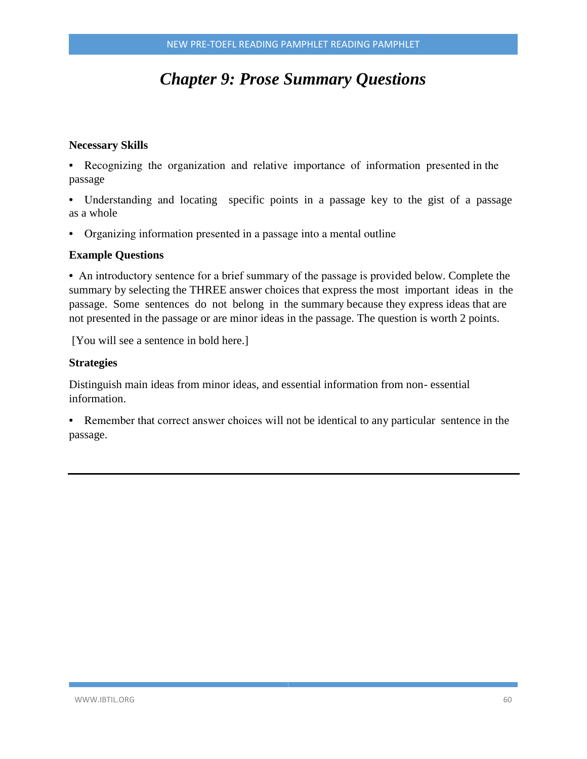# *Chapter 9: Prose Summary Questions*

**Necessary Skills**

- Recognizing the organization and relative importance of information presented in the passage
- Understanding and locating specific points in a passage key to the gist of a passage as a whole
- Organizing information presented in a passage into a mental outline

**Example Questions**

- An introductory sentence for a brief summary of the passage is provided below. Complete the summary by selecting the THREE answer choices that express the most important ideas in the passage. Some sentences do not belong in the summary because they express ideas that are not presented in the passage or are minor ideas in the passage. The question is worth 2 points.

[You will see a sentence in bold here.]

**Strategies**

Distinguish main ideas from minor ideas, and essential information from non- essential information.

- Remember that correct answer choices will not be identical to any particular sentence in the passage.

---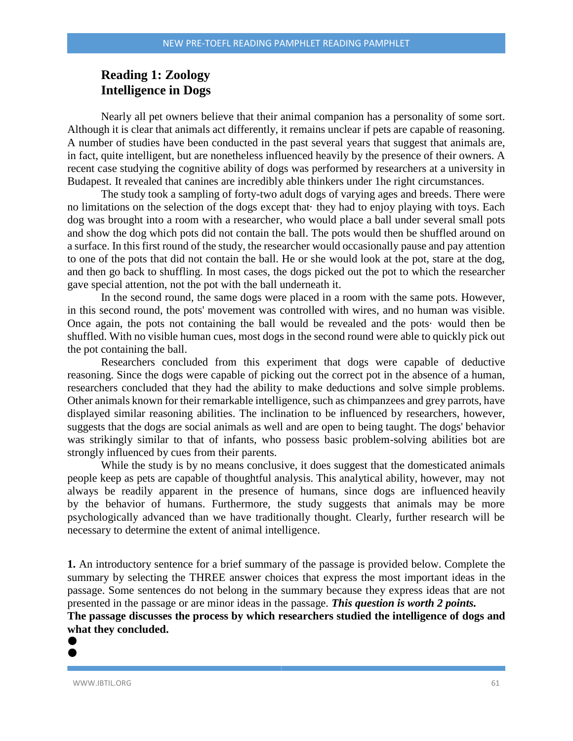## Reading 1: Zoology
## Intelligence in Dogs

Nearly all pet owners believe that their animal companion has a personality of some sort. Although it is clear that animals act differently, it remains unclear if pets are capable of reasoning. A number of studies have been conducted in the past several years that suggest that animals are, in fact, quite intelligent, but are nonetheless influenced heavily by the presence of their owners. A recent case studying the cognitive ability of dogs was performed by researchers at a university in Budapest. It revealed that canines are incredibly able thinkers under 1he right circumstances.

The study took a sampling of forty-two adult dogs of varying ages and breeds. There were no limitations on the selection of the dogs except that· they had to enjoy playing with toys. Each dog was brought into a room with a researcher, who would place a ball under several small pots and show the dog which pots did not contain the ball. The pots would then be shuffled around on a surface. In this first round of the study, the researcher would occasionally pause and pay attention to one of the pots that did not contain the ball. He or she would look at the pot, stare at the dog, and then go back to shuffling. In most cases, the dogs picked out the pot to which the researcher gave special attention, not the pot with the ball underneath it.

In the second round, the same dogs were placed in a room with the same pots. However, in this second round, the pots' movement was controlled with wires, and no human was visible. Once again, the pots not containing the ball would be revealed and the pots· would then be shuffled. With no visible human cues, most dogs in the second round were able to quickly pick out the pot containing the ball.

Researchers concluded from this experiment that dogs were capable of deductive reasoning. Since the dogs were capable of picking out the correct pot in the absence of a human, researchers concluded that they had the ability to make deductions and solve simple problems. Other animals known for their remarkable intelligence, such as chimpanzees and grey parrots, have displayed similar reasoning abilities. The inclination to be influenced by researchers, however, suggests that the dogs are social animals as well and are open to being taught. The dogs' behavior was strikingly similar to that of infants, who possess basic problem-solving abilities bot are strongly influenced by cues from their parents.

While the study is by no means conclusive, it does suggest that the domesticated animals people keep as pets are capable of thoughtful analysis. This analytical ability, however, may not always be readily apparent in the presence of humans, since dogs are influenced heavily by the behavior of humans. Furthermore, the study suggests that animals may be more psychologically advanced than we have traditionally thought. Clearly, further research will be necessary to determine the extent of animal intelligence.

**1.** An introductory sentence for a brief summary of the passage is provided below. Complete the summary by selecting the THREE answer choices that express the most important ideas in the passage. Some sentences do not belong in the summary because they express ideas that are not presented in the passage or are minor ideas in the passage. ***This question is worth 2 points.***

**The passage discusses the process by which researchers studied the intelligence of dogs and what they concluded.**

- 
-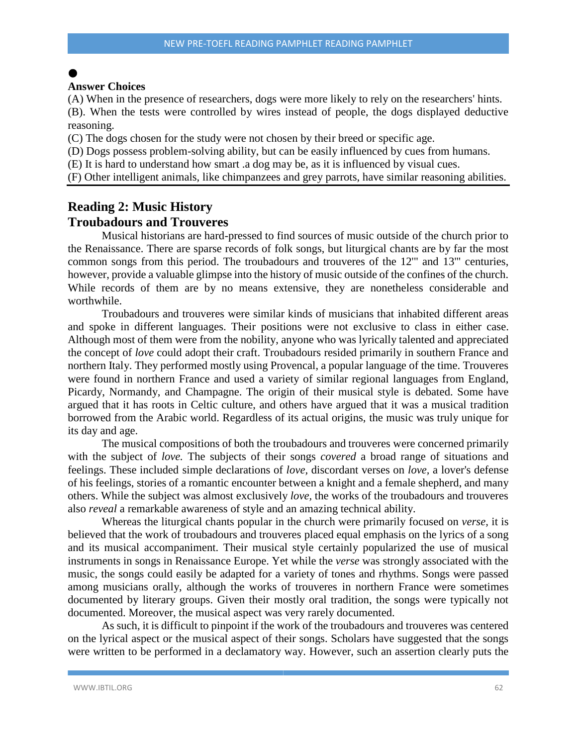●

**Answer Choices**

(A) When in the presence of researchers, dogs were more likely to rely on the researchers' hints.

(B). When the tests were controlled by wires instead of people, the dogs displayed deductive reasoning.

(C) The dogs chosen for the study were not chosen by their breed or specific age.

(D) Dogs possess problem-solving ability, but can be easily influenced by cues from humans.

(E) It is hard to understand how smart .a dog may be, as it is influenced by visual cues.

(F) Other intelligent animals, like chimpanzees and grey parrots, have similar reasoning abilities.

## Reading 2: Music History

## Troubadours and Trouveres

Musical historians are hard-pressed to find sources of music outside of the church prior to the Renaissance. There are sparse records of folk songs, but liturgical chants are by far the most common songs from this period. The troubadours and trouveres of the 12''' and 13''' centuries, however, provide a valuable glimpse into the history of music outside of the confines of the church. While records of them are by no means extensive, they are nonetheless considerable and worthwhile.

Troubadours and trouveres were similar kinds of musicians that inhabited different areas and spoke in different languages. Their positions were not exclusive to class in either case. Although most of them were from the nobility, anyone who was lyrically talented and appreciated the concept of *love* could adopt their craft. Troubadours resided primarily in southern France and northern Italy. They performed mostly using Provencal, a popular language of the time. Trouveres were found in northern France and used a variety of similar regional languages from England, Picardy, Normandy, and Champagne. The origin of their musical style is debated. Some have argued that it has roots in Celtic culture, and others have argued that it was a musical tradition borrowed from the Arabic world. Regardless of its actual origins, the music was truly unique for its day and age.

The musical compositions of both the troubadours and trouveres were concerned primarily with the subject of *love.* The subjects of their songs *covered* a broad range of situations and feelings. These included simple declarations of *love,* discordant verses on *love*, a lover's defense of his feelings, stories of a romantic encounter between a knight and a female shepherd, and many others. While the subject was almost exclusively *love*, the works of the troubadours and trouveres also *reveal* a remarkable awareness of style and an amazing technical ability.

Whereas the liturgical chants popular in the church were primarily focused on *verse,* it is believed that the work of troubadours and trouveres placed equal emphasis on the lyrics of a song and its musical accompaniment. Their musical style certainly popularized the use of musical instruments in songs in Renaissance Europe. Yet while the *verse* was strongly associated with the music, the songs could easily be adapted for a variety of tones and rhythms. Songs were passed among musicians orally, although the works of trouveres in northern France were sometimes documented by literary groups. Given their mostly oral tradition, the songs were typically not documented. Moreover, the musical aspect was very rarely documented.

As such, it is difficult to pinpoint if the work of the troubadours and trouveres was centered on the lyrical aspect or the musical aspect of their songs. Scholars have suggested that the songs were written to be performed in a declamatory way. However, such an assertion clearly puts the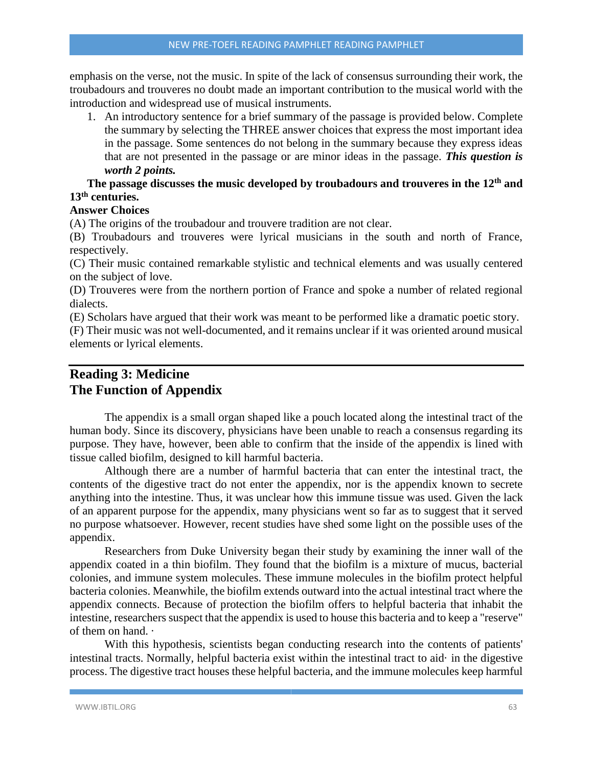emphasis on the verse, not the music. In spite of the lack of consensus surrounding their work, the troubadours and trouveres no doubt made an important contribution to the musical world with the introduction and widespread use of musical instruments.

1. An introductory sentence for a brief summary of the passage is provided below. Complete the summary by selecting the THREE answer choices that express the most important idea in the passage. Some sentences do not belong in the summary because they express ideas that are not presented in the passage or are minor ideas in the passage. ***This question is worth 2 points.***

**The passage discusses the music developed by troubadours and trouveres in the 12th and 13th centuries.**

**Answer Choices**

(A) The origins of the troubadour and trouvere tradition are not clear.

(B) Troubadours and trouveres were lyrical musicians in the south and north of France, respectively.

(C) Their music contained remarkable stylistic and technical elements and was usually centered on the subject of love.

(D) Trouveres were from the northern portion of France and spoke a number of related regional dialects.

(E) Scholars have argued that their work was meant to be performed like a dramatic poetic story.

(F) Their music was not well-documented, and it remains unclear if it was oriented around musical elements or lyrical elements.

---

## Reading 3: Medicine
## The Function of Appendix

The appendix is a small organ shaped like a pouch located along the intestinal tract of the human body. Since its discovery, physicians have been unable to reach a consensus regarding its purpose. They have, however, been able to confirm that the inside of the appendix is lined with tissue called biofilm, designed to kill harmful bacteria.

Although there are a number of harmful bacteria that can enter the intestinal tract, the contents of the digestive tract do not enter the appendix, nor is the appendix known to secrete anything into the intestine. Thus, it was unclear how this immune tissue was used. Given the lack of an apparent purpose for the appendix, many physicians went so far as to suggest that it served no purpose whatsoever. However, recent studies have shed some light on the possible uses of the appendix.

Researchers from Duke University began their study by examining the inner wall of the appendix coated in a thin biofilm. They found that the biofilm is a mixture of mucus, bacterial colonies, and immune system molecules. These immune molecules in the biofilm protect helpful bacteria colonies. Meanwhile, the biofilm extends outward into the actual intestinal tract where the appendix connects. Because of protection the biofilm offers to helpful bacteria that inhabit the intestine, researchers suspect that the appendix is used to house this bacteria and to keep a "reserve" of them on hand. ·

With this hypothesis, scientists began conducting research into the contents of patients' intestinal tracts. Normally, helpful bacteria exist within the intestinal tract to aid· in the digestive process. The digestive tract houses these helpful bacteria, and the immune molecules keep harmful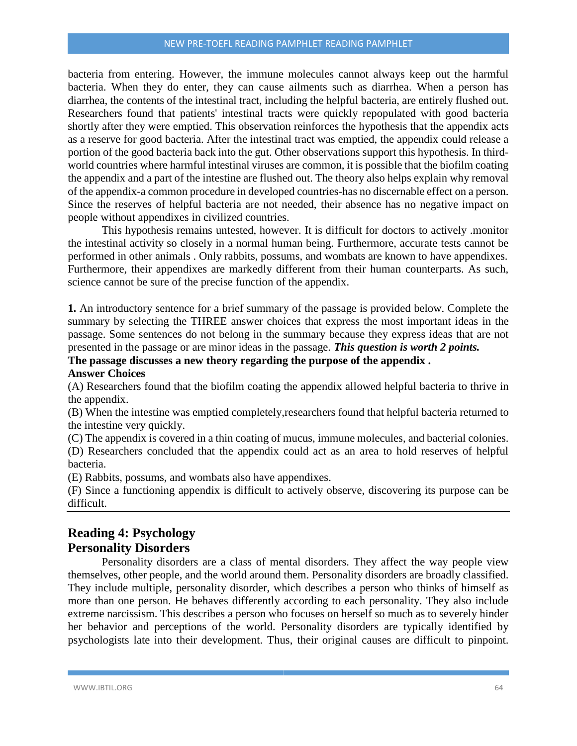bacteria from entering. However, the immune molecules cannot always keep out the harmful bacteria. When they do enter, they can cause ailments such as diarrhea. When a person has diarrhea, the contents of the intestinal tract, including the helpful bacteria, are entirely flushed out. Researchers found that patients' intestinal tracts were quickly repopulated with good bacteria shortly after they were emptied. This observation reinforces the hypothesis that the appendix acts as a reserve for good bacteria. After the intestinal tract was emptied, the appendix could release a portion of the good bacteria back into the gut. Other observations support this hypothesis. In third-world countries where harmful intestinal viruses are common, it is possible that the biofilm coating the appendix and a part of the intestine are flushed out. The theory also helps explain why removal of the appendix-a common procedure in developed countries-has no discernable effect on a person. Since the reserves of helpful bacteria are not needed, their absence has no negative impact on people without appendixes in civilized countries.

This hypothesis remains untested, however. It is difficult for doctors to actively .monitor the intestinal activity so closely in a normal human being. Furthermore, accurate tests cannot be performed in other animals . Only rabbits, possums, and wombats are known to have appendixes. Furthermore, their appendixes are markedly different from their human counterparts. As such, science cannot be sure of the precise function of the appendix.

**1.** An introductory sentence for a brief summary of the passage is provided below. Complete the summary by selecting the THREE answer choices that express the most important ideas in the passage. Some sentences do not belong in the summary because they express ideas that are not presented in the passage or are minor ideas in the passage. ***This question is worth 2 points.***

**The passage discusses a new theory regarding the purpose of the appendix .**

**Answer Choices**

(A) Researchers found that the biofilm coating the appendix allowed helpful bacteria to thrive in the appendix.

(B) When the intestine was emptied completely,researchers found that helpful bacteria returned to the intestine very quickly.

(C) The appendix is covered in a thin coating of mucus, immune molecules, and bacterial colonies.

(D) Researchers concluded that the appendix could act as an area to hold reserves of helpful bacteria.

(E) Rabbits, possums, and wombats also have appendixes.

(F) Since a functioning appendix is difficult to actively observe, discovering its purpose can be difficult.

---

## Reading 4: Psychology
## Personality Disorders

Personality disorders are a class of mental disorders. They affect the way people view themselves, other people, and the world around them. Personality disorders are broadly classified. They include multiple, personality disorder, which describes a person who thinks of himself as more than one person. He behaves differently according to each personality. They also include extreme narcissism. This describes a person who focuses on herself so much as to severely hinder her behavior and perceptions of the world. Personality disorders are typically identified by psychologists late into their development. Thus, their original causes are difficult to pinpoint.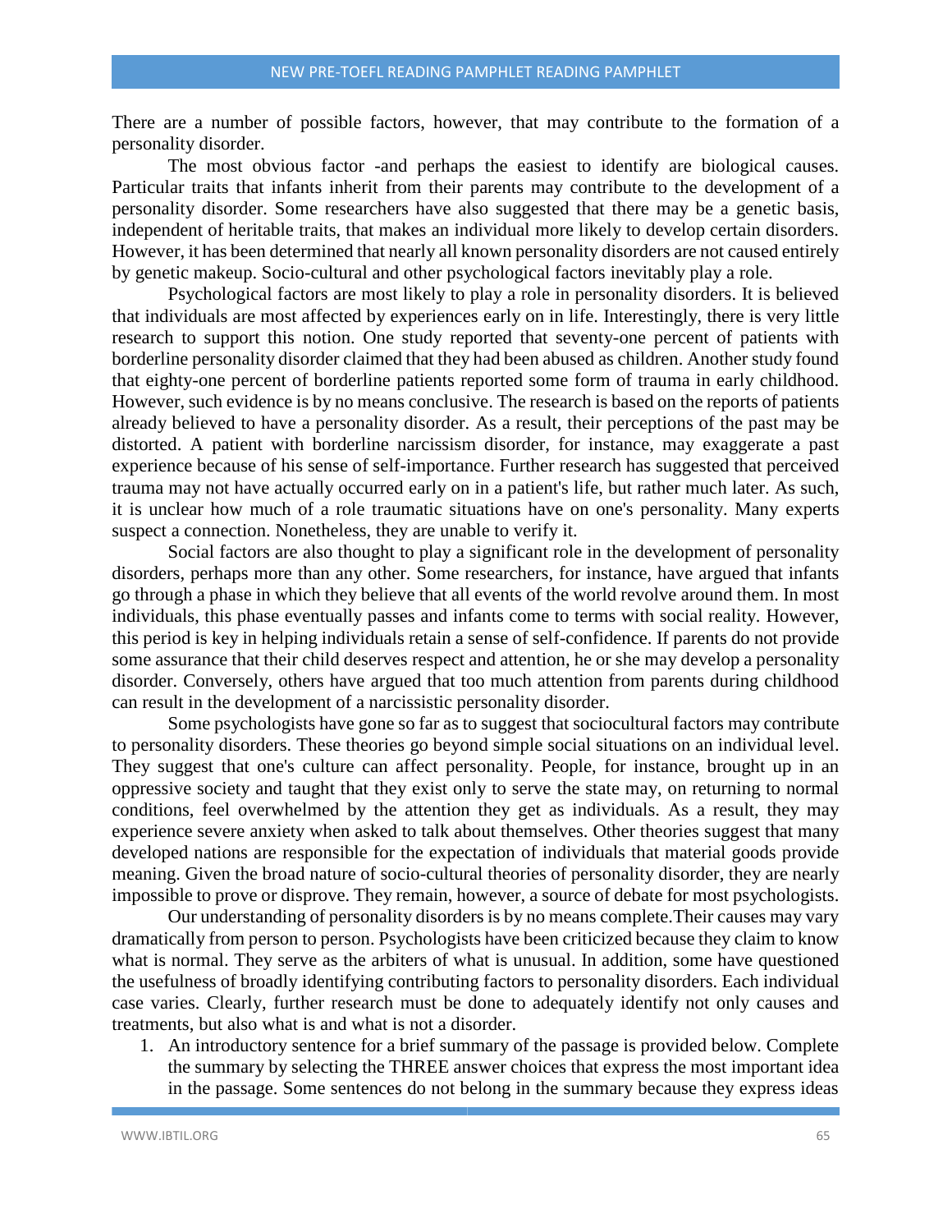There are a number of possible factors, however, that may contribute to the formation of a personality disorder.

The most obvious factor -and perhaps the easiest to identify are biological causes. Particular traits that infants inherit from their parents may contribute to the development of a personality disorder. Some researchers have also suggested that there may be a genetic basis, independent of heritable traits, that makes an individual more likely to develop certain disorders. However, it has been determined that nearly all known personality disorders are not caused entirely by genetic makeup. Socio-cultural and other psychological factors inevitably play a role.

Psychological factors are most likely to play a role in personality disorders. It is believed that individuals are most affected by experiences early on in life. Interestingly, there is very little research to support this notion. One study reported that seventy-one percent of patients with borderline personality disorder claimed that they had been abused as children. Another study found that eighty-one percent of borderline patients reported some form of trauma in early childhood. However, such evidence is by no means conclusive. The research is based on the reports of patients already believed to have a personality disorder. As a result, their perceptions of the past may be distorted. A patient with borderline narcissism disorder, for instance, may exaggerate a past experience because of his sense of self-importance. Further research has suggested that perceived trauma may not have actually occurred early on in a patient's life, but rather much later. As such, it is unclear how much of a role traumatic situations have on one's personality. Many experts suspect a connection. Nonetheless, they are unable to verify it.

Social factors are also thought to play a significant role in the development of personality disorders, perhaps more than any other. Some researchers, for instance, have argued that infants go through a phase in which they believe that all events of the world revolve around them. In most individuals, this phase eventually passes and infants come to terms with social reality. However, this period is key in helping individuals retain a sense of self-confidence. If parents do not provide some assurance that their child deserves respect and attention, he or she may develop a personality disorder. Conversely, others have argued that too much attention from parents during childhood can result in the development of a narcissistic personality disorder.

Some psychologists have gone so far as to suggest that sociocultural factors may contribute to personality disorders. These theories go beyond simple social situations on an individual level. They suggest that one's culture can affect personality. People, for instance, brought up in an oppressive society and taught that they exist only to serve the state may, on returning to normal conditions, feel overwhelmed by the attention they get as individuals. As a result, they may experience severe anxiety when asked to talk about themselves. Other theories suggest that many developed nations are responsible for the expectation of individuals that material goods provide meaning. Given the broad nature of socio-cultural theories of personality disorder, they are nearly impossible to prove or disprove. They remain, however, a source of debate for most psychologists.

Our understanding of personality disorders is by no means complete.Their causes may vary dramatically from person to person. Psychologists have been criticized because they claim to know what is normal. They serve as the arbiters of what is unusual. In addition, some have questioned the usefulness of broadly identifying contributing factors to personality disorders. Each individual case varies. Clearly, further research must be done to adequately identify not only causes and treatments, but also what is and what is not a disorder.

1. An introductory sentence for a brief summary of the passage is provided below. Complete the summary by selecting the THREE answer choices that express the most important idea in the passage. Some sentences do not belong in the summary because they express ideas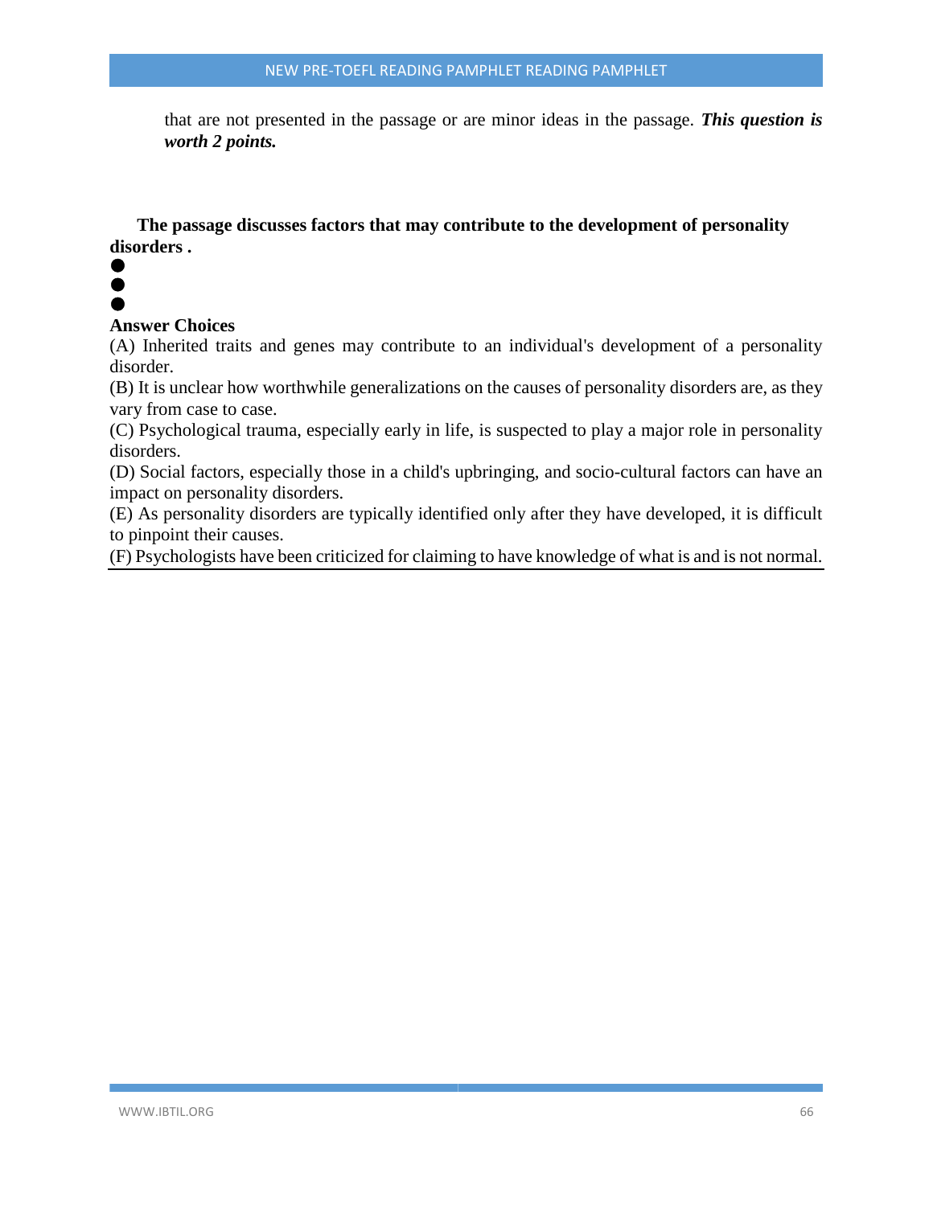that are not presented in the passage or are minor ideas in the passage. ***This question is worth 2 points.***

**The passage discusses factors that may contribute to the development of personality disorders .**

- 
- 
- 

**Answer Choices**

(A) Inherited traits and genes may contribute to an individual's development of a personality disorder.

(B) It is unclear how worthwhile generalizations on the causes of personality disorders are, as they vary from case to case.

(C) Psychological trauma, especially early in life, is suspected to play a major role in personality disorders.

(D) Social factors, especially those in a child's upbringing, and socio-cultural factors can have an impact on personality disorders.

(E) As personality disorders are typically identified only after they have developed, it is difficult to pinpoint their causes.

(F) Psychologists have been criticized for claiming to have knowledge of what is and is not normal.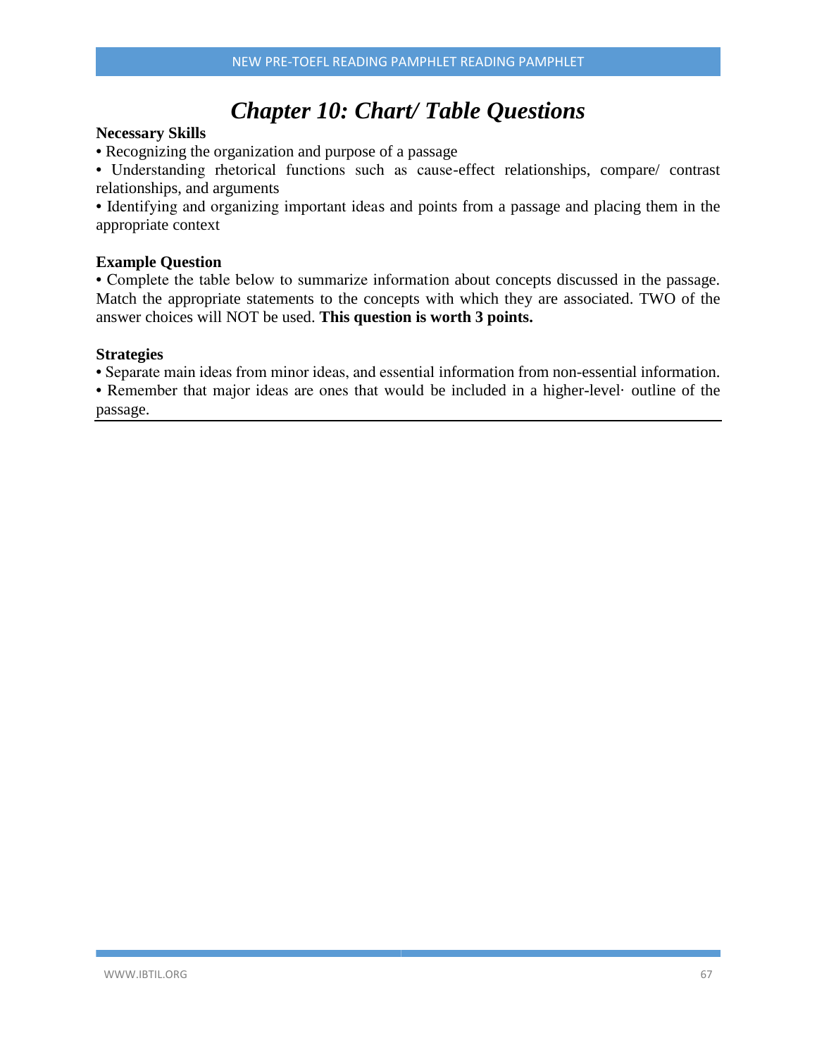# *Chapter 10: Chart/ Table Questions*

**Necessary Skills**

• Recognizing the organization and purpose of a passage

• Understanding rhetorical functions such as cause-effect relationships, compare/ contrast relationships, and arguments

• Identifying and organizing important ideas and points from a passage and placing them in the appropriate context

**Example Question**

• Complete the table below to summarize information about concepts discussed in the passage. Match the appropriate statements to the concepts with which they are associated. TWO of the answer choices will NOT be used. **This question is worth 3 points.**

**Strategies**

• Separate main ideas from minor ideas, and essential information from non-essential information.

• Remember that major ideas are ones that would be included in a higher-level· outline of the passage.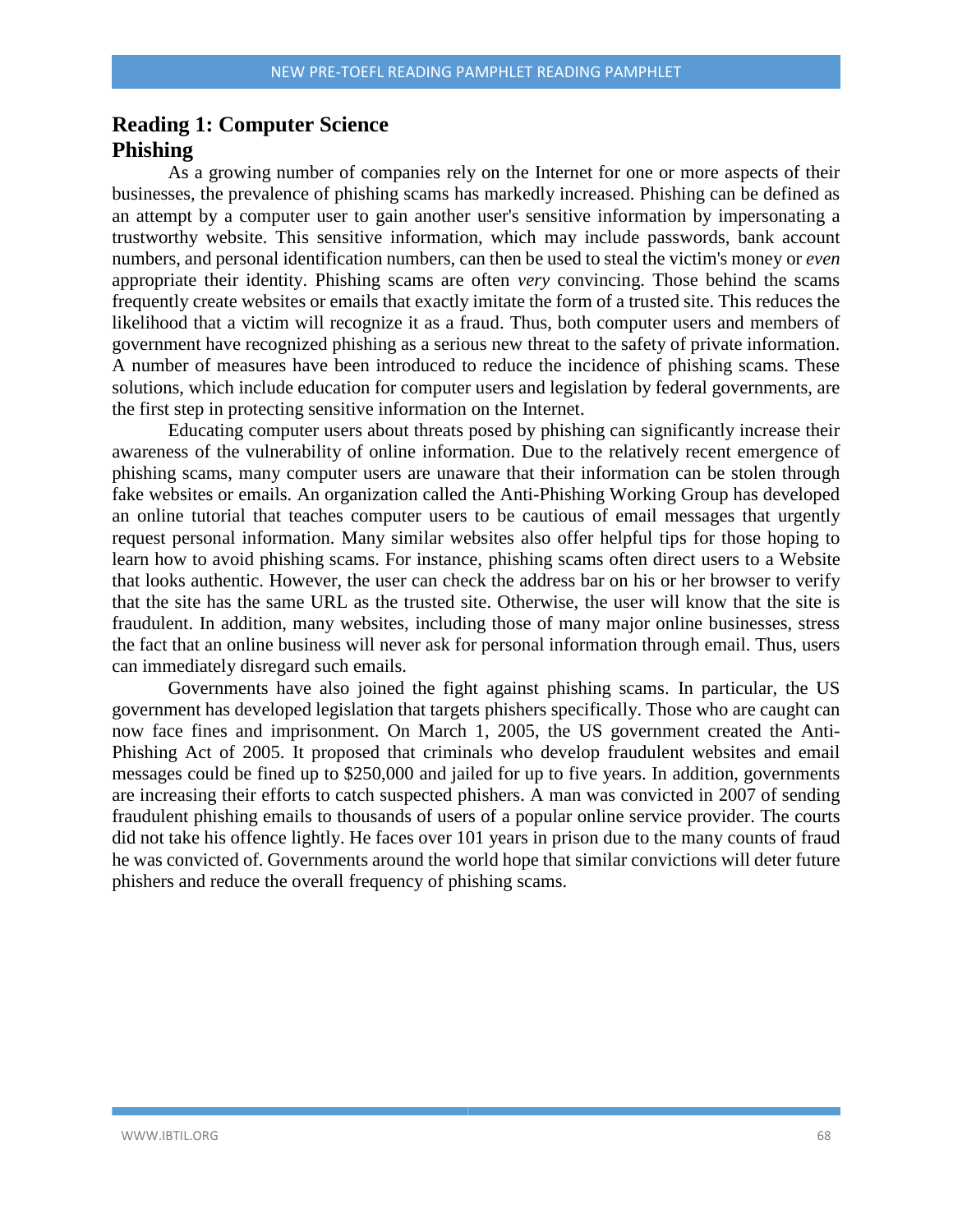## Reading 1: Computer Science
## Phishing

As a growing number of companies rely on the Internet for one or more aspects of their businesses, the prevalence of phishing scams has markedly increased. Phishing can be defined as an attempt by a computer user to gain another user's sensitive information by impersonating a trustworthy website. This sensitive information, which may include passwords, bank account numbers, and personal identification numbers, can then be used to steal the victim's money or *even* appropriate their identity. Phishing scams are often *very* convincing. Those behind the scams frequently create websites or emails that exactly imitate the form of a trusted site. This reduces the likelihood that a victim will recognize it as a fraud. Thus, both computer users and members of government have recognized phishing as a serious new threat to the safety of private information. A number of measures have been introduced to reduce the incidence of phishing scams. These solutions, which include education for computer users and legislation by federal governments, are the first step in protecting sensitive information on the Internet.

Educating computer users about threats posed by phishing can significantly increase their awareness of the vulnerability of online information. Due to the relatively recent emergence of phishing scams, many computer users are unaware that their information can be stolen through fake websites or emails. An organization called the Anti-Phishing Working Group has developed an online tutorial that teaches computer users to be cautious of email messages that urgently request personal information. Many similar websites also offer helpful tips for those hoping to learn how to avoid phishing scams. For instance, phishing scams often direct users to a Website that looks authentic. However, the user can check the address bar on his or her browser to verify that the site has the same URL as the trusted site. Otherwise, the user will know that the site is fraudulent. In addition, many websites, including those of many major online businesses, stress the fact that an online business will never ask for personal information through email. Thus, users can immediately disregard such emails.

Governments have also joined the fight against phishing scams. In particular, the US government has developed legislation that targets phishers specifically. Those who are caught can now face fines and imprisonment. On March 1, 2005, the US government created the Anti-Phishing Act of 2005. It proposed that criminals who develop fraudulent websites and email messages could be fined up to $250,000 and jailed for up to five years. In addition, governments are increasing their efforts to catch suspected phishers. A man was convicted in 2007 of sending fraudulent phishing emails to thousands of users of a popular online service provider. The courts did not take his offence lightly. He faces over 101 years in prison due to the many counts of fraud he was convicted of. Governments around the world hope that similar convictions will deter future phishers and reduce the overall frequency of phishing scams.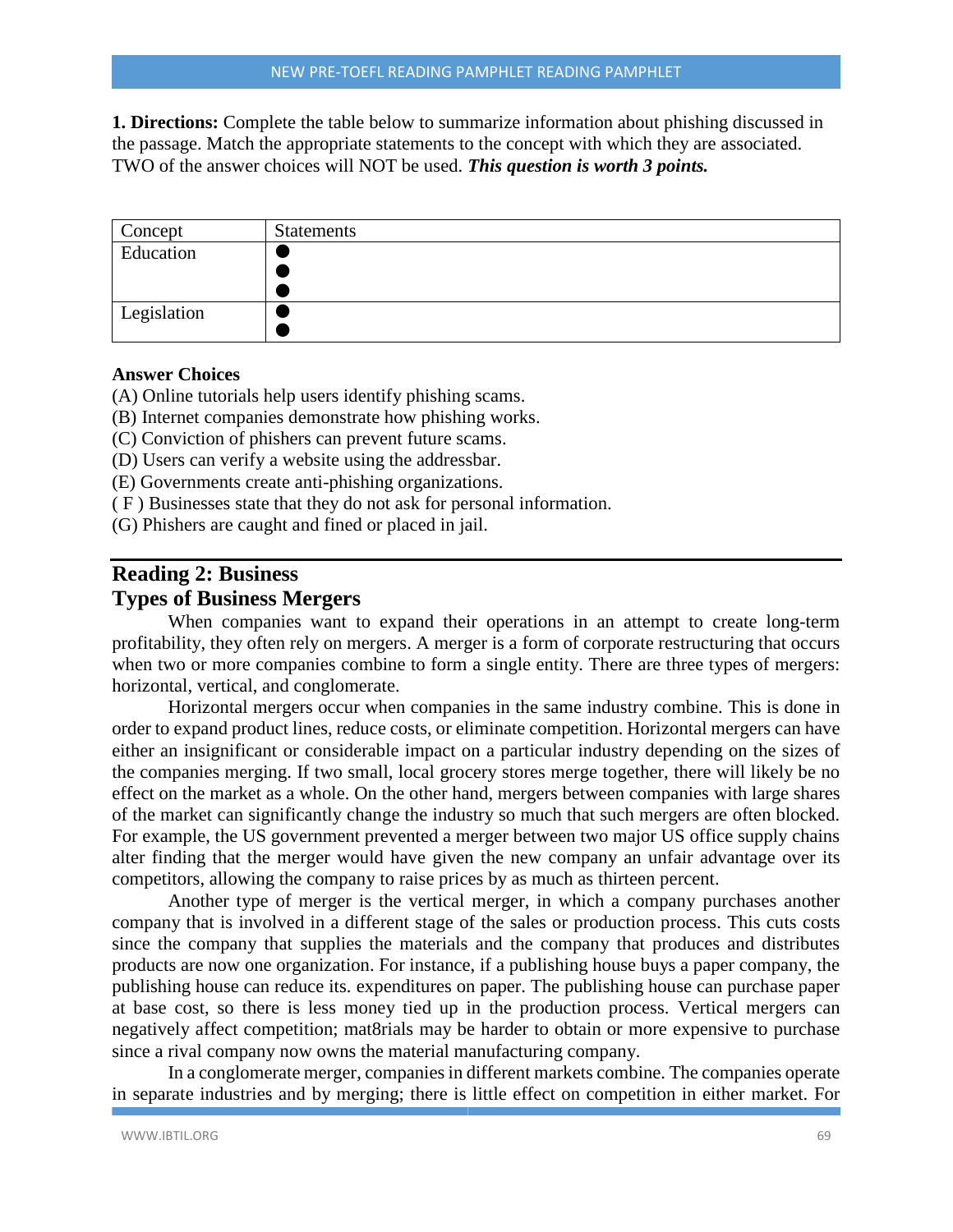**1. Directions:** Complete the table below to summarize information about phishing discussed in the passage. Match the appropriate statements to the concept with which they are associated. TWO of the answer choices will NOT be used. ***This question is worth 3 points.***

| Concept | Statements |
|---|---|
| Education | ● <br> ● <br> ● |
| Legislation | ● <br> ● |

**Answer Choices**

(A) Online tutorials help users identify phishing scams.
(B) Internet companies demonstrate how phishing works.
(C) Conviction of phishers can prevent future scams.
(D) Users can verify a website using the addressbar.
(E) Governments create anti-phishing organizations.
( F ) Businesses state that they do not ask for personal information.
(G) Phishers are caught and fined or placed in jail.

## Reading 2: Business
## Types of Business Mergers

When companies want to expand their operations in an attempt to create long-term profitability, they often rely on mergers. A merger is a form of corporate restructuring that occurs when two or more companies combine to form a single entity. There are three types of mergers: horizontal, vertical, and conglomerate.

Horizontal mergers occur when companies in the same industry combine. This is done in order to expand product lines, reduce costs, or eliminate competition. Horizontal mergers can have either an insignificant or considerable impact on a particular industry depending on the sizes of the companies merging. If two small, local grocery stores merge together, there will likely be no effect on the market as a whole. On the other hand, mergers between companies with large shares of the market can significantly change the industry so much that such mergers are often blocked. For example, the US government prevented a merger between two major US office supply chains alter finding that the merger would have given the new company an unfair advantage over its competitors, allowing the company to raise prices by as much as thirteen percent.

Another type of merger is the vertical merger, in which a company purchases another company that is involved in a different stage of the sales or production process. This cuts costs since the company that supplies the materials and the company that produces and distributes products are now one organization. For instance, if a publishing house buys a paper company, the publishing house can reduce its. expenditures on paper. The publishing house can purchase paper at base cost, so there is less money tied up in the production process. Vertical mergers can negatively affect competition; mat8rials may be harder to obtain or more expensive to purchase since a rival company now owns the material manufacturing company.

In a conglomerate merger, companies in different markets combine. The companies operate in separate industries and by merging; there is little effect on competition in either market. For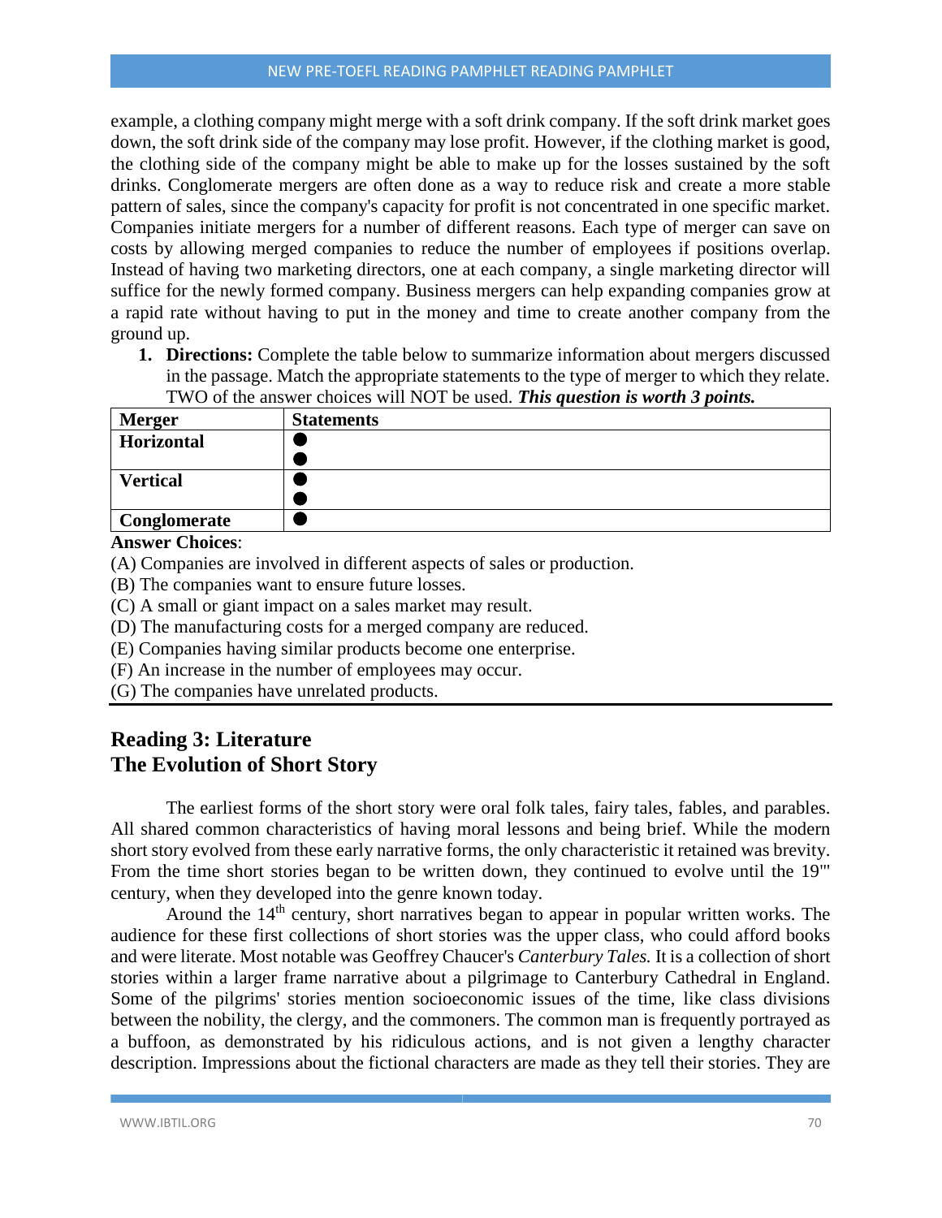example, a clothing company might merge with a soft drink company. If the soft drink market goes down, the soft drink side of the company may lose profit. However, if the clothing market is good, the clothing side of the company might be able to make up for the losses sustained by the soft drinks. Conglomerate mergers are often done as a way to reduce risk and create a more stable pattern of sales, since the company's capacity for profit is not concentrated in one specific market. Companies initiate mergers for a number of different reasons. Each type of merger can save on costs by allowing merged companies to reduce the number of employees if positions overlap. Instead of having two marketing directors, one at each company, a single marketing director will suffice for the newly formed company. Business mergers can help expanding companies grow at a rapid rate without having to put in the money and time to create another company from the ground up.

1. **Directions:** Complete the table below to summarize information about mergers discussed in the passage. Match the appropriate statements to the type of merger to which they relate. TWO of the answer choices will NOT be used. ***This question is worth 3 points.***

| Merger | Statements |
|---|---|
| **Horizontal** | ● <br> ● |
| **Vertical** | ● <br> ● |
| **Conglomerate** | ● |

**Answer Choices**:

(A) Companies are involved in different aspects of sales or production.
(B) The companies want to ensure future losses.
(C) A small or giant impact on a sales market may result.
(D) The manufacturing costs for a merged company are reduced.
(E) Companies having similar products become one enterprise.
(F) An increase in the number of employees may occur.
(G) The companies have unrelated products.

## Reading 3: Literature
## The Evolution of Short Story

The earliest forms of the short story were oral folk tales, fairy tales, fables, and parables. All shared common characteristics of having moral lessons and being brief. While the modern short story evolved from these early narrative forms, the only characteristic it retained was brevity. From the time short stories began to be written down, they continued to evolve until the 19"' century, when they developed into the genre known today.

Around the 14th century, short narratives began to appear in popular written works. The audience for these first collections of short stories was the upper class, who could afford books and were literate. Most notable was Geoffrey Chaucer's *Canterbury Tales.* It is a collection of short stories within a larger frame narrative about a pilgrimage to Canterbury Cathedral in England. Some of the pilgrims' stories mention socioeconomic issues of the time, like class divisions between the nobility, the clergy, and the commoners. The common man is frequently portrayed as a buffoon, as demonstrated by his ridiculous actions, and is not given a lengthy character description. Impressions about the fictional characters are made as they tell their stories. They are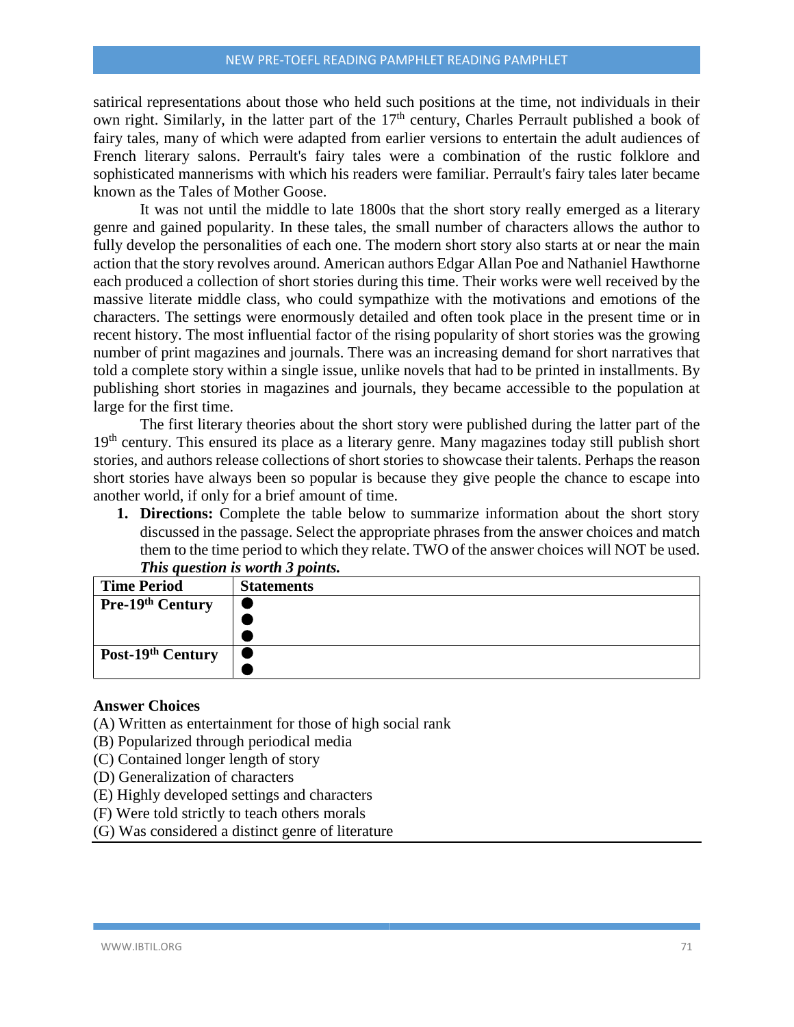satirical representations about those who held such positions at the time, not individuals in their own right. Similarly, in the latter part of the 17th century, Charles Perrault published a book of fairy tales, many of which were adapted from earlier versions to entertain the adult audiences of French literary salons. Perrault's fairy tales were a combination of the rustic folklore and sophisticated mannerisms with which his readers were familiar. Perrault's fairy tales later became known as the Tales of Mother Goose.

It was not until the middle to late 1800s that the short story really emerged as a literary genre and gained popularity. In these tales, the small number of characters allows the author to fully develop the personalities of each one. The modern short story also starts at or near the main action that the story revolves around. American authors Edgar Allan Poe and Nathaniel Hawthorne each produced a collection of short stories during this time. Their works were well received by the massive literate middle class, who could sympathize with the motivations and emotions of the characters. The settings were enormously detailed and often took place in the present time or in recent history. The most influential factor of the rising popularity of short stories was the growing number of print magazines and journals. There was an increasing demand for short narratives that told a complete story within a single issue, unlike novels that had to be printed in installments. By publishing short stories in magazines and journals, they became accessible to the population at large for the first time.

The first literary theories about the short story were published during the latter part of the 19th century. This ensured its place as a literary genre. Many magazines today still publish short stories, and authors release collections of short stories to showcase their talents. Perhaps the reason short stories have always been so popular is because they give people the chance to escape into another world, if only for a brief amount of time.

1. **Directions:** Complete the table below to summarize information about the short story discussed in the passage. Select the appropriate phrases from the answer choices and match them to the time period to which they relate. TWO of the answer choices will NOT be used. ***This question is worth 3 points.***

| Time Period | Statements |
| --- | --- |
| **Pre-19th Century** | ● <br> ● <br> ● |
| **Post-19th Century** | ● <br> ● |

**Answer Choices**

(A) Written as entertainment for those of high social rank
(B) Popularized through periodical media
(C) Contained longer length of story
(D) Generalization of characters
(E) Highly developed settings and characters
(F) Were told strictly to teach others morals
(G) Was considered a distinct genre of literature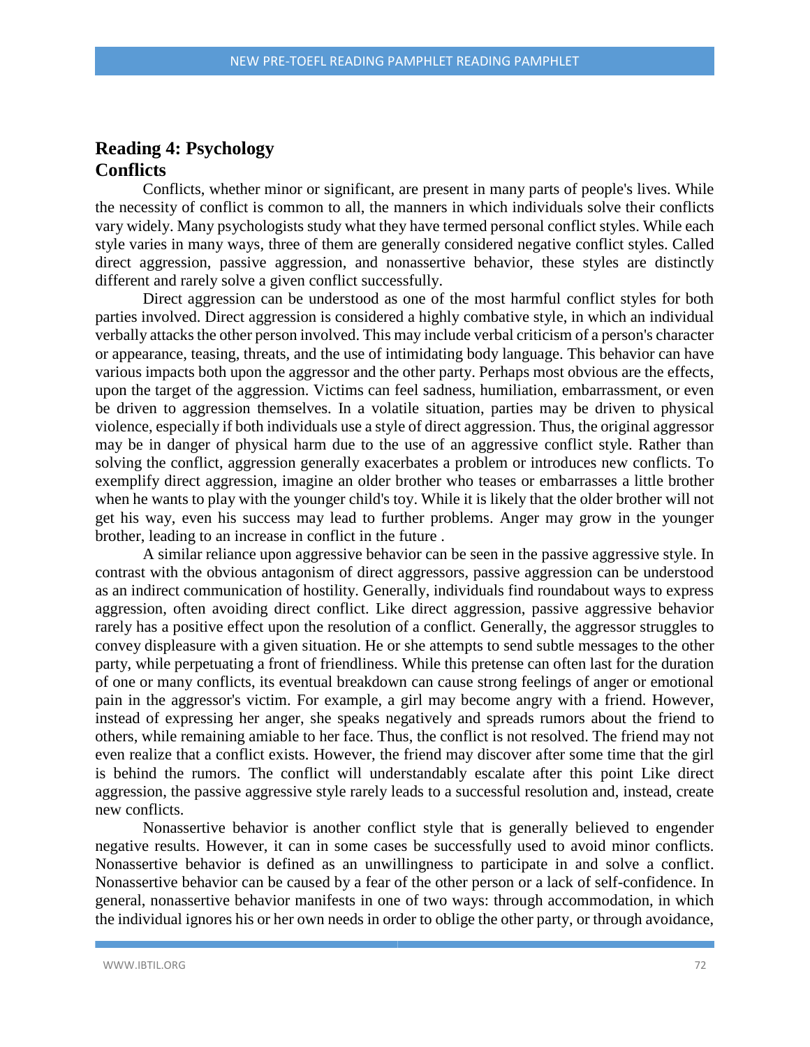## Reading 4: Psychology

## Conflicts

Conflicts, whether minor or significant, are present in many parts of people's lives. While the necessity of conflict is common to all, the manners in which individuals solve their conflicts vary widely. Many psychologists study what they have termed personal conflict styles. While each style varies in many ways, three of them are generally considered negative conflict styles. Called direct aggression, passive aggression, and nonassertive behavior, these styles are distinctly different and rarely solve a given conflict successfully.

Direct aggression can be understood as one of the most harmful conflict styles for both parties involved. Direct aggression is considered a highly combative style, in which an individual verbally attacks the other person involved. This may include verbal criticism of a person's character or appearance, teasing, threats, and the use of intimidating body language. This behavior can have various impacts both upon the aggressor and the other party. Perhaps most obvious are the effects, upon the target of the aggression. Victims can feel sadness, humiliation, embarrassment, or even be driven to aggression themselves. In a volatile situation, parties may be driven to physical violence, especially if both individuals use a style of direct aggression. Thus, the original aggressor may be in danger of physical harm due to the use of an aggressive conflict style. Rather than solving the conflict, aggression generally exacerbates a problem or introduces new conflicts. To exemplify direct aggression, imagine an older brother who teases or embarrasses a little brother when he wants to play with the younger child's toy. While it is likely that the older brother will not get his way, even his success may lead to further problems. Anger may grow in the younger brother, leading to an increase in conflict in the future .

A similar reliance upon aggressive behavior can be seen in the passive aggressive style. In contrast with the obvious antagonism of direct aggressors, passive aggression can be understood as an indirect communication of hostility. Generally, individuals find roundabout ways to express aggression, often avoiding direct conflict. Like direct aggression, passive aggressive behavior rarely has a positive effect upon the resolution of a conflict. Generally, the aggressor struggles to convey displeasure with a given situation. He or she attempts to send subtle messages to the other party, while perpetuating a front of friendliness. While this pretense can often last for the duration of one or many conflicts, its eventual breakdown can cause strong feelings of anger or emotional pain in the aggressor's victim. For example, a girl may become angry with a friend. However, instead of expressing her anger, she speaks negatively and spreads rumors about the friend to others, while remaining amiable to her face. Thus, the conflict is not resolved. The friend may not even realize that a conflict exists. However, the friend may discover after some time that the girl is behind the rumors. The conflict will understandably escalate after this point Like direct aggression, the passive aggressive style rarely leads to a successful resolution and, instead, create new conflicts.

Nonassertive behavior is another conflict style that is generally believed to engender negative results. However, it can in some cases be successfully used to avoid minor conflicts. Nonassertive behavior is defined as an unwillingness to participate in and solve a conflict. Nonassertive behavior can be caused by a fear of the other person or a lack of self-confidence. In general, nonassertive behavior manifests in one of two ways: through accommodation, in which the individual ignores his or her own needs in order to oblige the other party, or through avoidance,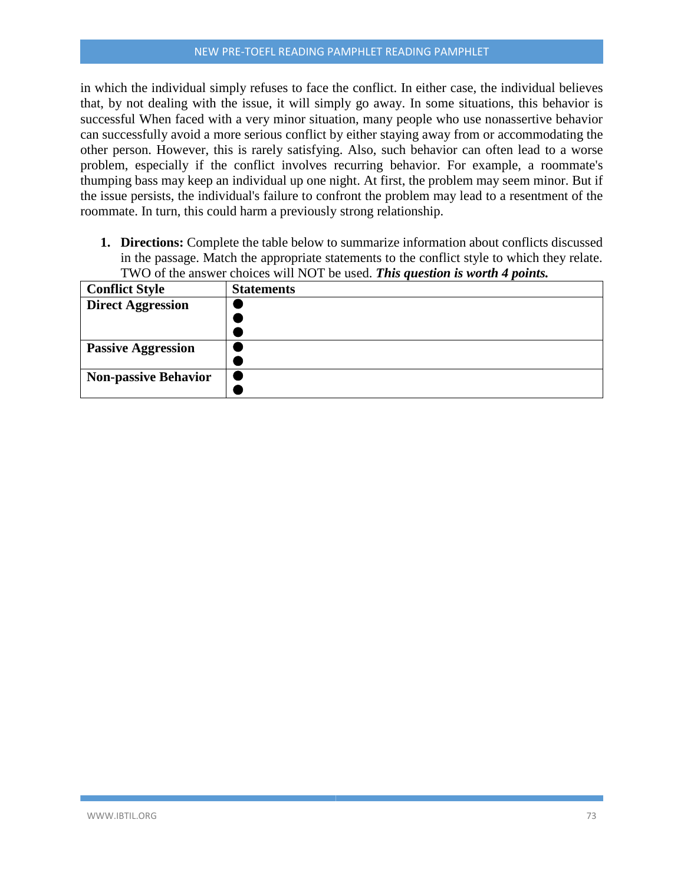in which the individual simply refuses to face the conflict. In either case, the individual believes that, by not dealing with the issue, it will simply go away. In some situations, this behavior is successful When faced with a very minor situation, many people who use nonassertive behavior can successfully avoid a more serious conflict by either staying away from or accommodating the other person. However, this is rarely satisfying. Also, such behavior can often lead to a worse problem, especially if the conflict involves recurring behavior. For example, a roommate's thumping bass may keep an individual up one night. At first, the problem may seem minor. But if the issue persists, the individual's failure to confront the problem may lead to a resentment of the roommate. In turn, this could harm a previously strong relationship.

1. **Directions:** Complete the table below to summarize information about conflicts discussed in the passage. Match the appropriate statements to the conflict style to which they relate. TWO of the answer choices will NOT be used. ***This question is worth 4 points.***

| Conflict Style | Statements |
|---|---|
| **Direct Aggression** | ●<br>●<br>● |
| **Passive Aggression** | ●<br>● |
| **Non-passive Behavior** | ●<br>● |